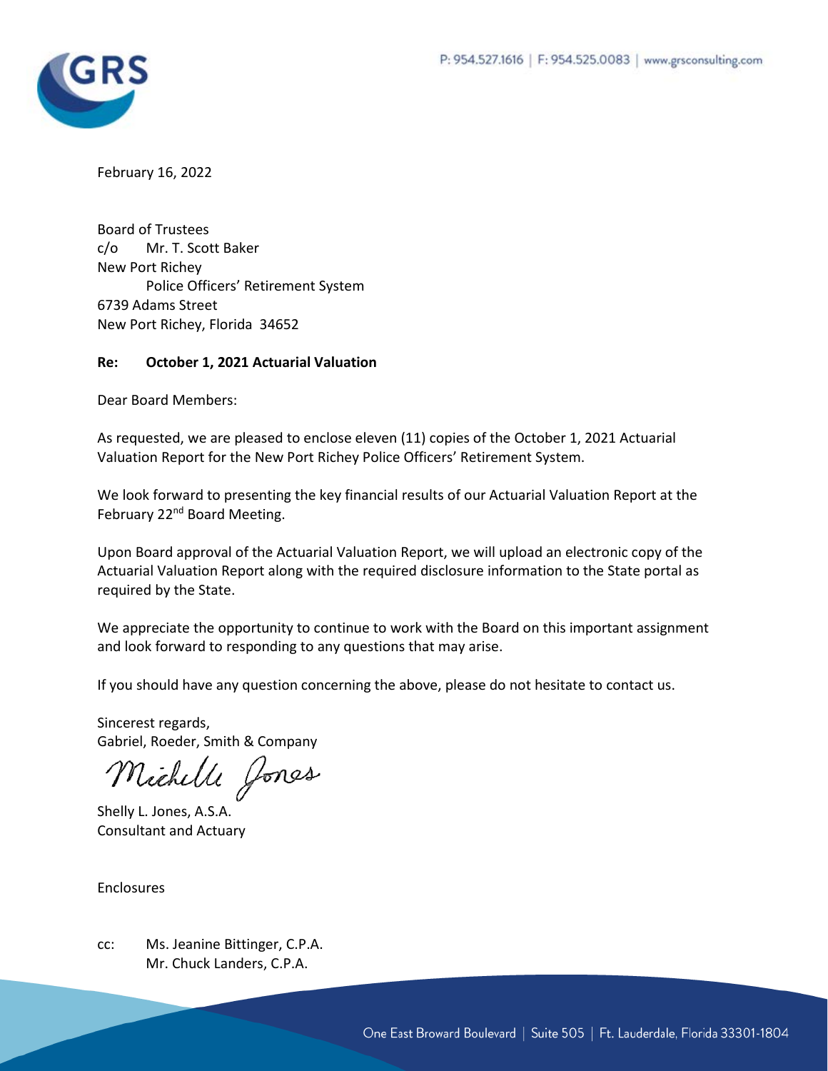P: 954.527.1616 | F: 954.525.0083 | www.grsconsulting.com

February 16, 2022

Board of Trustees
c/o Mr. T. Scott Baker
New Port Richey
Police Officers' Retirement System
6739 Adams Street
New Port Richey, Florida 34652

**Re: October 1, 2021 Actuarial Valuation**

Dear Board Members:

As requested, we are pleased to enclose eleven (11) copies of the October 1, 2021 Actuarial Valuation Report for the New Port Richey Police Officers' Retirement System.

We look forward to presenting the key financial results of our Actuarial Valuation Report at the February 22nd Board Meeting.

Upon Board approval of the Actuarial Valuation Report, we will upload an electronic copy of the Actuarial Valuation Report along with the required disclosure information to the State portal as required by the State.

We appreciate the opportunity to continue to work with the Board on this important assignment and look forward to responding to any questions that may arise.

If you should have any question concerning the above, please do not hesitate to contact us.

Sincerest regards,
Gabriel, Roeder, Smith & Company

Shelly L. Jones, A.S.A.
Consultant and Actuary

Enclosures

cc: Ms. Jeanine Bittinger, C.P.A.
Mr. Chuck Landers, C.P.A.

One East Broward Boulevard | Suite 505 | Ft. Lauderdale, Florida 33301-1804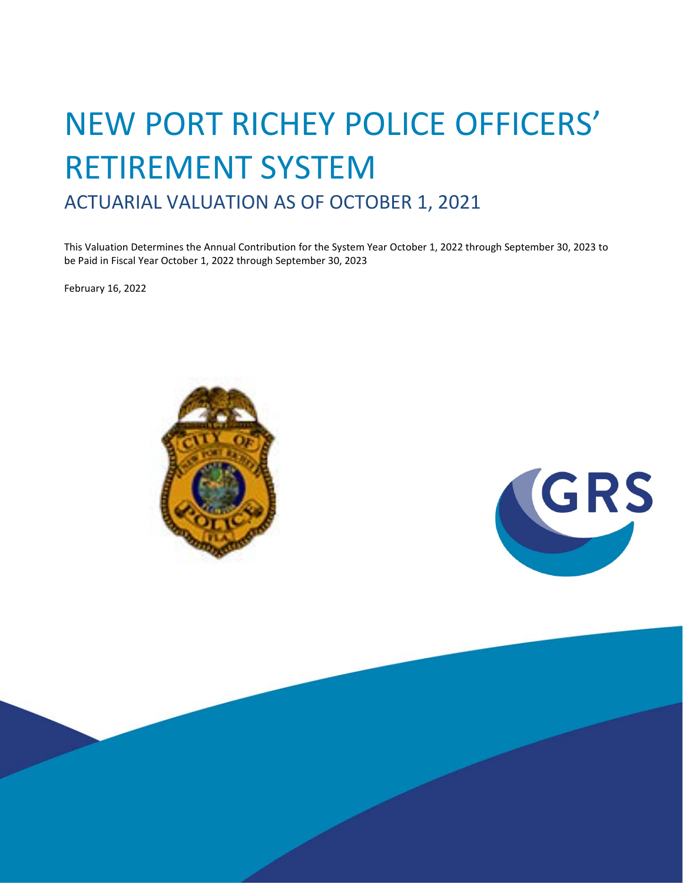# NEW PORT RICHEY POLICE OFFICERS' RETIREMENT SYSTEM

## ACTUARIAL VALUATION AS OF OCTOBER 1, 2021

This Valuation Determines the Annual Contribution for the System Year October 1, 2022 through September 30, 2023 to be Paid in Fiscal Year October 1, 2022 through September 30, 2023

February 16, 2022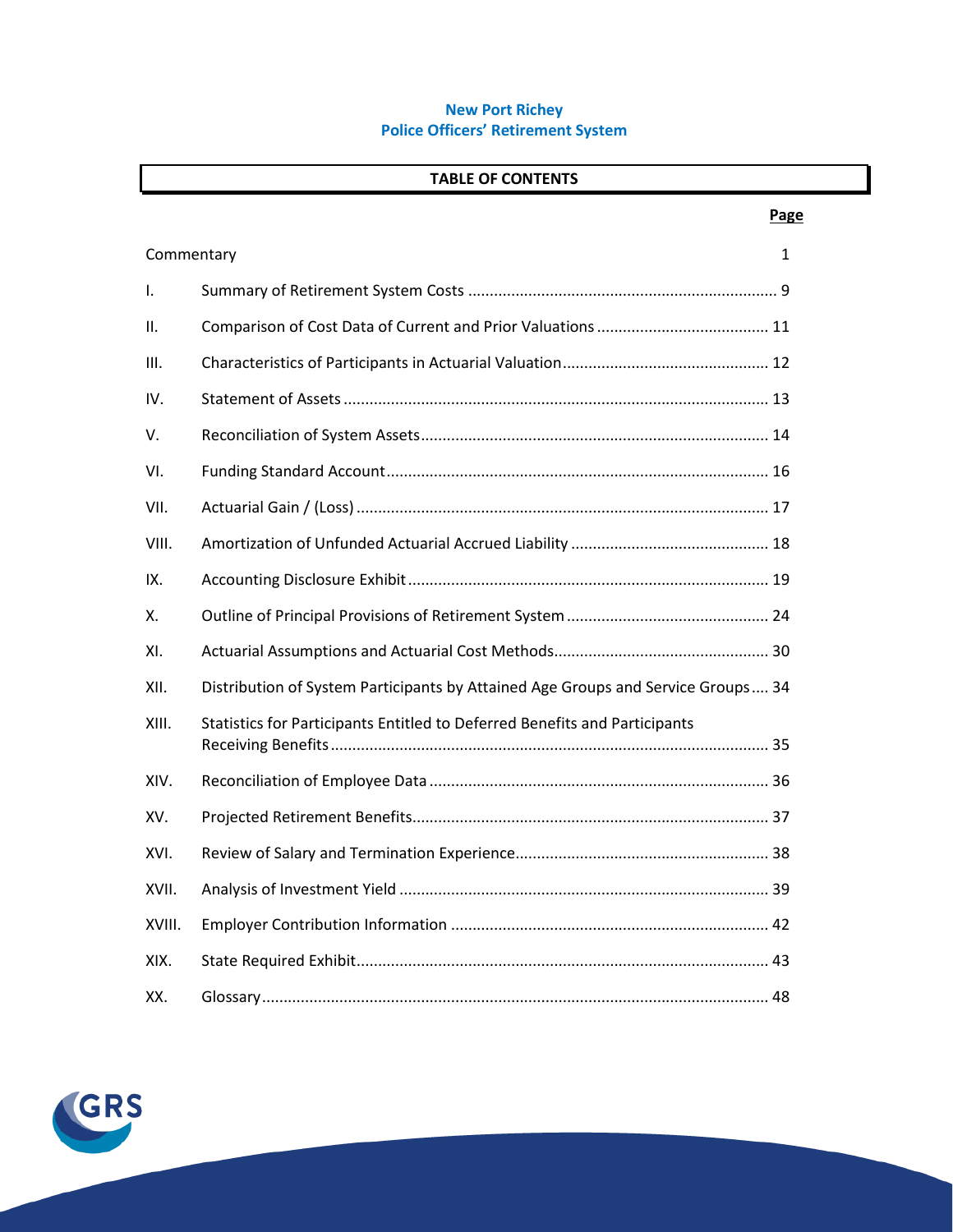**New Port Richey**
**Police Officers' Retirement System**

## TABLE OF CONTENTS

| | | Page |
|---|---|---|
| Commentary | | 1 |
| I. | Summary of Retirement System Costs | 9 |
| II. | Comparison of Cost Data of Current and Prior Valuations | 11 |
| III. | Characteristics of Participants in Actuarial Valuation | 12 |
| IV. | Statement of Assets | 13 |
| V. | Reconciliation of System Assets | 14 |
| VI. | Funding Standard Account | 16 |
| VII. | Actuarial Gain / (Loss) | 17 |
| VIII. | Amortization of Unfunded Actuarial Accrued Liability | 18 |
| IX. | Accounting Disclosure Exhibit | 19 |
| X. | Outline of Principal Provisions of Retirement System | 24 |
| XI. | Actuarial Assumptions and Actuarial Cost Methods | 30 |
| XII. | Distribution of System Participants by Attained Age Groups and Service Groups | 34 |
| XIII. | Statistics for Participants Entitled to Deferred Benefits and Participants Receiving Benefits | 35 |
| XIV. | Reconciliation of Employee Data | 36 |
| XV. | Projected Retirement Benefits | 37 |
| XVI. | Review of Salary and Termination Experience | 38 |
| XVII. | Analysis of Investment Yield | 39 |
| XVIII. | Employer Contribution Information | 42 |
| XIX. | State Required Exhibit | 43 |
| XX. | Glossary | 48 |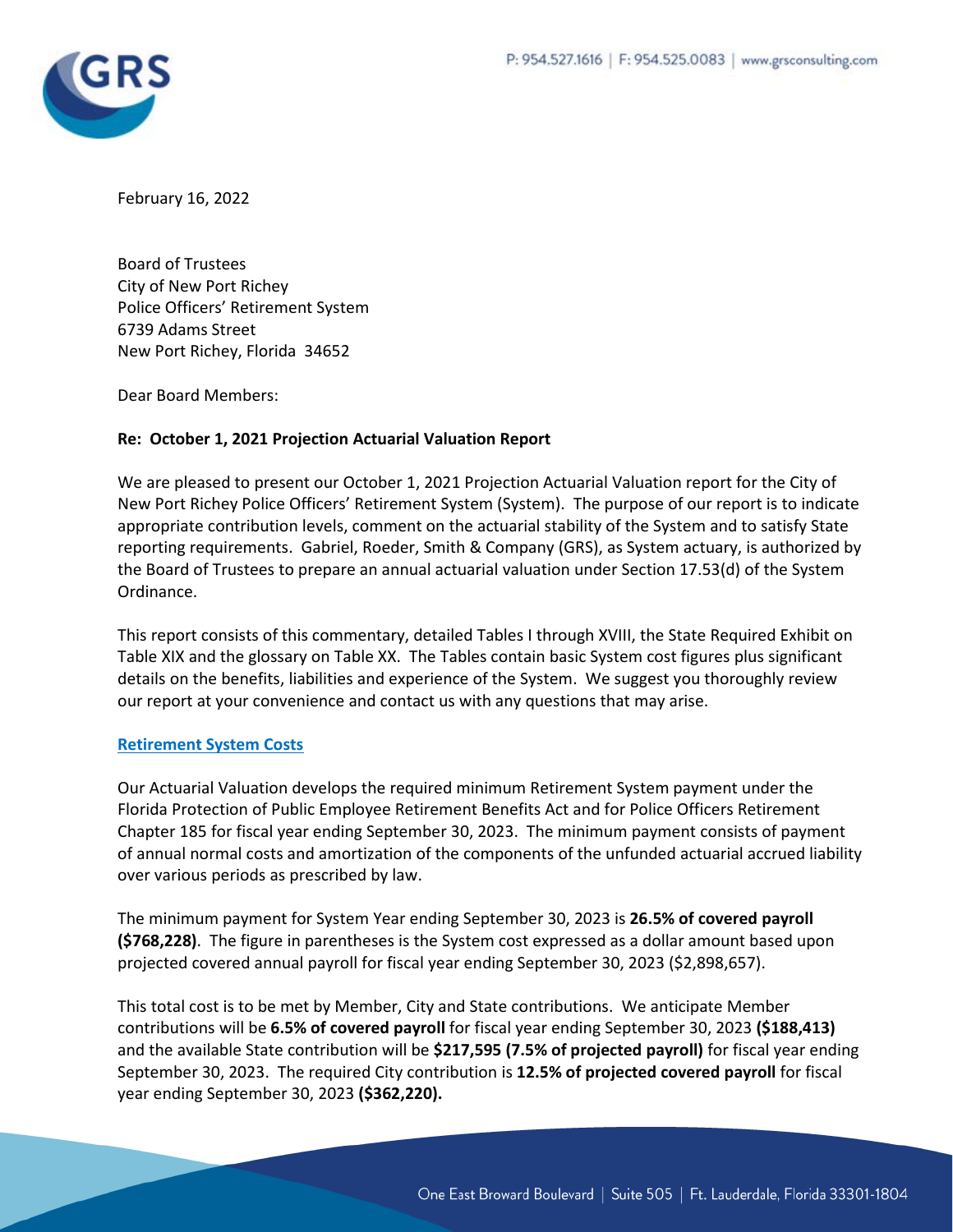February 16, 2022

Board of Trustees
City of New Port Richey
Police Officers' Retirement System
6739 Adams Street
New Port Richey, Florida 34652

Dear Board Members:

**Re: October 1, 2021 Projection Actuarial Valuation Report**

We are pleased to present our October 1, 2021 Projection Actuarial Valuation report for the City of New Port Richey Police Officers' Retirement System (System). The purpose of our report is to indicate appropriate contribution levels, comment on the actuarial stability of the System and to satisfy State reporting requirements. Gabriel, Roeder, Smith & Company (GRS), as System actuary, is authorized by the Board of Trustees to prepare an annual actuarial valuation under Section 17.53(d) of the System Ordinance.

This report consists of this commentary, detailed Tables I through XVIII, the State Required Exhibit on Table XIX and the glossary on Table XX. The Tables contain basic System cost figures plus significant details on the benefits, liabilities and experience of the System. We suggest you thoroughly review our report at your convenience and contact us with any questions that may arise.

## Retirement System Costs

Our Actuarial Valuation develops the required minimum Retirement System payment under the Florida Protection of Public Employee Retirement Benefits Act and for Police Officers Retirement Chapter 185 for fiscal year ending September 30, 2023. The minimum payment consists of payment of annual normal costs and amortization of the components of the unfunded actuarial accrued liability over various periods as prescribed by law.

The minimum payment for System Year ending September 30, 2023 is **26.5% of covered payroll ($768,228)**. The figure in parentheses is the System cost expressed as a dollar amount based upon projected covered annual payroll for fiscal year ending September 30, 2023 ($2,898,657).

This total cost is to be met by Member, City and State contributions. We anticipate Member contributions will be **6.5% of covered payroll** for fiscal year ending September 30, 2023 **($188,413)** and the available State contribution will be **$217,595 (7.5% of projected payroll)** for fiscal year ending September 30, 2023. The required City contribution is **12.5% of projected covered payroll** for fiscal year ending September 30, 2023 **($362,220).**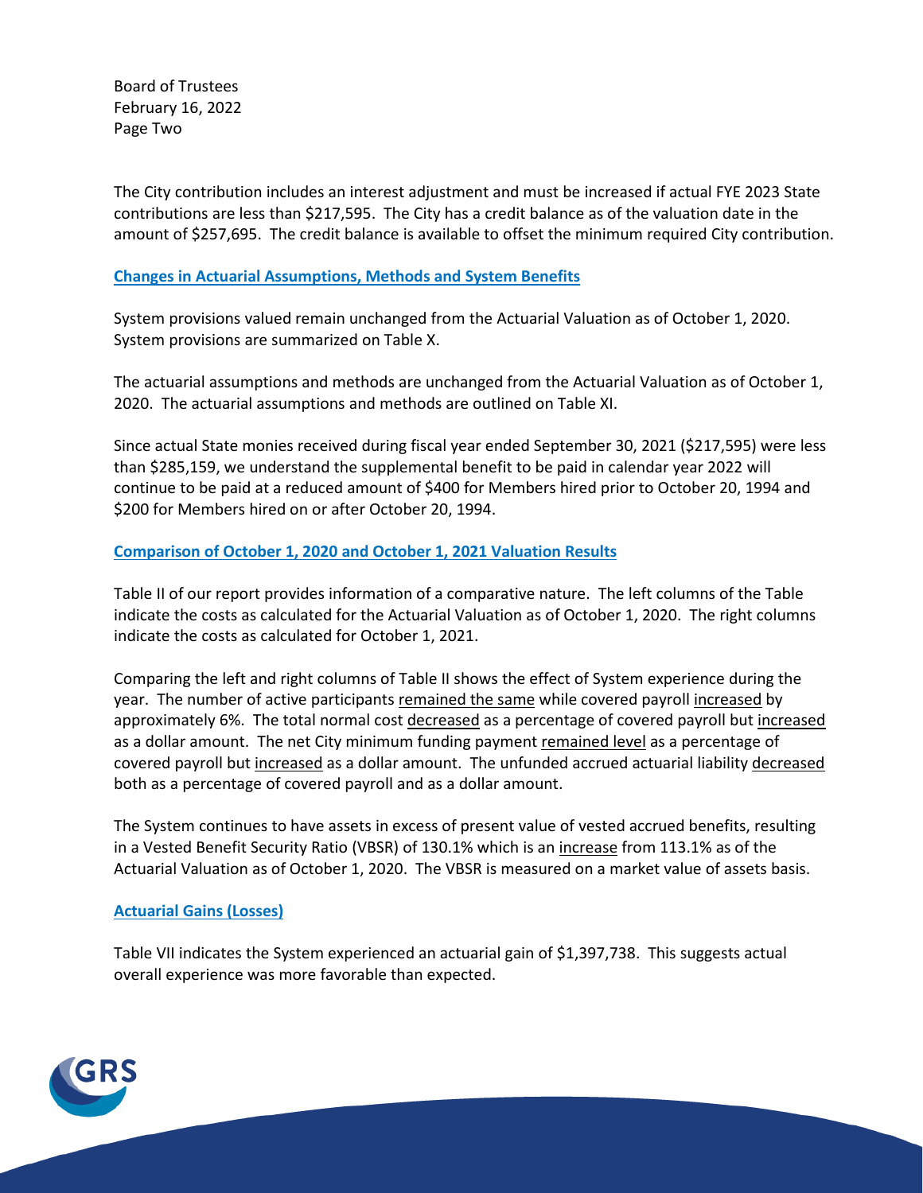The City contribution includes an interest adjustment and must be increased if actual FYE 2023 State contributions are less than $217,595. The City has a credit balance as of the valuation date in the amount of $257,695. The credit balance is available to offset the minimum required City contribution.

## Changes in Actuarial Assumptions, Methods and System Benefits

System provisions valued remain unchanged from the Actuarial Valuation as of October 1, 2020. System provisions are summarized on Table X.

The actuarial assumptions and methods are unchanged from the Actuarial Valuation as of October 1, 2020. The actuarial assumptions and methods are outlined on Table XI.

Since actual State monies received during fiscal year ended September 30, 2021 ($217,595) were less than $285,159, we understand the supplemental benefit to be paid in calendar year 2022 will continue to be paid at a reduced amount of $400 for Members hired prior to October 20, 1994 and $200 for Members hired on or after October 20, 1994.

## Comparison of October 1, 2020 and October 1, 2021 Valuation Results

Table II of our report provides information of a comparative nature. The left columns of the Table indicate the costs as calculated for the Actuarial Valuation as of October 1, 2020. The right columns indicate the costs as calculated for October 1, 2021.

Comparing the left and right columns of Table II shows the effect of System experience during the year. The number of active participants remained the same while covered payroll increased by approximately 6%. The total normal cost decreased as a percentage of covered payroll but increased as a dollar amount. The net City minimum funding payment remained level as a percentage of covered payroll but increased as a dollar amount. The unfunded accrued actuarial liability decreased both as a percentage of covered payroll and as a dollar amount.

The System continues to have assets in excess of present value of vested accrued benefits, resulting in a Vested Benefit Security Ratio (VBSR) of 130.1% which is an increase from 113.1% as of the Actuarial Valuation as of October 1, 2020. The VBSR is measured on a market value of assets basis.

## Actuarial Gains (Losses)

Table VII indicates the System experienced an actuarial gain of $1,397,738. This suggests actual overall experience was more favorable than expected.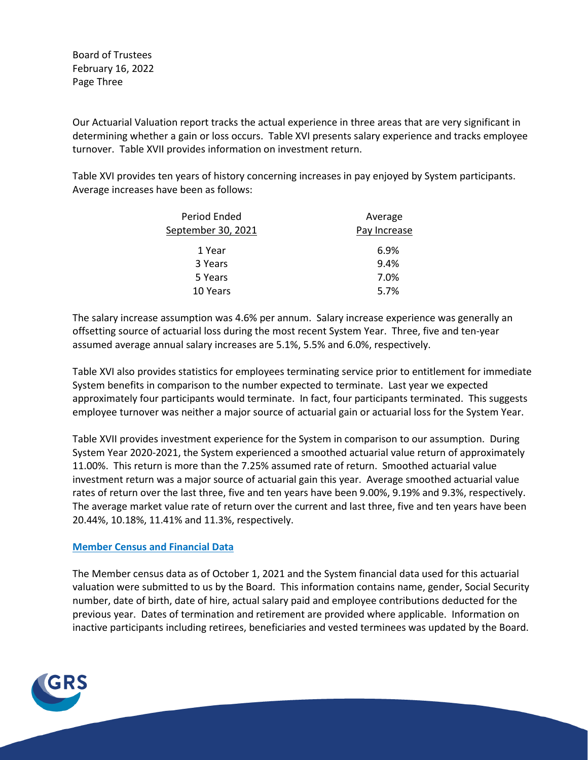Our Actuarial Valuation report tracks the actual experience in three areas that are very significant in determining whether a gain or loss occurs. Table XVI presents salary experience and tracks employee turnover. Table XVII provides information on investment return.

Table XVI provides ten years of history concerning increases in pay enjoyed by System participants. Average increases have been as follows:

| Period Ended September 30, 2021 | Average Pay Increase |
|---|---|
| 1 Year | 6.9% |
| 3 Years | 9.4% |
| 5 Years | 7.0% |
| 10 Years | 5.7% |

The salary increase assumption was 4.6% per annum. Salary increase experience was generally an offsetting source of actuarial loss during the most recent System Year. Three, five and ten-year assumed average annual salary increases are 5.1%, 5.5% and 6.0%, respectively.

Table XVI also provides statistics for employees terminating service prior to entitlement for immediate System benefits in comparison to the number expected to terminate. Last year we expected approximately four participants would terminate. In fact, four participants terminated. This suggests employee turnover was neither a major source of actuarial gain or actuarial loss for the System Year.

Table XVII provides investment experience for the System in comparison to our assumption. During System Year 2020-2021, the System experienced a smoothed actuarial value return of approximately 11.00%. This return is more than the 7.25% assumed rate of return. Smoothed actuarial value investment return was a major source of actuarial gain this year. Average smoothed actuarial value rates of return over the last three, five and ten years have been 9.00%, 9.19% and 9.3%, respectively. The average market value rate of return over the current and last three, five and ten years have been 20.44%, 10.18%, 11.41% and 11.3%, respectively.

## Member Census and Financial Data

The Member census data as of October 1, 2021 and the System financial data used for this actuarial valuation were submitted to us by the Board. This information contains name, gender, Social Security number, date of birth, date of hire, actual salary paid and employee contributions deducted for the previous year. Dates of termination and retirement are provided where applicable. Information on inactive participants including retirees, beneficiaries and vested terminees was updated by the Board.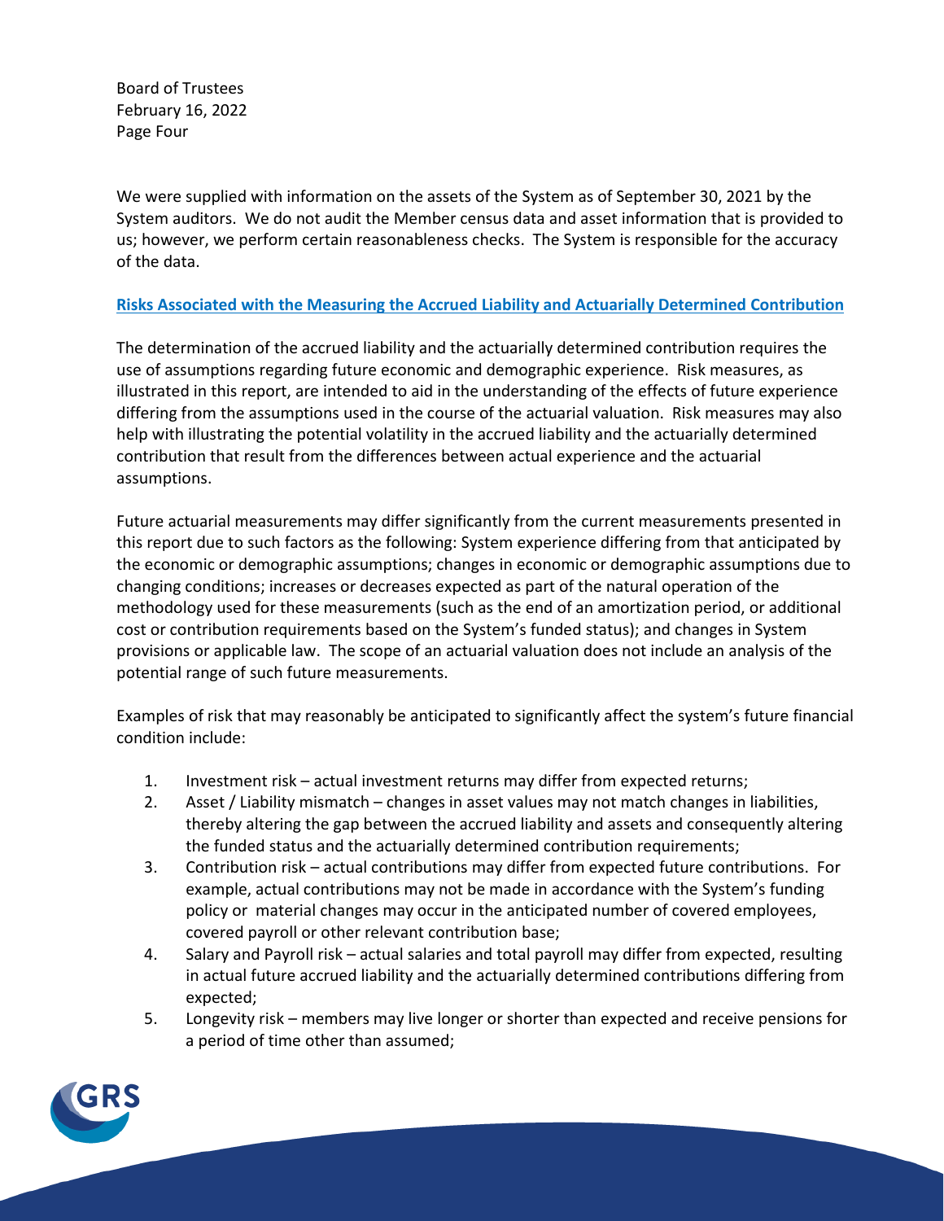We were supplied with information on the assets of the System as of September 30, 2021 by the System auditors. We do not audit the Member census data and asset information that is provided to us; however, we perform certain reasonableness checks. The System is responsible for the accuracy of the data.

## Risks Associated with the Measuring the Accrued Liability and Actuarially Determined Contribution

The determination of the accrued liability and the actuarially determined contribution requires the use of assumptions regarding future economic and demographic experience. Risk measures, as illustrated in this report, are intended to aid in the understanding of the effects of future experience differing from the assumptions used in the course of the actuarial valuation. Risk measures may also help with illustrating the potential volatility in the accrued liability and the actuarially determined contribution that result from the differences between actual experience and the actuarial assumptions.

Future actuarial measurements may differ significantly from the current measurements presented in this report due to such factors as the following: System experience differing from that anticipated by the economic or demographic assumptions; changes in economic or demographic assumptions due to changing conditions; increases or decreases expected as part of the natural operation of the methodology used for these measurements (such as the end of an amortization period, or additional cost or contribution requirements based on the System's funded status); and changes in System provisions or applicable law. The scope of an actuarial valuation does not include an analysis of the potential range of such future measurements.

Examples of risk that may reasonably be anticipated to significantly affect the system's future financial condition include:

1. Investment risk – actual investment returns may differ from expected returns;
2. Asset / Liability mismatch – changes in asset values may not match changes in liabilities, thereby altering the gap between the accrued liability and assets and consequently altering the funded status and the actuarially determined contribution requirements;
3. Contribution risk – actual contributions may differ from expected future contributions. For example, actual contributions may not be made in accordance with the System's funding policy or material changes may occur in the anticipated number of covered employees, covered payroll or other relevant contribution base;
4. Salary and Payroll risk – actual salaries and total payroll may differ from expected, resulting in actual future accrued liability and the actuarially determined contributions differing from expected;
5. Longevity risk – members may live longer or shorter than expected and receive pensions for a period of time other than assumed;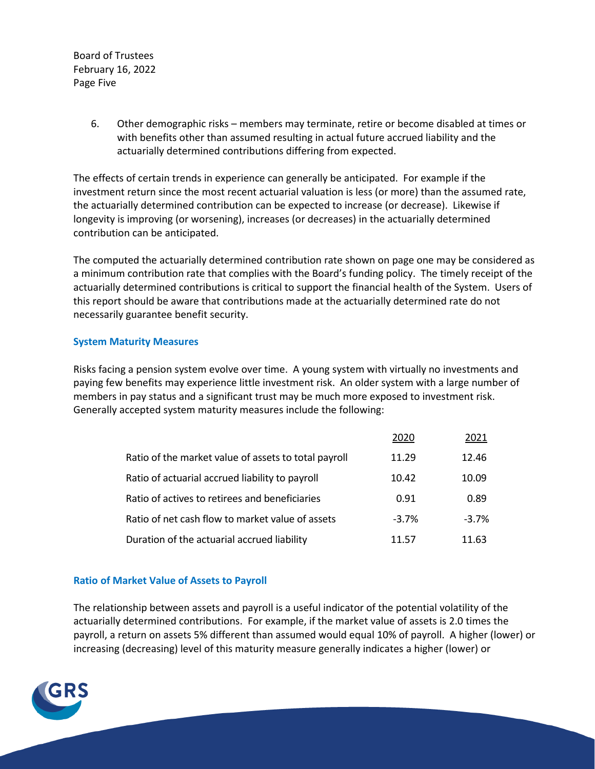6. Other demographic risks – members may terminate, retire or become disabled at times or with benefits other than assumed resulting in actual future accrued liability and the actuarially determined contributions differing from expected.

The effects of certain trends in experience can generally be anticipated. For example if the investment return since the most recent actuarial valuation is less (or more) than the assumed rate, the actuarially determined contribution can be expected to increase (or decrease). Likewise if longevity is improving (or worsening), increases (or decreases) in the actuarially determined contribution can be anticipated.

The computed the actuarially determined contribution rate shown on page one may be considered as a minimum contribution rate that complies with the Board's funding policy. The timely receipt of the actuarially determined contributions is critical to support the financial health of the System. Users of this report should be aware that contributions made at the actuarially determined rate do not necessarily guarantee benefit security.

### System Maturity Measures

Risks facing a pension system evolve over time. A young system with virtually no investments and paying few benefits may experience little investment risk. An older system with a large number of members in pay status and a significant trust may be much more exposed to investment risk. Generally accepted system maturity measures include the following:

| | 2020 | 2021 |
|---|---|---|
| Ratio of the market value of assets to total payroll | 11.29 | 12.46 |
| Ratio of actuarial accrued liability to payroll | 10.42 | 10.09 |
| Ratio of actives to retirees and beneficiaries | 0.91 | 0.89 |
| Ratio of net cash flow to market value of assets | -3.7% | -3.7% |
| Duration of the actuarial accrued liability | 11.57 | 11.63 |

### Ratio of Market Value of Assets to Payroll

The relationship between assets and payroll is a useful indicator of the potential volatility of the actuarially determined contributions. For example, if the market value of assets is 2.0 times the payroll, a return on assets 5% different than assumed would equal 10% of payroll. A higher (lower) or increasing (decreasing) level of this maturity measure generally indicates a higher (lower) or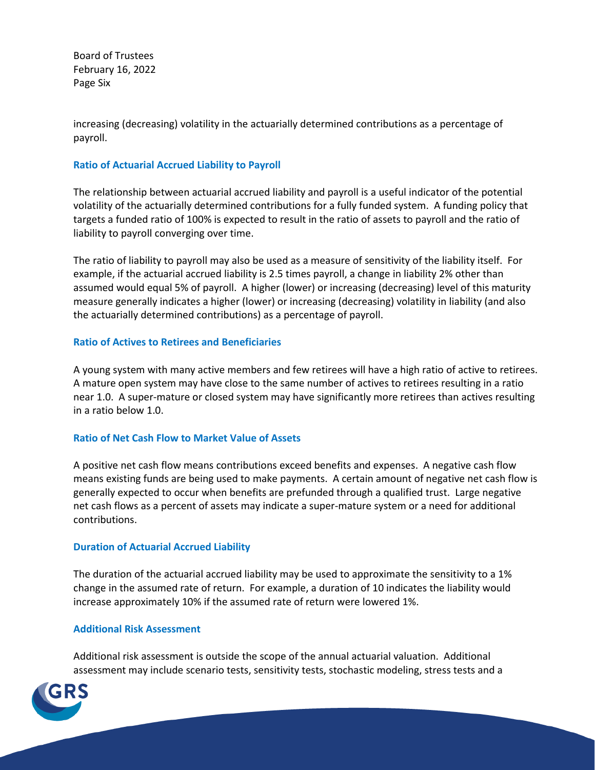increasing (decreasing) volatility in the actuarially determined contributions as a percentage of payroll.

### Ratio of Actuarial Accrued Liability to Payroll

The relationship between actuarial accrued liability and payroll is a useful indicator of the potential volatility of the actuarially determined contributions for a fully funded system. A funding policy that targets a funded ratio of 100% is expected to result in the ratio of assets to payroll and the ratio of liability to payroll converging over time.

The ratio of liability to payroll may also be used as a measure of sensitivity of the liability itself. For example, if the actuarial accrued liability is 2.5 times payroll, a change in liability 2% other than assumed would equal 5% of payroll. A higher (lower) or increasing (decreasing) level of this maturity measure generally indicates a higher (lower) or increasing (decreasing) volatility in liability (and also the actuarially determined contributions) as a percentage of payroll.

### Ratio of Actives to Retirees and Beneficiaries

A young system with many active members and few retirees will have a high ratio of active to retirees. A mature open system may have close to the same number of actives to retirees resulting in a ratio near 1.0. A super-mature or closed system may have significantly more retirees than actives resulting in a ratio below 1.0.

### Ratio of Net Cash Flow to Market Value of Assets

A positive net cash flow means contributions exceed benefits and expenses. A negative cash flow means existing funds are being used to make payments. A certain amount of negative net cash flow is generally expected to occur when benefits are prefunded through a qualified trust. Large negative net cash flows as a percent of assets may indicate a super-mature system or a need for additional contributions.

### Duration of Actuarial Accrued Liability

The duration of the actuarial accrued liability may be used to approximate the sensitivity to a 1% change in the assumed rate of return. For example, a duration of 10 indicates the liability would increase approximately 10% if the assumed rate of return were lowered 1%.

### Additional Risk Assessment

Additional risk assessment is outside the scope of the annual actuarial valuation. Additional assessment may include scenario tests, sensitivity tests, stochastic modeling, stress tests and a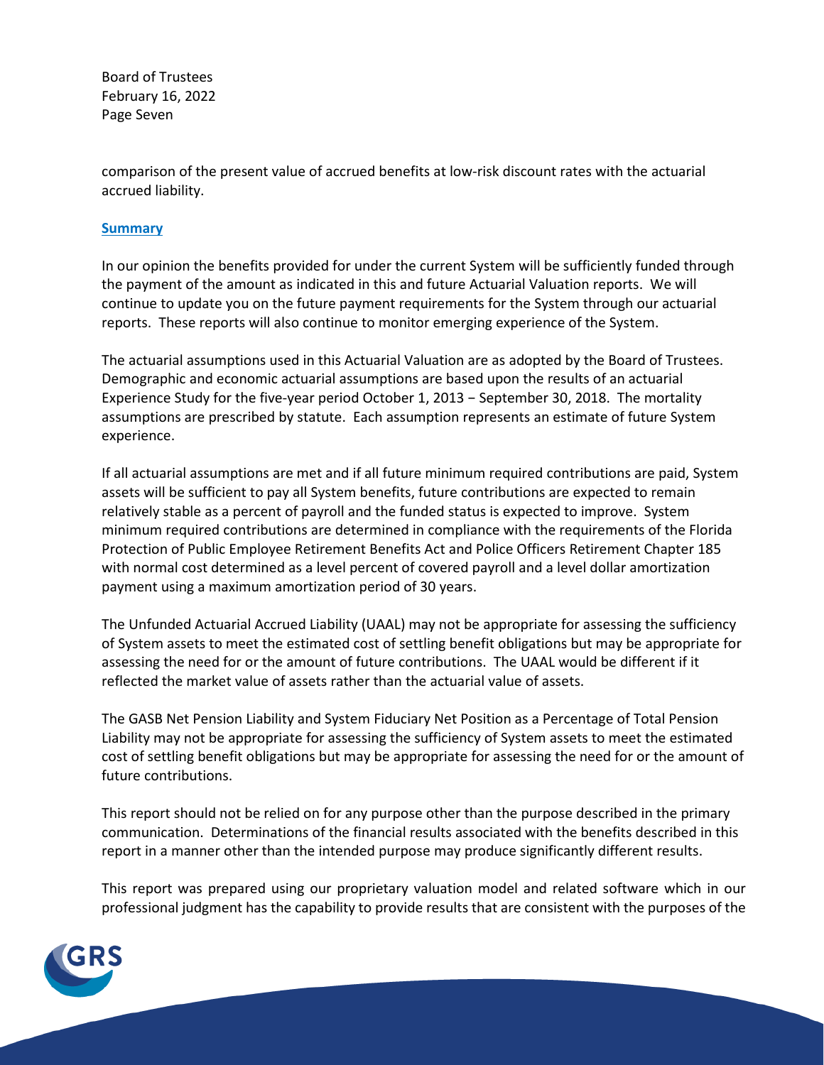comparison of the present value of accrued benefits at low-risk discount rates with the actuarial accrued liability.

## Summary

In our opinion the benefits provided for under the current System will be sufficiently funded through the payment of the amount as indicated in this and future Actuarial Valuation reports. We will continue to update you on the future payment requirements for the System through our actuarial reports. These reports will also continue to monitor emerging experience of the System.

The actuarial assumptions used in this Actuarial Valuation are as adopted by the Board of Trustees. Demographic and economic actuarial assumptions are based upon the results of an actuarial Experience Study for the five-year period October 1, 2013 − September 30, 2018. The mortality assumptions are prescribed by statute. Each assumption represents an estimate of future System experience.

If all actuarial assumptions are met and if all future minimum required contributions are paid, System assets will be sufficient to pay all System benefits, future contributions are expected to remain relatively stable as a percent of payroll and the funded status is expected to improve. System minimum required contributions are determined in compliance with the requirements of the Florida Protection of Public Employee Retirement Benefits Act and Police Officers Retirement Chapter 185 with normal cost determined as a level percent of covered payroll and a level dollar amortization payment using a maximum amortization period of 30 years.

The Unfunded Actuarial Accrued Liability (UAAL) may not be appropriate for assessing the sufficiency of System assets to meet the estimated cost of settling benefit obligations but may be appropriate for assessing the need for or the amount of future contributions. The UAAL would be different if it reflected the market value of assets rather than the actuarial value of assets.

The GASB Net Pension Liability and System Fiduciary Net Position as a Percentage of Total Pension Liability may not be appropriate for assessing the sufficiency of System assets to meet the estimated cost of settling benefit obligations but may be appropriate for assessing the need for or the amount of future contributions.

This report should not be relied on for any purpose other than the purpose described in the primary communication. Determinations of the financial results associated with the benefits described in this report in a manner other than the intended purpose may produce significantly different results.

This report was prepared using our proprietary valuation model and related software which in our professional judgment has the capability to provide results that are consistent with the purposes of the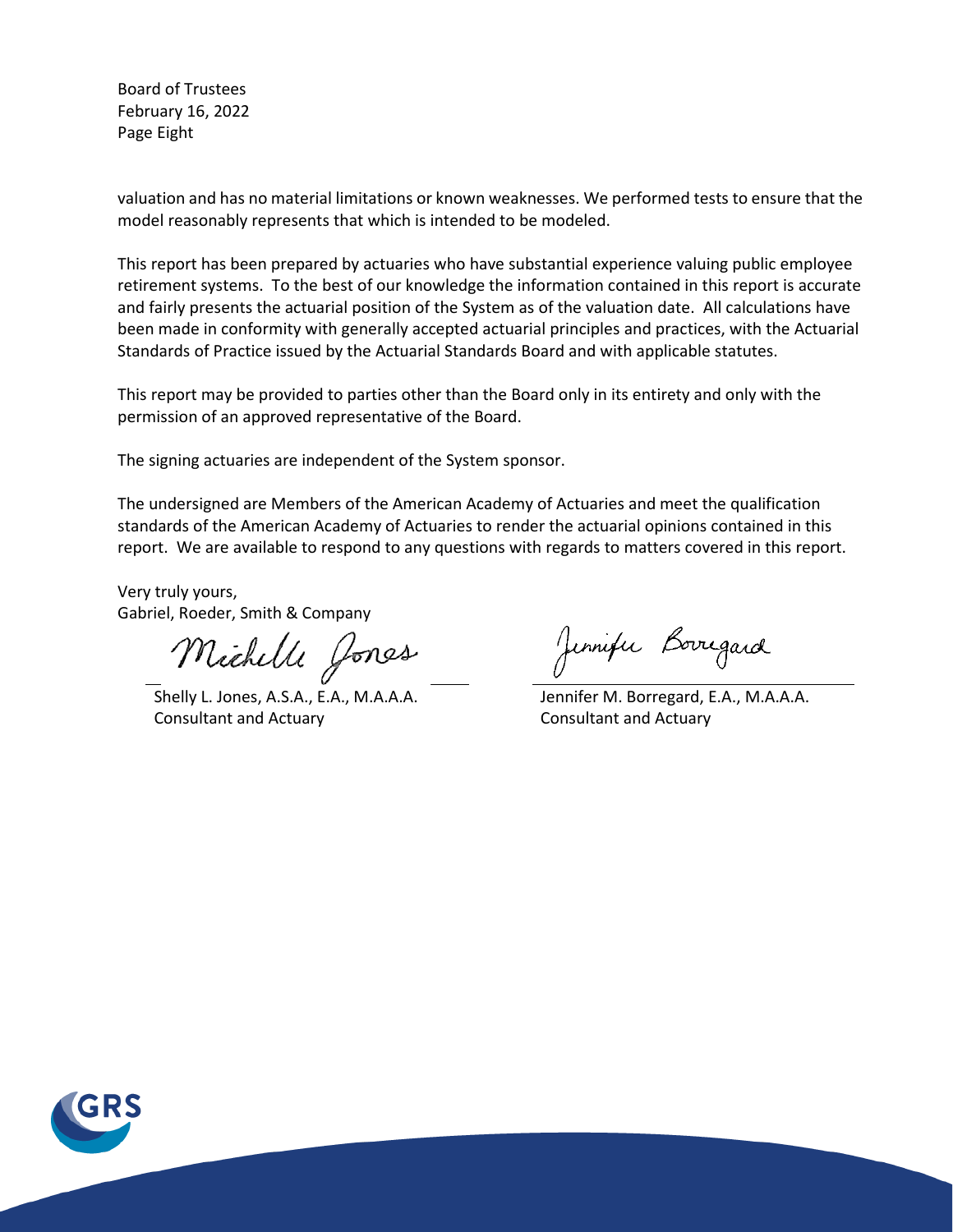valuation and has no material limitations or known weaknesses. We performed tests to ensure that the model reasonably represents that which is intended to be modeled.

This report has been prepared by actuaries who have substantial experience valuing public employee retirement systems. To the best of our knowledge the information contained in this report is accurate and fairly presents the actuarial position of the System as of the valuation date. All calculations have been made in conformity with generally accepted actuarial principles and practices, with the Actuarial Standards of Practice issued by the Actuarial Standards Board and with applicable statutes.

This report may be provided to parties other than the Board only in its entirety and only with the permission of an approved representative of the Board.

The signing actuaries are independent of the System sponsor.

The undersigned are Members of the American Academy of Actuaries and meet the qualification standards of the American Academy of Actuaries to render the actuarial opinions contained in this report. We are available to respond to any questions with regards to matters covered in this report.

Very truly yours,
Gabriel, Roeder, Smith & Company

Shelly L. Jones, A.S.A., E.A., M.A.A.A.
Consultant and Actuary

Jennifer M. Borregard, E.A., M.A.A.A.
Consultant and Actuary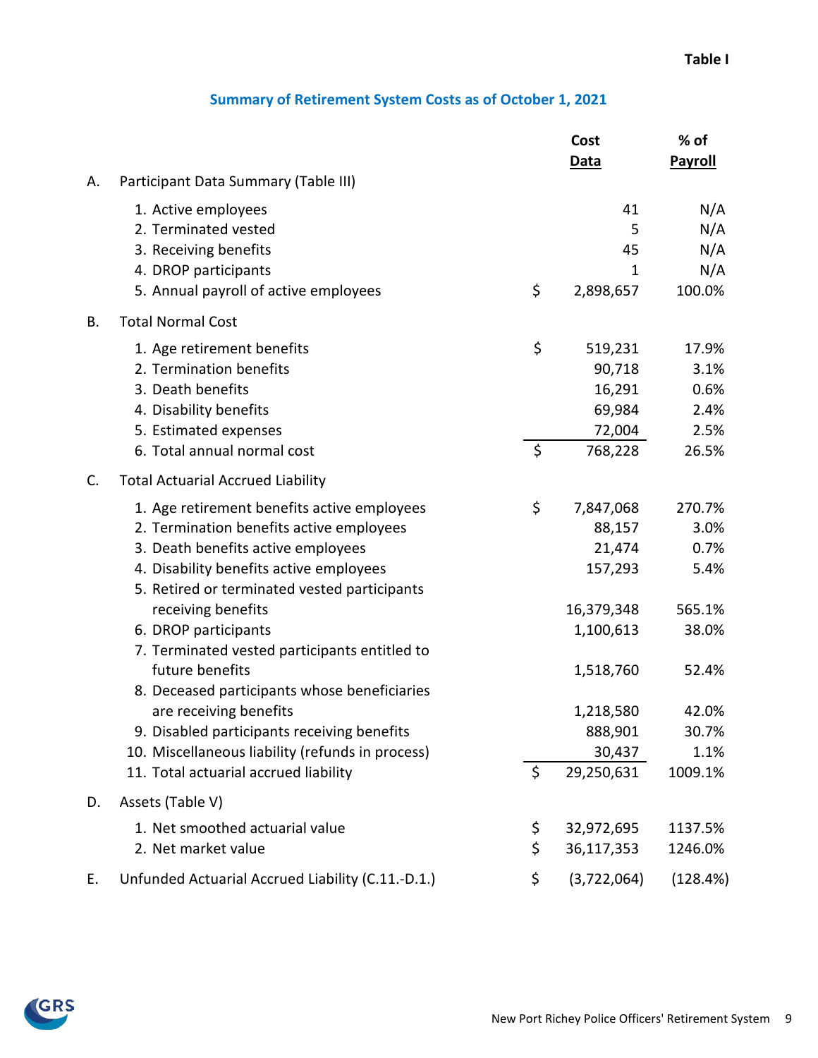Table I

## Summary of Retirement System Costs as of October 1, 2021

| | | Cost Data | % of Payroll |
|---|---|---|---|
| A. | Participant Data Summary (Table III) | | |
| | 1. Active employees | 41 | N/A |
| | 2. Terminated vested | 5 | N/A |
| | 3. Receiving benefits | 45 | N/A |
| | 4. DROP participants | 1 | N/A |
| | 5. Annual payroll of active employees | $ 2,898,657 | 100.0% |
| B. | Total Normal Cost | | |
| | 1. Age retirement benefits | $ 519,231 | 17.9% |
| | 2. Termination benefits | 90,718 | 3.1% |
| | 3. Death benefits | 16,291 | 0.6% |
| | 4. Disability benefits | 69,984 | 2.4% |
| | 5. Estimated expenses | 72,004 | 2.5% |
| | 6. Total annual normal cost | $ 768,228 | 26.5% |
| C. | Total Actuarial Accrued Liability | | |
| | 1. Age retirement benefits active employees | $ 7,847,068 | 270.7% |
| | 2. Termination benefits active employees | 88,157 | 3.0% |
| | 3. Death benefits active employees | 21,474 | 0.7% |
| | 4. Disability benefits active employees | 157,293 | 5.4% |
| | 5. Retired or terminated vested participants receiving benefits | 16,379,348 | 565.1% |
| | 6. DROP participants | 1,100,613 | 38.0% |
| | 7. Terminated vested participants entitled to future benefits | 1,518,760 | 52.4% |
| | 8. Deceased participants whose beneficiaries are receiving benefits | 1,218,580 | 42.0% |
| | 9. Disabled participants receiving benefits | 888,901 | 30.7% |
| | 10. Miscellaneous liability (refunds in process) | 30,437 | 1.1% |
| | 11. Total actuarial accrued liability | $ 29,250,631 | 1009.1% |
| D. | Assets (Table V) | | |
| | 1. Net smoothed actuarial value | $ 32,972,695 | 1137.5% |
| | 2. Net market value | $ 36,117,353 | 1246.0% |
| E. | Unfunded Actuarial Accrued Liability (C.11.-D.1.) | $ (3,722,064) | (128.4%) |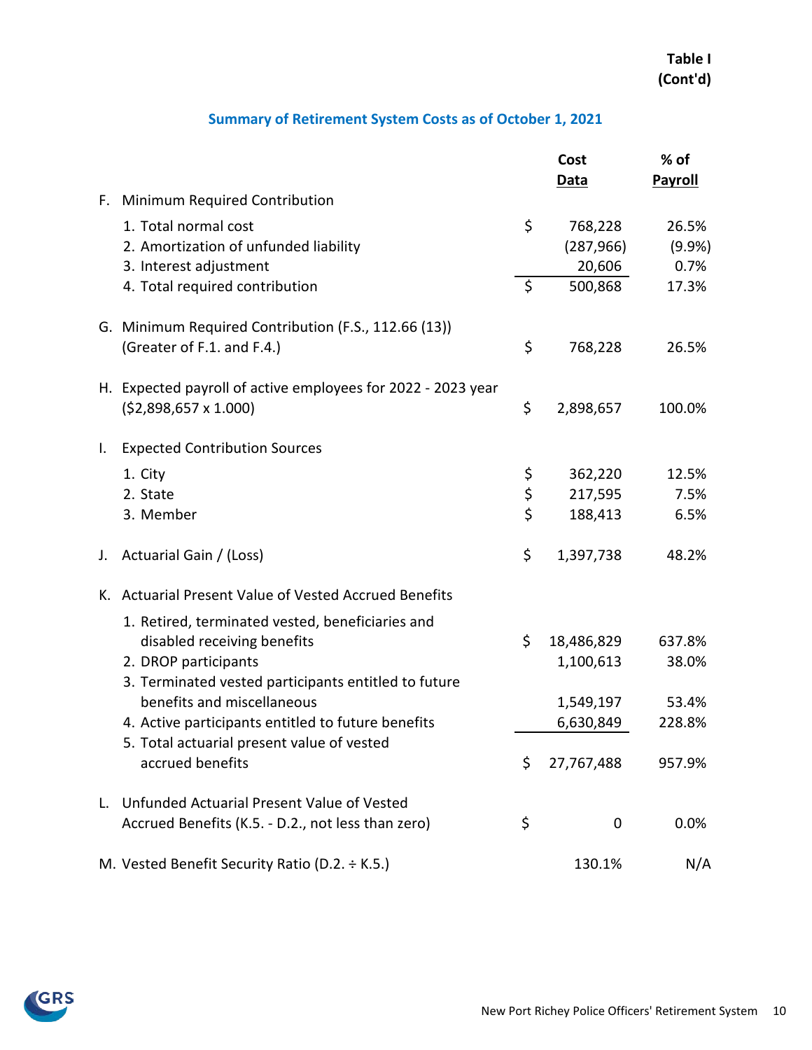**Table I**
**(Cont'd)**

## Summary of Retirement System Costs as of October 1, 2021

| | Cost Data | % of Payroll |
|---|---|---|
| **F. Minimum Required Contribution** | | |
| 1. Total normal cost | $ 768,228 | 26.5% |
| 2. Amortization of unfunded liability | (287,966) | (9.9%) |
| 3. Interest adjustment | 20,606 | 0.7% |
| 4. Total required contribution | $ 500,868 | 17.3% |
| **G. Minimum Required Contribution (F.S., 112.66 (13)) (Greater of F.1. and F.4.)** | $ 768,228 | 26.5% |
| **H. Expected payroll of active employees for 2022 - 2023 year ($2,898,657 x 1.000)** | $ 2,898,657 | 100.0% |
| **I. Expected Contribution Sources** | | |
| 1. City | $ 362,220 | 12.5% |
| 2. State | $ 217,595 | 7.5% |
| 3. Member | $ 188,413 | 6.5% |
| **J. Actuarial Gain / (Loss)** | $ 1,397,738 | 48.2% |
| **K. Actuarial Present Value of Vested Accrued Benefits** | | |
| 1. Retired, terminated vested, beneficiaries and disabled receiving benefits | $ 18,486,829 | 637.8% |
| 2. DROP participants | 1,100,613 | 38.0% |
| 3. Terminated vested participants entitled to future benefits and miscellaneous | 1,549,197 | 53.4% |
| 4. Active participants entitled to future benefits | 6,630,849 | 228.8% |
| 5. Total actuarial present value of vested accrued benefits | $ 27,767,488 | 957.9% |
| **L. Unfunded Actuarial Present Value of Vested Accrued Benefits (K.5. - D.2., not less than zero)** | $ 0 | 0.0% |
| **M. Vested Benefit Security Ratio (D.2. ÷ K.5.)** | 130.1% | N/A |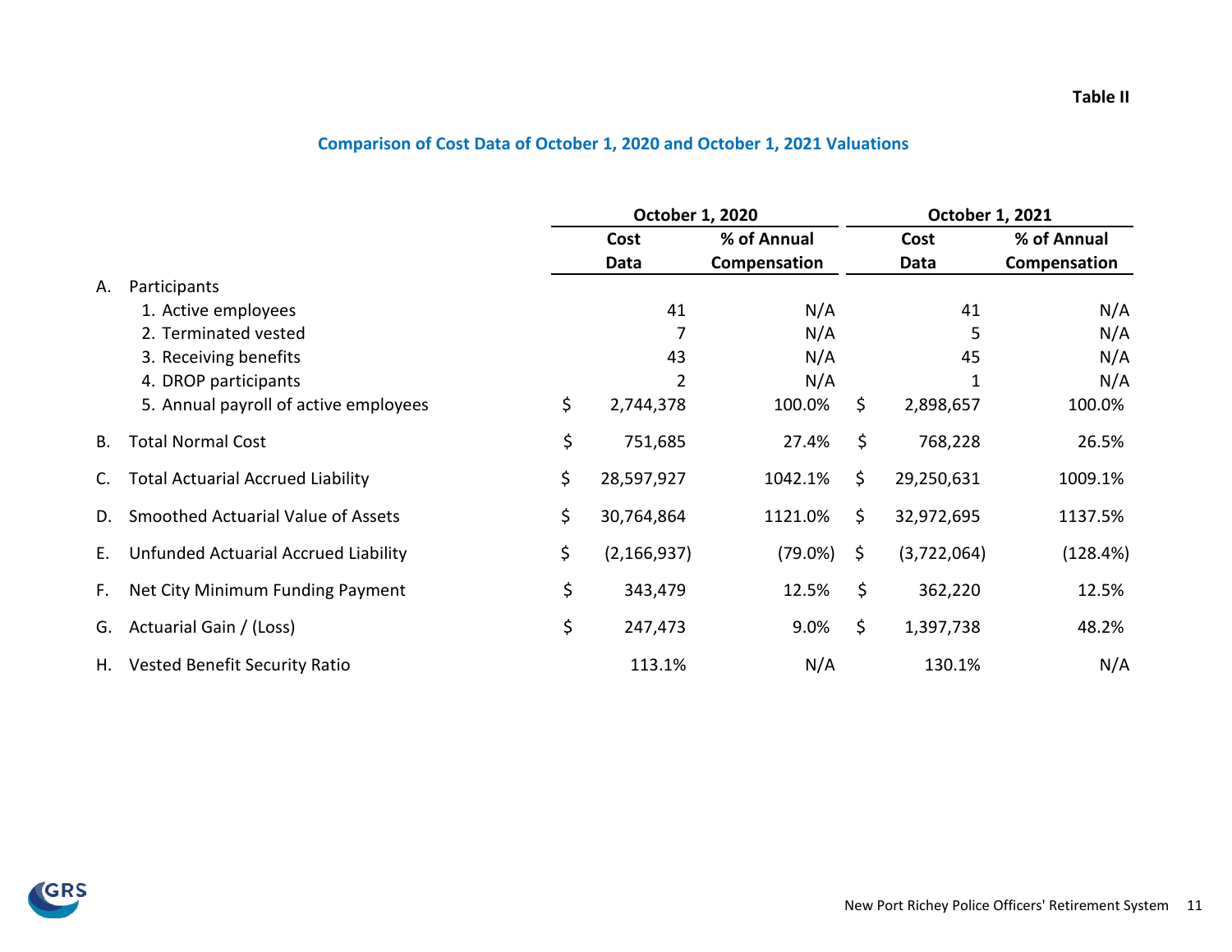**Table II**

## Comparison of Cost Data of October 1, 2020 and October 1, 2021 Valuations

| | October 1, 2020 | | October 1, 2021 | |
|---|---|---|---|---|
| | Cost Data | % of Annual Compensation | Cost Data | % of Annual Compensation |
| A. Participants | | | | |
| 1. Active employees | 41 | N/A | 41 | N/A |
| 2. Terminated vested | 7 | N/A | 5 | N/A |
| 3. Receiving benefits | 43 | N/A | 45 | N/A |
| 4. DROP participants | 2 | N/A | 1 | N/A |
| 5. Annual payroll of active employees | $ 2,744,378 | 100.0% | $ 2,898,657 | 100.0% |
| B. Total Normal Cost | $ 751,685 | 27.4% | $ 768,228 | 26.5% |
| C. Total Actuarial Accrued Liability | $ 28,597,927 | 1042.1% | $ 29,250,631 | 1009.1% |
| D. Smoothed Actuarial Value of Assets | $ 30,764,864 | 1121.0% | $ 32,972,695 | 1137.5% |
| E. Unfunded Actuarial Accrued Liability | $ (2,166,937) | (79.0%) | $ (3,722,064) | (128.4%) |
| F. Net City Minimum Funding Payment | $ 343,479 | 12.5% | $ 362,220 | 12.5% |
| G. Actuarial Gain / (Loss) | $ 247,473 | 9.0% | $ 1,397,738 | 48.2% |
| H. Vested Benefit Security Ratio | 113.1% | N/A | 130.1% | N/A |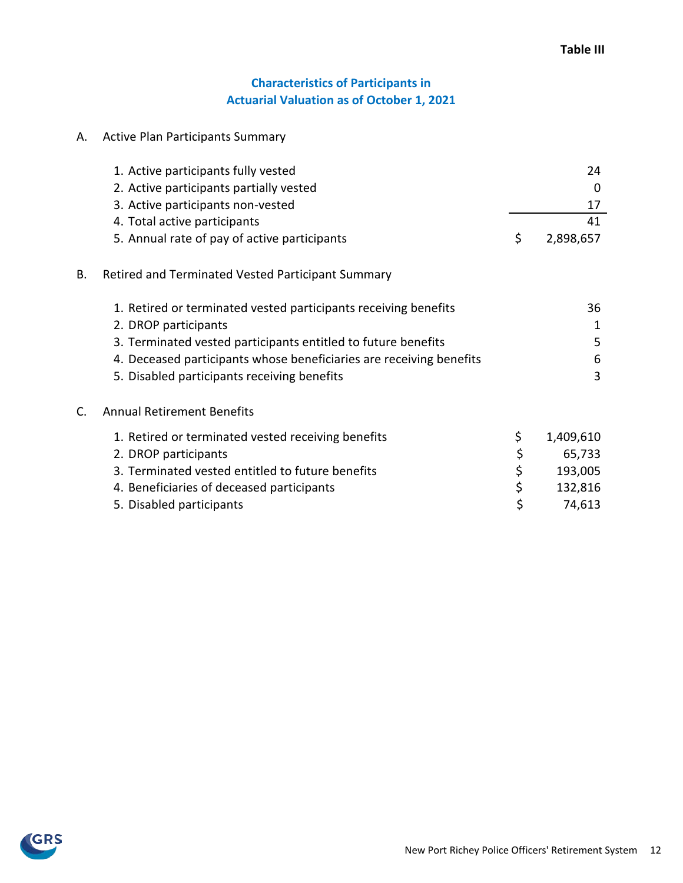**Table III**

## Characteristics of Participants in Actuarial Valuation as of October 1, 2021

A. Active Plan Participants Summary

| | | |
|---|---|---|
| 1. Active participants fully vested | | 24 |
| 2. Active participants partially vested | | 0 |
| 3. Active participants non-vested | | 17 |
| 4. Total active participants | | 41 |
| 5. Annual rate of pay of active participants | $ | 2,898,657 |

B. Retired and Terminated Vested Participant Summary

| | |
|---|---|
| 1. Retired or terminated vested participants receiving benefits | 36 |
| 2. DROP participants | 1 |
| 3. Terminated vested participants entitled to future benefits | 5 |
| 4. Deceased participants whose beneficiaries are receiving benefits | 6 |
| 5. Disabled participants receiving benefits | 3 |

C. Annual Retirement Benefits

| | | |
|---|---|---|
| 1. Retired or terminated vested receiving benefits | $ | 1,409,610 |
| 2. DROP participants | $ | 65,733 |
| 3. Terminated vested entitled to future benefits | $ | 193,005 |
| 4. Beneficiaries of deceased participants | $ | 132,816 |
| 5. Disabled participants | $ | 74,613 |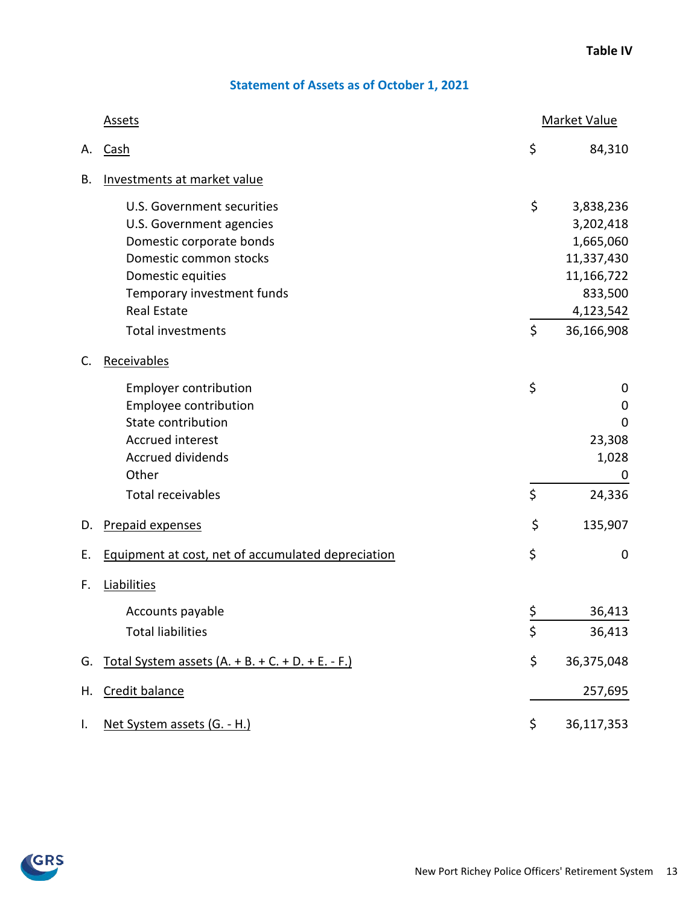Table IV

## Statement of Assets as of October 1, 2021

| | Assets | | Market Value |
|---|---|---|---|
| A. | Cash | $ | 84,310 |
| B. | Investments at market value | | |
| | U.S. Government securities | $ | 3,838,236 |
| | U.S. Government agencies | | 3,202,418 |
| | Domestic corporate bonds | | 1,665,060 |
| | Domestic common stocks | | 11,337,430 |
| | Domestic equities | | 11,166,722 |
| | Temporary investment funds | | 833,500 |
| | Real Estate | | 4,123,542 |
| | Total investments | $ | 36,166,908 |
| C. | Receivables | | |
| | Employer contribution | $ | 0 |
| | Employee contribution | | 0 |
| | State contribution | | 0 |
| | Accrued interest | | 23,308 |
| | Accrued dividends | | 1,028 |
| | Other | | 0 |
| | Total receivables | $ | 24,336 |
| D. | Prepaid expenses | $ | 135,907 |
| E. | Equipment at cost, net of accumulated depreciation | $ | 0 |
| F. | Liabilities | | |
| | Accounts payable | $ | 36,413 |
| | Total liabilities | $ | 36,413 |
| G. | Total System assets (A. + B. + C. + D. + E. - F.) | $ | 36,375,048 |
| H. | Credit balance | | 257,695 |
| I. | Net System assets (G. - H.) | $ | 36,117,353 |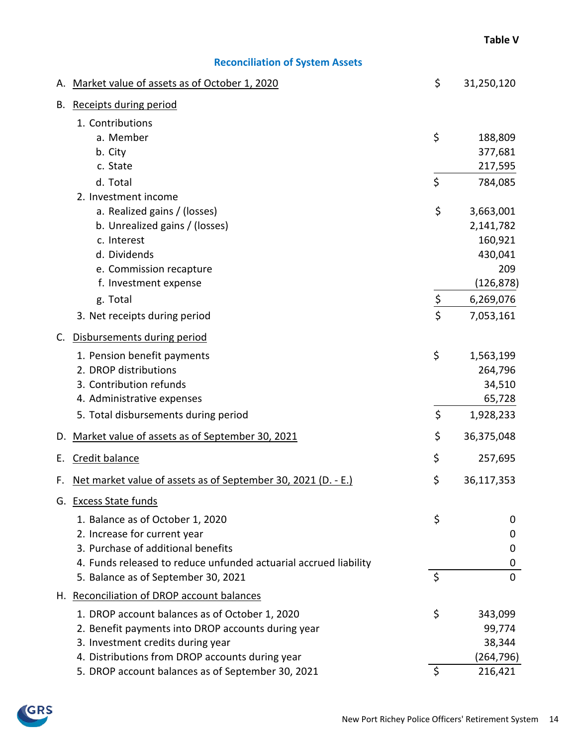**Table V**

## Reconciliation of System Assets

| | | |
|---|---|---|
| A. Market value of assets as of October 1, 2020 | $ | 31,250,120 |
| B. Receipts during period | | |
| 1. Contributions | | |
| a. Member | $ | 188,809 |
| b. City | | 377,681 |
| c. State | | 217,595 |
| d. Total | $ | 784,085 |
| 2. Investment income | | |
| a. Realized gains / (losses) | $ | 3,663,001 |
| b. Unrealized gains / (losses) | | 2,141,782 |
| c. Interest | | 160,921 |
| d. Dividends | | 430,041 |
| e. Commission recapture | | 209 |
| f. Investment expense | | (126,878) |
| g. Total | $ | 6,269,076 |
| 3. Net receipts during period | $ | 7,053,161 |
| C. Disbursements during period | | |
| 1. Pension benefit payments | $ | 1,563,199 |
| 2. DROP distributions | | 264,796 |
| 3. Contribution refunds | | 34,510 |
| 4. Administrative expenses | | 65,728 |
| 5. Total disbursements during period | $ | 1,928,233 |
| D. Market value of assets as of September 30, 2021 | $ | 36,375,048 |
| E. Credit balance | $ | 257,695 |
| F. Net market value of assets as of September 30, 2021 (D. - E.) | $ | 36,117,353 |
| G. Excess State funds | | |
| 1. Balance as of October 1, 2020 | $ | 0 |
| 2. Increase for current year | | 0 |
| 3. Purchase of additional benefits | | 0 |
| 4. Funds released to reduce unfunded actuarial accrued liability | | 0 |
| 5. Balance as of September 30, 2021 | $ | 0 |
| H. Reconciliation of DROP account balances | | |
| 1. DROP account balances as of October 1, 2020 | $ | 343,099 |
| 2. Benefit payments into DROP accounts during year | | 99,774 |
| 3. Investment credits during year | | 38,344 |
| 4. Distributions from DROP accounts during year | | (264,796) |
| 5. DROP account balances as of September 30, 2021 | $ | 216,421 |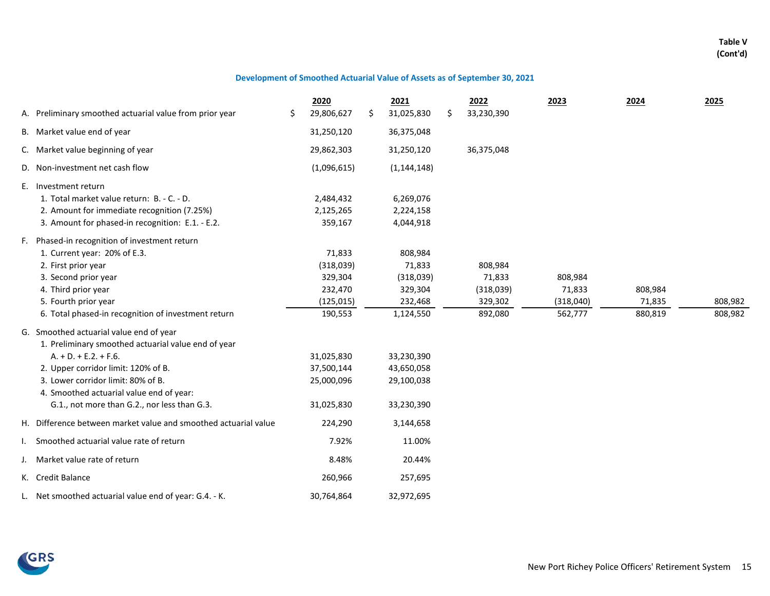**Table V (Cont'd)**

## Development of Smoothed Actuarial Value of Assets as of September 30, 2021

| | 2020 | 2021 | 2022 | 2023 | 2024 | 2025 |
|---|---|---|---|---|---|---|
| A. Preliminary smoothed actuarial value from prior year | $ 29,806,627 | $ 31,025,830 | $ 33,230,390 | | | |
| B. Market value end of year | 31,250,120 | 36,375,048 | | | | |
| C. Market value beginning of year | 29,862,303 | 31,250,120 | 36,375,048 | | | |
| D. Non-investment net cash flow | (1,096,615) | (1,144,148) | | | | |
| E. Investment return | | | | | | |
| 1. Total market value return: B. - C. - D. | 2,484,432 | 6,269,076 | | | | |
| 2. Amount for immediate recognition (7.25%) | 2,125,265 | 2,224,158 | | | | |
| 3. Amount for phased-in recognition: E.1. - E.2. | 359,167 | 4,044,918 | | | | |
| F. Phased-in recognition of investment return | | | | | | |
| 1. Current year: 20% of E.3. | 71,833 | 808,984 | | | | |
| 2. First prior year | (318,039) | 71,833 | 808,984 | | | |
| 3. Second prior year | 329,304 | (318,039) | 71,833 | 808,984 | | |
| 4. Third prior year | 232,470 | 329,304 | (318,039) | 71,833 | 808,984 | |
| 5. Fourth prior year | (125,015) | 232,468 | 329,302 | (318,040) | 71,835 | 808,982 |
| 6. Total phased-in recognition of investment return | 190,553 | 1,124,550 | 892,080 | 562,777 | 880,819 | 808,982 |
| G. Smoothed actuarial value end of year | | | | | | |
| 1. Preliminary smoothed actuarial value end of year A. + D. + E.2. + F.6. | 31,025,830 | 33,230,390 | | | | |
| 2. Upper corridor limit: 120% of B. | 37,500,144 | 43,650,058 | | | | |
| 3. Lower corridor limit: 80% of B. | 25,000,096 | 29,100,038 | | | | |
| 4. Smoothed actuarial value end of year: G.1., not more than G.2., nor less than G.3. | 31,025,830 | 33,230,390 | | | | |
| H. Difference between market value and smoothed actuarial value | 224,290 | 3,144,658 | | | | |
| I. Smoothed actuarial value rate of return | 7.92% | 11.00% | | | | |
| J. Market value rate of return | 8.48% | 20.44% | | | | |
| K. Credit Balance | 260,966 | 257,695 | | | | |
| L. Net smoothed actuarial value end of year: G.4. - K. | 30,764,864 | 32,972,695 | | | | |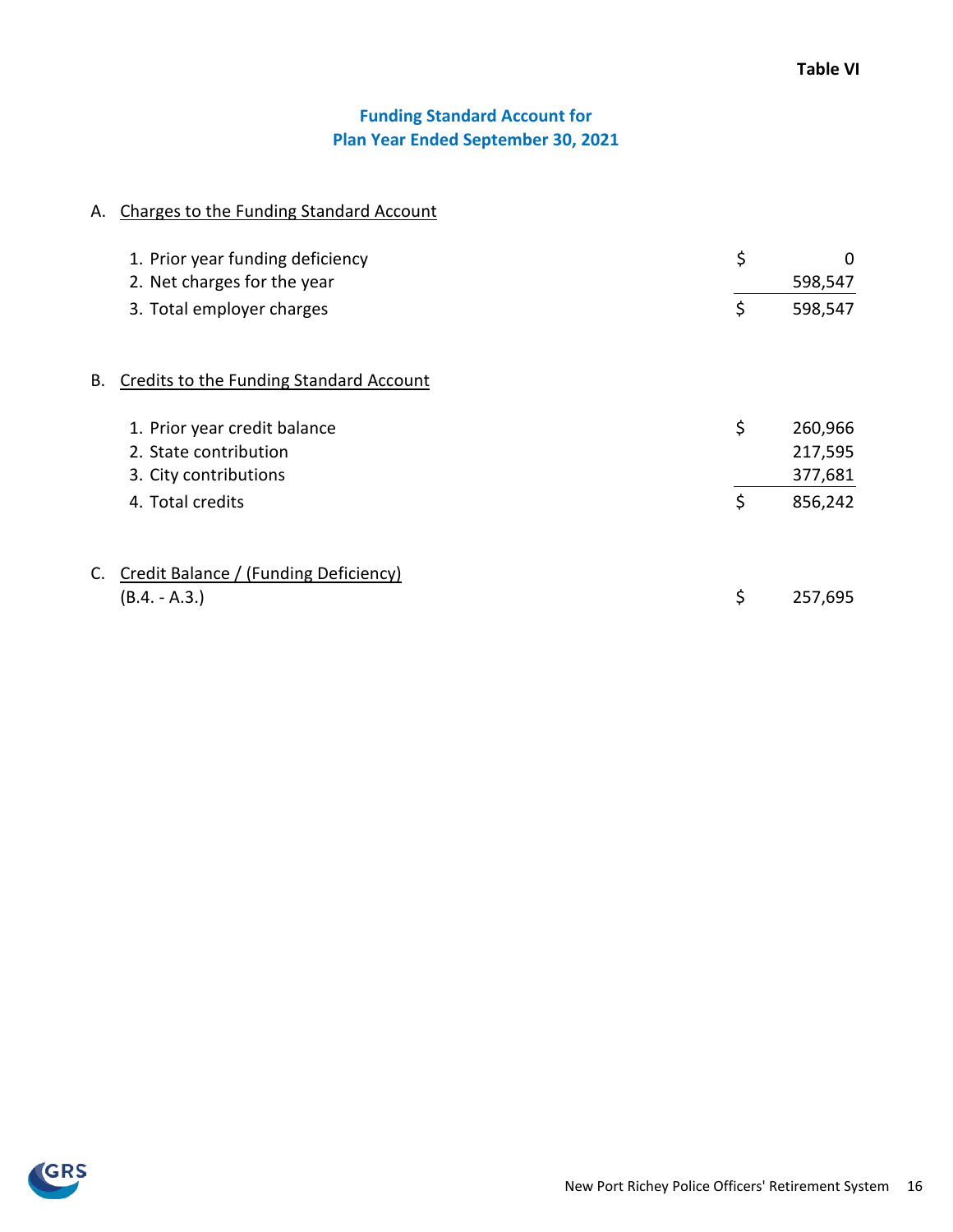**Table VI**

## Funding Standard Account for
## Plan Year Ended September 30, 2021

A. Charges to the Funding Standard Account

| | | |
|---|---|---|
| 1. Prior year funding deficiency | $ | 0 |
| 2. Net charges for the year | | 598,547 |
| 3. Total employer charges | $ | 598,547 |

B. Credits to the Funding Standard Account

| | | |
|---|---|---|
| 1. Prior year credit balance | $ | 260,966 |
| 2. State contribution | | 217,595 |
| 3. City contributions | | 377,681 |
| 4. Total credits | $ | 856,242 |

C. Credit Balance / (Funding Deficiency)

| | | |
|---|---|---|
| (B.4. - A.3.) | $ | 257,695 |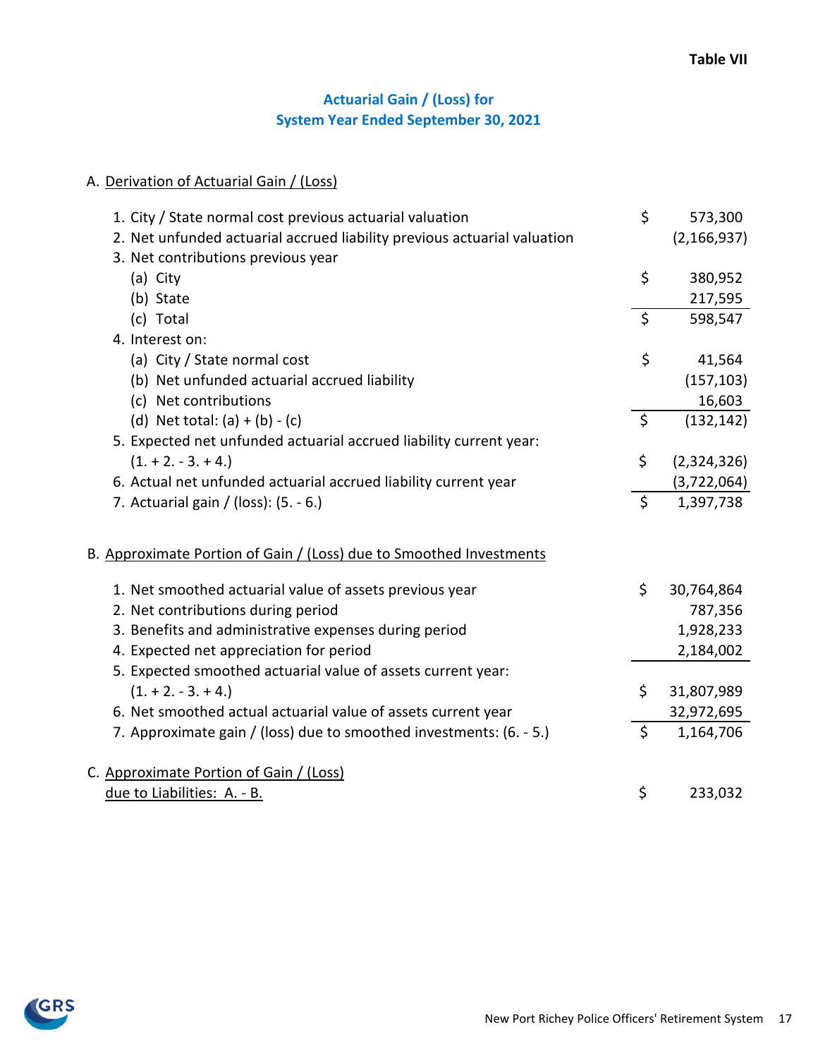**Table VII**

## Actuarial Gain / (Loss) for System Year Ended September 30, 2021

A. Derivation of Actuarial Gain / (Loss)

| | | |
|---|---|---|
| 1. City / State normal cost previous actuarial valuation | $ | 573,300 |
| 2. Net unfunded actuarial accrued liability previous actuarial valuation | | (2,166,937) |
| 3. Net contributions previous year | | |
| (a) City | $ | 380,952 |
| (b) State | | 217,595 |
| (c) Total | $ | 598,547 |
| 4. Interest on: | | |
| (a) City / State normal cost | $ | 41,564 |
| (b) Net unfunded actuarial accrued liability | | (157,103) |
| (c) Net contributions | | 16,603 |
| (d) Net total: (a) + (b) - (c) | $ | (132,142) |
| 5. Expected net unfunded actuarial accrued liability current year: (1. + 2. - 3. + 4.) | $ | (2,324,326) |
| 6. Actual net unfunded actuarial accrued liability current year | | (3,722,064) |
| 7. Actuarial gain / (loss): (5. - 6.) | $ | 1,397,738 |

B. Approximate Portion of Gain / (Loss) due to Smoothed Investments

| | | |
|---|---|---|
| 1. Net smoothed actuarial value of assets previous year | $ | 30,764,864 |
| 2. Net contributions during period | | 787,356 |
| 3. Benefits and administrative expenses during period | | 1,928,233 |
| 4. Expected net appreciation for period | | 2,184,002 |
| 5. Expected smoothed actuarial value of assets current year: (1. + 2. - 3. + 4.) | $ | 31,807,989 |
| 6. Net smoothed actual actuarial value of assets current year | | 32,972,695 |
| 7. Approximate gain / (loss) due to smoothed investments: (6. - 5.) | $ | 1,164,706 |

C. Approximate Portion of Gain / (Loss) due to Liabilities: A. - B. $ 233,032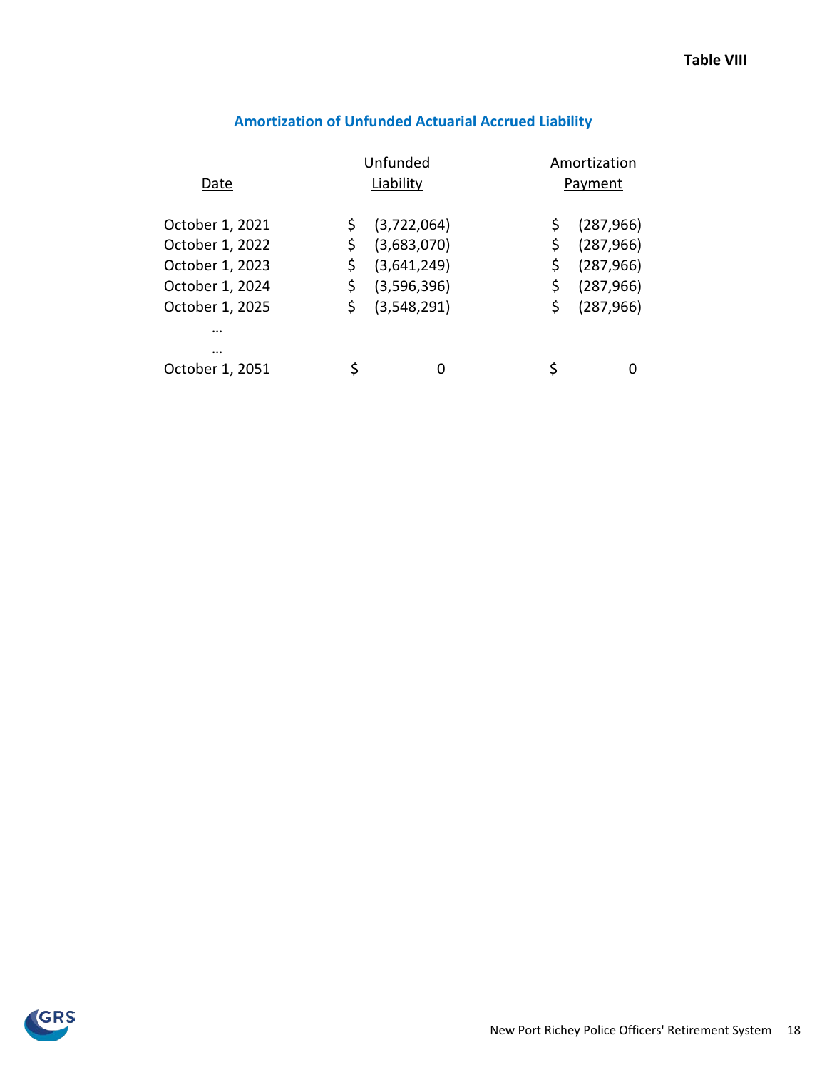**Table VIII**

## Amortization of Unfunded Actuarial Accrued Liability

| Date | Unfunded Liability | Amortization Payment |
|---|---|---|
| October 1, 2021 | $ (3,722,064) | $ (287,966) |
| October 1, 2022 | $ (3,683,070) | $ (287,966) |
| October 1, 2023 | $ (3,641,249) | $ (287,966) |
| October 1, 2024 | $ (3,596,396) | $ (287,966) |
| October 1, 2025 | $ (3,548,291) | $ (287,966) |
| … | | |
| … | | |
| October 1, 2051 | $ 0 | $ 0 |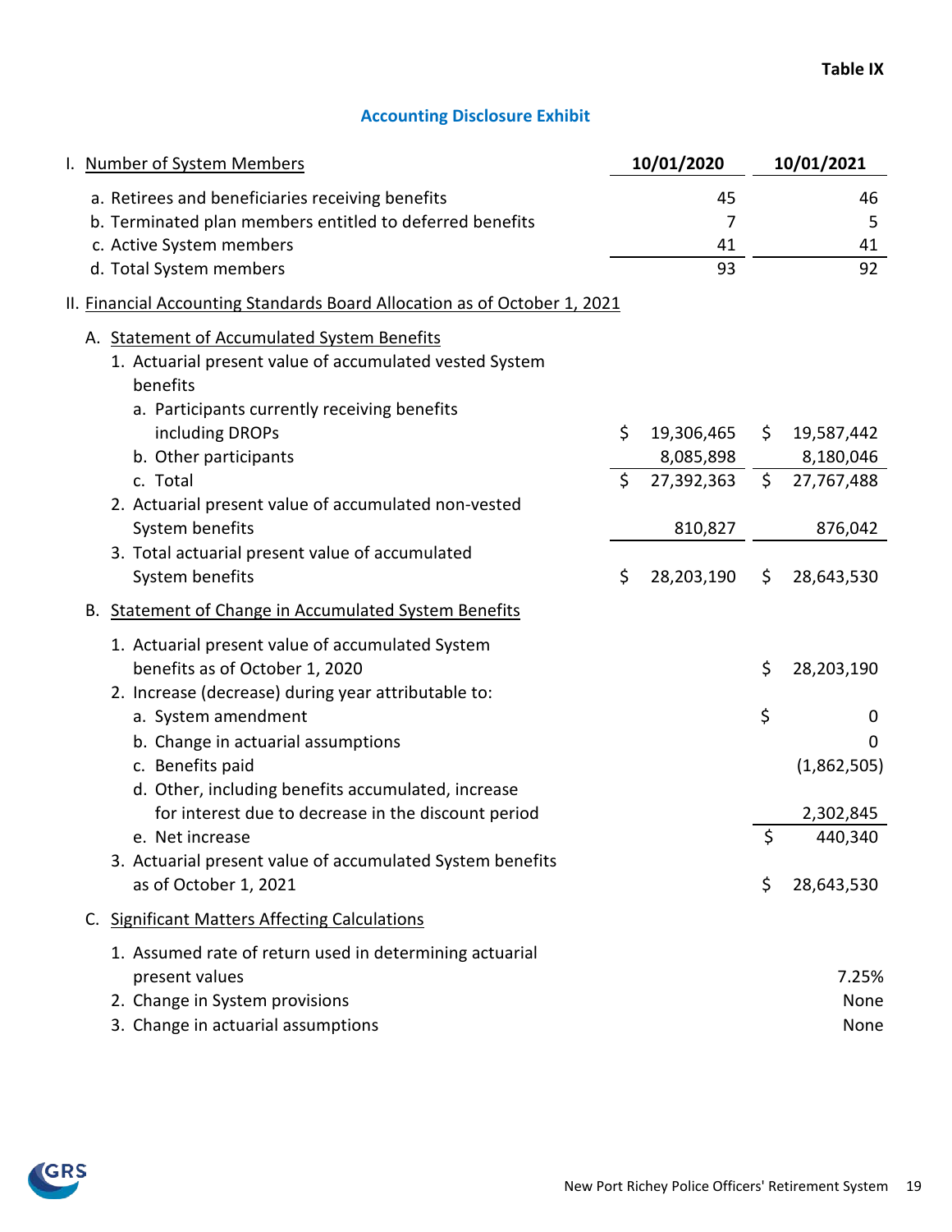**Table IX**

## Accounting Disclosure Exhibit

| I. Number of System Members | 10/01/2020 | 10/01/2021 |
|---|---|---|
| a. Retirees and beneficiaries receiving benefits | 45 | 46 |
| b. Terminated plan members entitled to deferred benefits | 7 | 5 |
| c. Active System members | 41 | 41 |
| d. Total System members | 93 | 92 |

II. Financial Accounting Standards Board Allocation as of October 1, 2021

A. Statement of Accumulated System Benefits

| | 10/01/2020 | 10/01/2021 |
|---|---|---|
| 1. Actuarial present value of accumulated vested System benefits | | |
| a. Participants currently receiving benefits including DROPs | $ 19,306,465 | $ 19,587,442 |
| b. Other participants | 8,085,898 | 8,180,046 |
| c. Total | $ 27,392,363 | $ 27,767,488 |
| 2. Actuarial present value of accumulated non-vested System benefits | 810,827 | 876,042 |
| 3. Total actuarial present value of accumulated System benefits | $ 28,203,190 | $ 28,643,530 |

B. Statement of Change in Accumulated System Benefits

| | |
|---|---|
| 1. Actuarial present value of accumulated System benefits as of October 1, 2020 | $ 28,203,190 |
| 2. Increase (decrease) during year attributable to: | |
| a. System amendment | $ 0 |
| b. Change in actuarial assumptions | 0 |
| c. Benefits paid | (1,862,505) |
| d. Other, including benefits accumulated, increase for interest due to decrease in the discount period | 2,302,845 |
| e. Net increase | $ 440,340 |
| 3. Actuarial present value of accumulated System benefits as of October 1, 2021 | $ 28,643,530 |

C. Significant Matters Affecting Calculations

| | |
|---|---|
| 1. Assumed rate of return used in determining actuarial present values | 7.25% |
| 2. Change in System provisions | None |
| 3. Change in actuarial assumptions | None |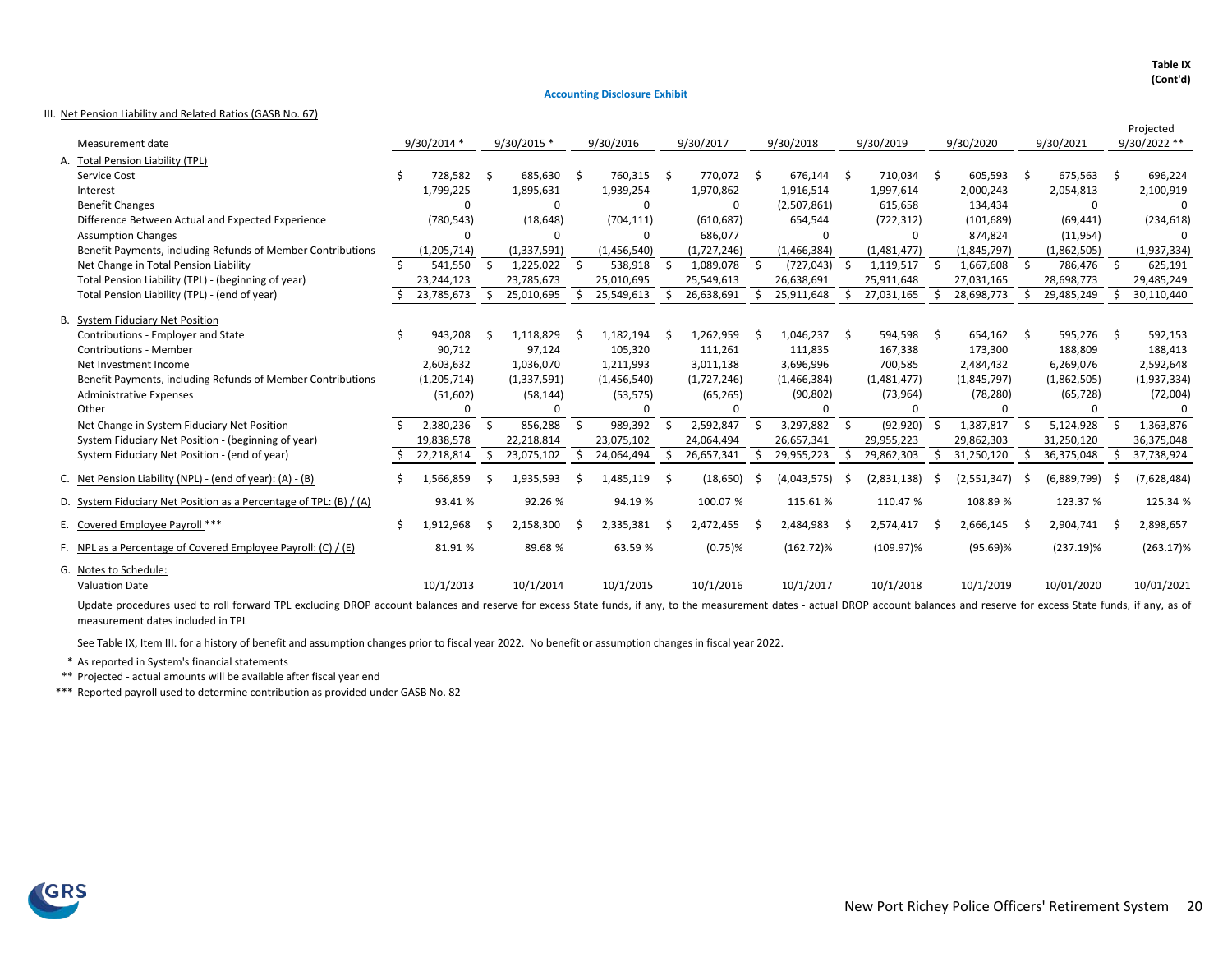**Table IX (Cont'd)**

**Accounting Disclosure Exhibit**

III. Net Pension Liability and Related Ratios (GASB No. 67)

| Measurement date | 9/30/2014 * | 9/30/2015 * | 9/30/2016 | 9/30/2017 | 9/30/2018 | 9/30/2019 | 9/30/2020 | 9/30/2021 | Projected 9/30/2022 ** |
|---|---|---|---|---|---|---|---|---|---|
| A. Total Pension Liability (TPL) | | | | | | | | | |
| Service Cost | $ 728,582 | $ 685,630 | $ 760,315 | $ 770,072 | $ 676,144 | $ 710,034 | $ 605,593 | $ 675,563 | $ 696,224 |
| Interest | 1,799,225 | 1,895,631 | 1,939,254 | 1,970,862 | 1,916,514 | 1,997,614 | 2,000,243 | 2,054,813 | 2,100,919 |
| Benefit Changes | 0 | 0 | 0 | 0 | (2,507,861) | 615,658 | 134,434 | 0 | 0 |
| Difference Between Actual and Expected Experience | (780,543) | (18,648) | (704,111) | (610,687) | 654,544 | (722,312) | (101,689) | (69,441) | (234,618) |
| Assumption Changes | 0 | 0 | 0 | 686,077 | 0 | 0 | 874,824 | (11,954) | 0 |
| Benefit Payments, including Refunds of Member Contributions | (1,205,714) | (1,337,591) | (1,456,540) | (1,727,246) | (1,466,384) | (1,481,477) | (1,845,797) | (1,862,505) | (1,937,334) |
| Net Change in Total Pension Liability | $ 541,550 | $ 1,225,022 | $ 538,918 | $ 1,089,078 | $ (727,043) | $ 1,119,517 | $ 1,667,608 | $ 786,476 | $ 625,191 |
| Total Pension Liability (TPL) - (beginning of year) | 23,244,123 | 23,785,673 | 25,010,695 | 25,549,613 | 26,638,691 | 25,911,648 | 27,031,165 | 28,698,773 | 29,485,249 |
| Total Pension Liability (TPL) - (end of year) | $ 23,785,673 | $ 25,010,695 | $ 25,549,613 | $ 26,638,691 | $ 25,911,648 | $ 27,031,165 | $ 28,698,773 | $ 29,485,249 | $ 30,110,440 |
| B. System Fiduciary Net Position | | | | | | | | | |
| Contributions - Employer and State | $ 943,208 | $ 1,118,829 | $ 1,182,194 | $ 1,262,959 | $ 1,046,237 | $ 594,598 | $ 654,162 | $ 595,276 | $ 592,153 |
| Contributions - Member | 90,712 | 97,124 | 105,320 | 111,261 | 111,835 | 167,338 | 173,300 | 188,809 | 188,413 |
| Net Investment Income | 2,603,632 | 1,036,070 | 1,211,993 | 3,011,138 | 3,696,996 | 700,585 | 2,484,432 | 6,269,076 | 2,592,648 |
| Benefit Payments, including Refunds of Member Contributions | (1,205,714) | (1,337,591) | (1,456,540) | (1,727,246) | (1,466,384) | (1,481,477) | (1,845,797) | (1,862,505) | (1,937,334) |
| Administrative Expenses | (51,602) | (58,144) | (53,575) | (65,265) | (90,802) | (73,964) | (78,280) | (65,728) | (72,004) |
| Other | 0 | 0 | 0 | 0 | 0 | 0 | 0 | 0 | 0 |
| Net Change in System Fiduciary Net Position | $ 2,380,236 | $ 856,288 | $ 989,392 | $ 2,592,847 | $ 3,297,882 | $ (92,920) | $ 1,387,817 | $ 5,124,928 | $ 1,363,876 |
| System Fiduciary Net Position - (beginning of year) | 19,838,578 | 22,218,814 | 23,075,102 | 24,064,494 | 26,657,341 | 29,955,223 | 29,862,303 | 31,250,120 | 36,375,048 |
| System Fiduciary Net Position - (end of year) | $ 22,218,814 | $ 23,075,102 | $ 24,064,494 | $ 26,657,341 | $ 29,955,223 | $ 29,862,303 | $ 31,250,120 | $ 36,375,048 | $ 37,738,924 |
| C. Net Pension Liability (NPL) - (end of year): (A) - (B) | $ 1,566,859 | $ 1,935,593 | $ 1,485,119 | $ (18,650) | $ (4,043,575) | $ (2,831,138) | $ (2,551,347) | $ (6,889,799) | $ (7,628,484) |
| D. System Fiduciary Net Position as a Percentage of TPL: (B) / (A) | 93.41 % | 92.26 % | 94.19 % | 100.07 % | 115.61 % | 110.47 % | 108.89 % | 123.37 % | 125.34 % |
| E. Covered Employee Payroll *** | $ 1,912,968 | $ 2,158,300 | $ 2,335,381 | $ 2,472,455 | $ 2,484,983 | $ 2,574,417 | $ 2,666,145 | $ 2,904,741 | $ 2,898,657 |
| F. NPL as a Percentage of Covered Employee Payroll: (C) / (E) | 81.91 % | 89.68 % | 63.59 % | (0.75)% | (162.72)% | (109.97)% | (95.69)% | (237.19)% | (263.17)% |
| G. Notes to Schedule: | | | | | | | | | |
| Valuation Date | 10/1/2013 | 10/1/2014 | 10/1/2015 | 10/1/2016 | 10/1/2017 | 10/1/2018 | 10/1/2019 | 10/01/2020 | 10/01/2021 |

Update procedures used to roll forward TPL excluding DROP account balances and reserve for excess State funds, if any, to the measurement dates - actual DROP account balances and reserve for excess State funds, if any, as of measurement dates included in TPL

See Table IX, Item III. for a history of benefit and assumption changes prior to fiscal year 2022. No benefit or assumption changes in fiscal year 2022.

\* As reported in System's financial statements

\*\* Projected - actual amounts will be available after fiscal year end

\*\*\* Reported payroll used to determine contribution as provided under GASB No. 82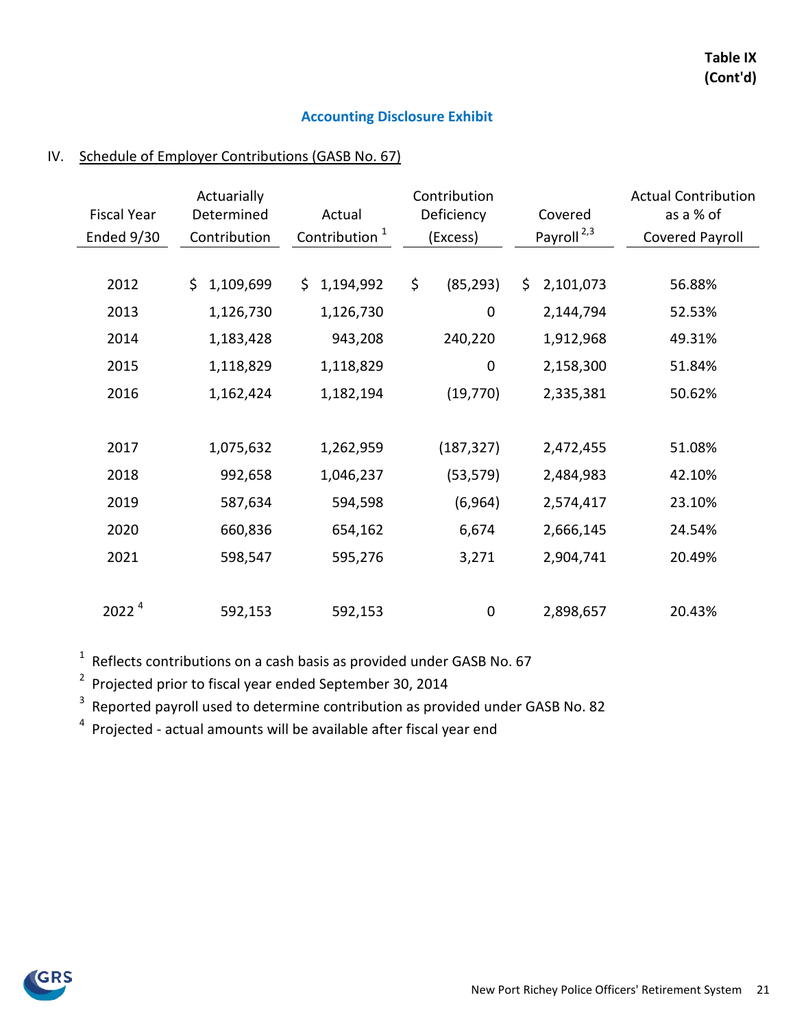**Table IX (Cont'd)**

## Accounting Disclosure Exhibit

IV. Schedule of Employer Contributions (GASB No. 67)

| Fiscal Year Ended 9/30 | Actuarially Determined Contribution | Actual Contribution [1] | Contribution Deficiency (Excess) | Covered Payroll [2,3] | Actual Contribution as a % of Covered Payroll |
|---|---|---|---|---|---|
| 2012 | $ 1,109,699 | $ 1,194,992 | $ (85,293) | $ 2,101,073 | 56.88% |
| 2013 | 1,126,730 | 1,126,730 | 0 | 2,144,794 | 52.53% |
| 2014 | 1,183,428 | 943,208 | 240,220 | 1,912,968 | 49.31% |
| 2015 | 1,118,829 | 1,118,829 | 0 | 2,158,300 | 51.84% |
| 2016 | 1,162,424 | 1,182,194 | (19,770) | 2,335,381 | 50.62% |
| 2017 | 1,075,632 | 1,262,959 | (187,327) | 2,472,455 | 51.08% |
| 2018 | 992,658 | 1,046,237 | (53,579) | 2,484,983 | 42.10% |
| 2019 | 587,634 | 594,598 | (6,964) | 2,574,417 | 23.10% |
| 2020 | 660,836 | 654,162 | 6,674 | 2,666,145 | 24.54% |
| 2021 | 598,547 | 595,276 | 3,271 | 2,904,741 | 20.49% |
| 2022 [4] | 592,153 | 592,153 | 0 | 2,898,657 | 20.43% |

[1] Reflects contributions on a cash basis as provided under GASB No. 67

[2] Projected prior to fiscal year ended September 30, 2014

[3] Reported payroll used to determine contribution as provided under GASB No. 82

[4] Projected - actual amounts will be available after fiscal year end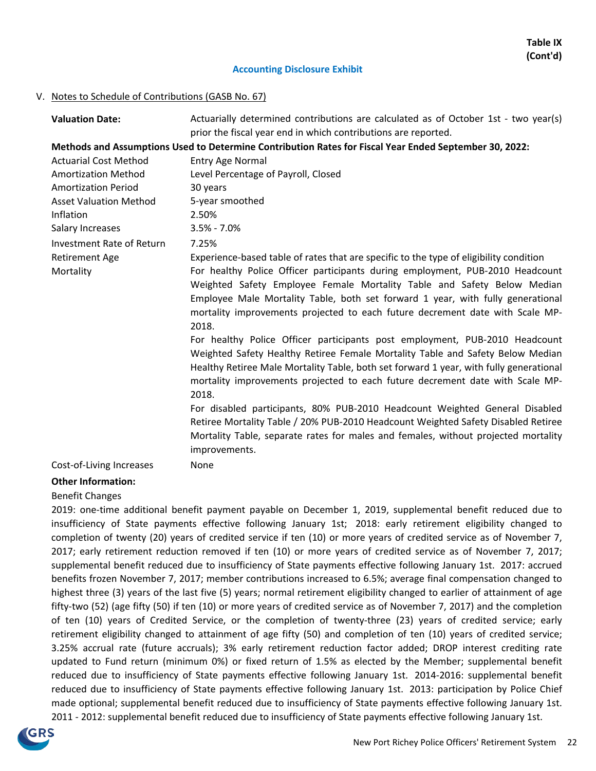**Table IX (Cont'd)**

## Accounting Disclosure Exhibit

V. Notes to Schedule of Contributions (GASB No. 67)

| | |
|---|---|
| **Valuation Date:** | Actuarially determined contributions are calculated as of October 1st - two year(s) prior the fiscal year end in which contributions are reported. |

**Methods and Assumptions Used to Determine Contribution Rates for Fiscal Year Ended September 30, 2022:**

| | |
|---|---|
| Actuarial Cost Method | Entry Age Normal |
| Amortization Method | Level Percentage of Payroll, Closed |
| Amortization Period | 30 years |
| Asset Valuation Method | 5-year smoothed |
| Inflation | 2.50% |
| Salary Increases | 3.5% - 7.0% |
| Investment Rate of Return | 7.25% |
| Retirement Age | Experience-based table of rates that are specific to the type of eligibility condition |
| Mortality | For healthy Police Officer participants during employment, PUB-2010 Headcount Weighted Safety Employee Female Mortality Table and Safety Below Median Employee Male Mortality Table, both set forward 1 year, with fully generational mortality improvements projected to each future decrement date with Scale MP-2018.<br>For healthy Police Officer participants post employment, PUB-2010 Headcount Weighted Safety Healthy Retiree Female Mortality Table and Safety Below Median Healthy Retiree Male Mortality Table, both set forward 1 year, with fully generational mortality improvements projected to each future decrement date with Scale MP-2018.<br>For disabled participants, 80% PUB-2010 Headcount Weighted General Disabled Retiree Mortality Table / 20% PUB-2010 Headcount Weighted Safety Disabled Retiree Mortality Table, separate rates for males and females, without projected mortality improvements. |
| Cost-of-Living Increases | None |

**Other Information:**

Benefit Changes

2019: one-time additional benefit payment payable on December 1, 2019, supplemental benefit reduced due to insufficiency of State payments effective following January 1st; 2018: early retirement eligibility changed to completion of twenty (20) years of credited service if ten (10) or more years of credited service as of November 7, 2017; early retirement reduction removed if ten (10) or more years of credited service as of November 7, 2017; supplemental benefit reduced due to insufficiency of State payments effective following January 1st. 2017: accrued benefits frozen November 7, 2017; member contributions increased to 6.5%; average final compensation changed to highest three (3) years of the last five (5) years; normal retirement eligibility changed to earlier of attainment of age fifty-two (52) (age fifty (50) if ten (10) or more years of credited service as of November 7, 2017) and the completion of ten (10) years of Credited Service, or the completion of twenty-three (23) years of credited service; early retirement eligibility changed to attainment of age fifty (50) and completion of ten (10) years of credited service; 3.25% accrual rate (future accruals); 3% early retirement reduction factor added; DROP interest crediting rate updated to Fund return (minimum 0%) or fixed return of 1.5% as elected by the Member; supplemental benefit reduced due to insufficiency of State payments effective following January 1st. 2014-2016: supplemental benefit reduced due to insufficiency of State payments effective following January 1st. 2013: participation by Police Chief made optional; supplemental benefit reduced due to insufficiency of State payments effective following January 1st. 2011 - 2012: supplemental benefit reduced due to insufficiency of State payments effective following January 1st.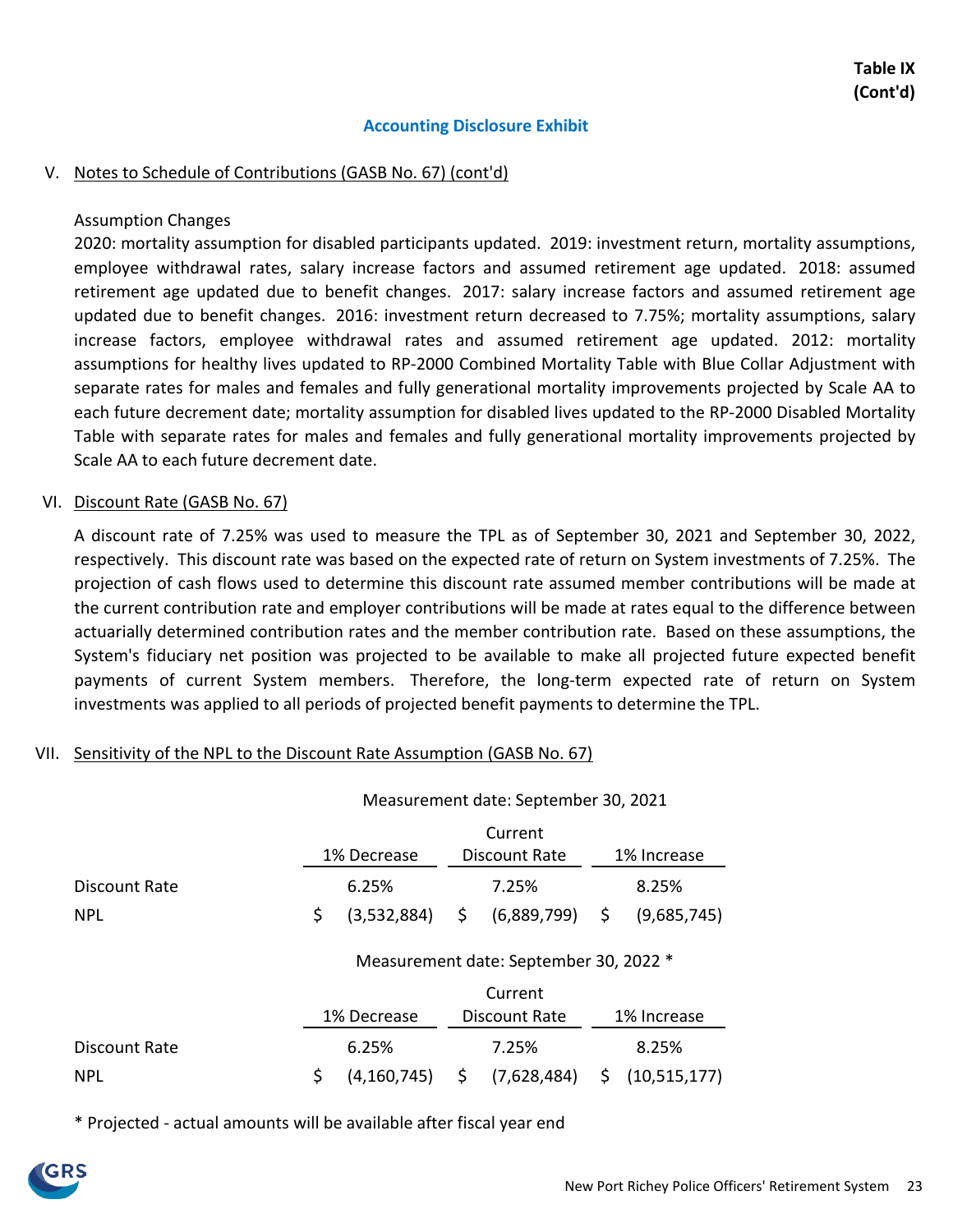**Table IX (Cont'd)**

## Accounting Disclosure Exhibit

### V. Notes to Schedule of Contributions (GASB No. 67) (cont'd)

Assumption Changes

2020: mortality assumption for disabled participants updated. 2019: investment return, mortality assumptions, employee withdrawal rates, salary increase factors and assumed retirement age updated. 2018: assumed retirement age updated due to benefit changes. 2017: salary increase factors and assumed retirement age updated due to benefit changes. 2016: investment return decreased to 7.75%; mortality assumptions, salary increase factors, employee withdrawal rates and assumed retirement age updated. 2012: mortality assumptions for healthy lives updated to RP-2000 Combined Mortality Table with Blue Collar Adjustment with separate rates for males and females and fully generational mortality improvements projected by Scale AA to each future decrement date; mortality assumption for disabled lives updated to the RP-2000 Disabled Mortality Table with separate rates for males and females and fully generational mortality improvements projected by Scale AA to each future decrement date.

### VI. Discount Rate (GASB No. 67)

A discount rate of 7.25% was used to measure the TPL as of September 30, 2021 and September 30, 2022, respectively. This discount rate was based on the expected rate of return on System investments of 7.25%. The projection of cash flows used to determine this discount rate assumed member contributions will be made at the current contribution rate and employer contributions will be made at rates equal to the difference between actuarially determined contribution rates and the member contribution rate. Based on these assumptions, the System's fiduciary net position was projected to be available to make all projected future expected benefit payments of current System members. Therefore, the long-term expected rate of return on System investments was applied to all periods of projected benefit payments to determine the TPL.

### VII. Sensitivity of the NPL to the Discount Rate Assumption (GASB No. 67)

Measurement date: September 30, 2021

| | 1% Decrease | Current Discount Rate | 1% Increase |
|---|---|---|---|
| Discount Rate | 6.25% | 7.25% | 8.25% |
| NPL | $ (3,532,884) | $ (6,889,799) | $ (9,685,745) |

Measurement date: September 30, 2022 *

| | 1% Decrease | Current Discount Rate | 1% Increase |
|---|---|---|---|
| Discount Rate | 6.25% | 7.25% | 8.25% |
| NPL | $ (4,160,745) | $ (7,628,484) | $ (10,515,177) |

* Projected - actual amounts will be available after fiscal year end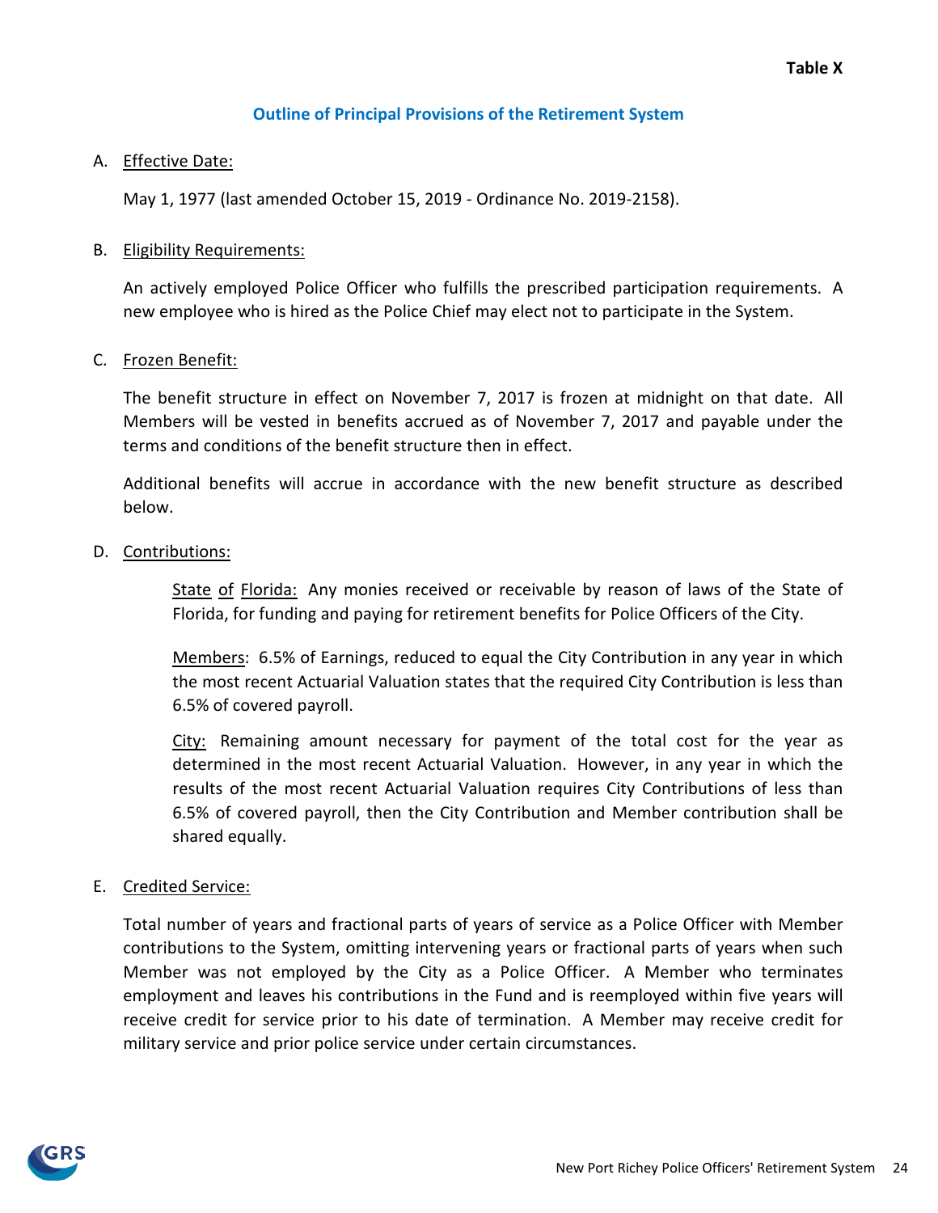**Table X**

## Outline of Principal Provisions of the Retirement System

A. Effective Date:

May 1, 1977 (last amended October 15, 2019 - Ordinance No. 2019-2158).

B. Eligibility Requirements:

An actively employed Police Officer who fulfills the prescribed participation requirements. A new employee who is hired as the Police Chief may elect not to participate in the System.

C. Frozen Benefit:

The benefit structure in effect on November 7, 2017 is frozen at midnight on that date. All Members will be vested in benefits accrued as of November 7, 2017 and payable under the terms and conditions of the benefit structure then in effect.

Additional benefits will accrue in accordance with the new benefit structure as described below.

D. Contributions:

State of Florida: Any monies received or receivable by reason of laws of the State of Florida, for funding and paying for retirement benefits for Police Officers of the City.

Members: 6.5% of Earnings, reduced to equal the City Contribution in any year in which the most recent Actuarial Valuation states that the required City Contribution is less than 6.5% of covered payroll.

City: Remaining amount necessary for payment of the total cost for the year as determined in the most recent Actuarial Valuation. However, in any year in which the results of the most recent Actuarial Valuation requires City Contributions of less than 6.5% of covered payroll, then the City Contribution and Member contribution shall be shared equally.

E. Credited Service:

Total number of years and fractional parts of years of service as a Police Officer with Member contributions to the System, omitting intervening years or fractional parts of years when such Member was not employed by the City as a Police Officer. A Member who terminates employment and leaves his contributions in the Fund and is reemployed within five years will receive credit for service prior to his date of termination. A Member may receive credit for military service and prior police service under certain circumstances.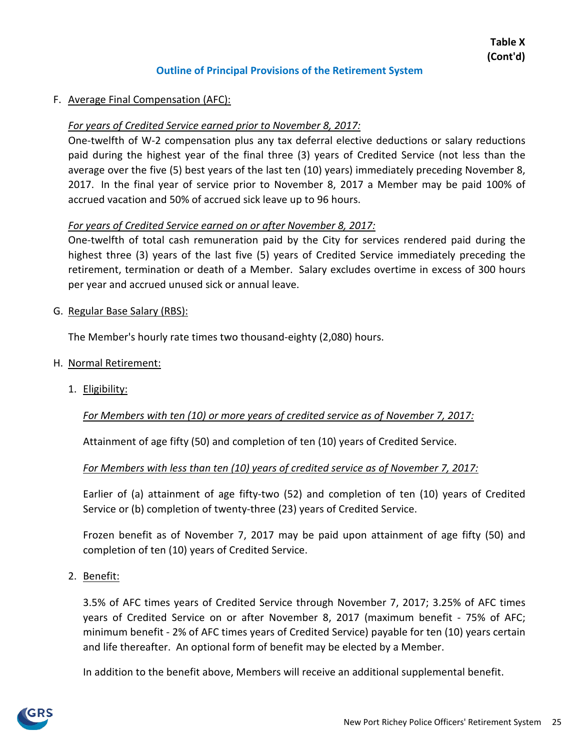**Table X (Cont'd)**

## Outline of Principal Provisions of the Retirement System

F. Average Final Compensation (AFC):

*For years of Credited Service earned prior to November 8, 2017:*

One-twelfth of W-2 compensation plus any tax deferral elective deductions or salary reductions paid during the highest year of the final three (3) years of Credited Service (not less than the average over the five (5) best years of the last ten (10) years) immediately preceding November 8, 2017. In the final year of service prior to November 8, 2017 a Member may be paid 100% of accrued vacation and 50% of accrued sick leave up to 96 hours.

*For years of Credited Service earned on or after November 8, 2017:*

One-twelfth of total cash remuneration paid by the City for services rendered paid during the highest three (3) years of the last five (5) years of Credited Service immediately preceding the retirement, termination or death of a Member. Salary excludes overtime in excess of 300 hours per year and accrued unused sick or annual leave.

G. Regular Base Salary (RBS):

The Member's hourly rate times two thousand-eighty (2,080) hours.

H. Normal Retirement:

1. Eligibility:

   *For Members with ten (10) or more years of credited service as of November 7, 2017:*

   Attainment of age fifty (50) and completion of ten (10) years of Credited Service.

   *For Members with less than ten (10) years of credited service as of November 7, 2017:*

   Earlier of (a) attainment of age fifty-two (52) and completion of ten (10) years of Credited Service or (b) completion of twenty-three (23) years of Credited Service.

   Frozen benefit as of November 7, 2017 may be paid upon attainment of age fifty (50) and completion of ten (10) years of Credited Service.

2. Benefit:

   3.5% of AFC times years of Credited Service through November 7, 2017; 3.25% of AFC times years of Credited Service on or after November 8, 2017 (maximum benefit - 75% of AFC; minimum benefit - 2% of AFC times years of Credited Service) payable for ten (10) years certain and life thereafter. An optional form of benefit may be elected by a Member.

   In addition to the benefit above, Members will receive an additional supplemental benefit.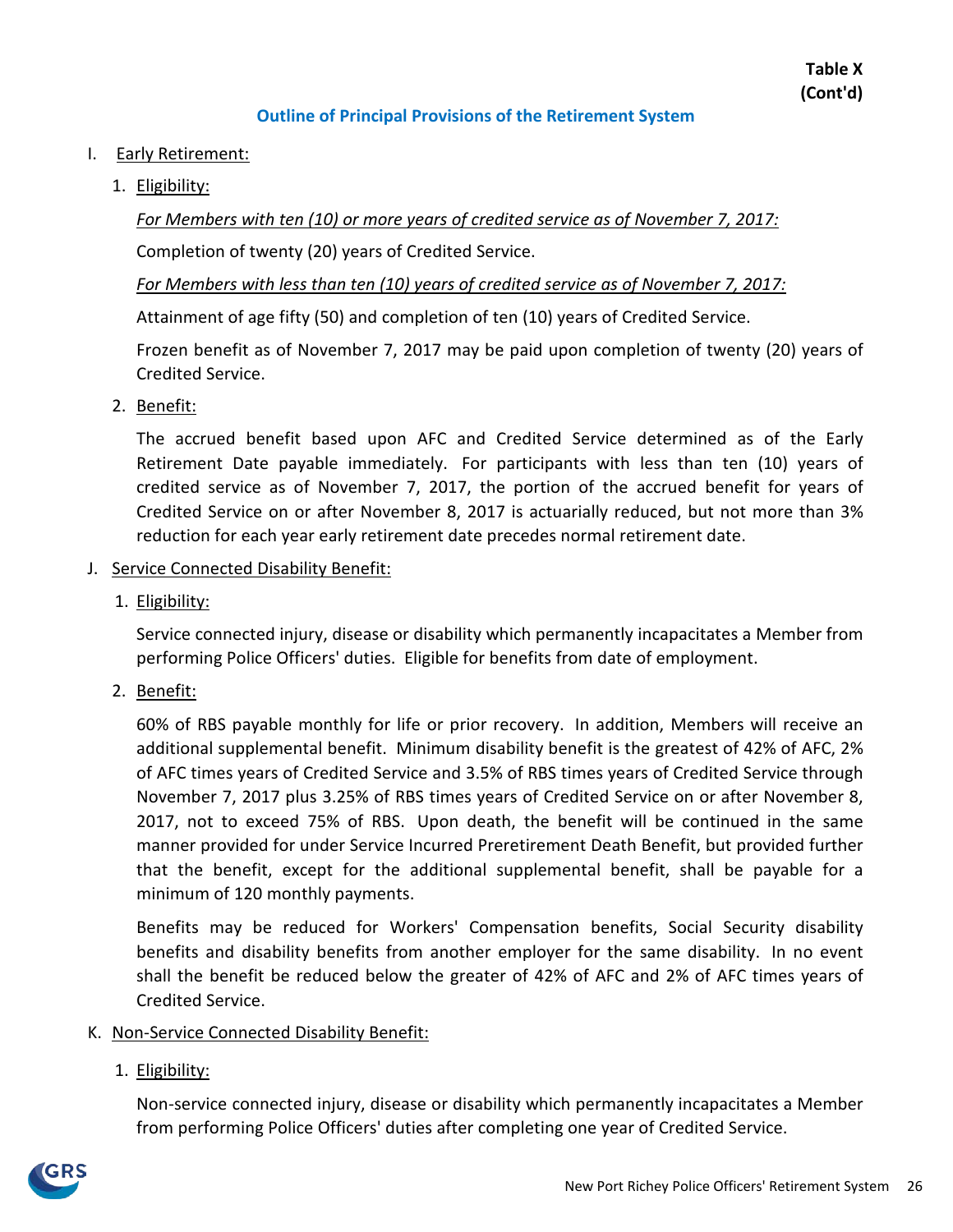**Table X (Cont'd)**

## Outline of Principal Provisions of the Retirement System

I. Early Retirement:

1. Eligibility:

   *For Members with ten (10) or more years of credited service as of November 7, 2017:*

   Completion of twenty (20) years of Credited Service.

   *For Members with less than ten (10) years of credited service as of November 7, 2017:*

   Attainment of age fifty (50) and completion of ten (10) years of Credited Service.

   Frozen benefit as of November 7, 2017 may be paid upon completion of twenty (20) years of Credited Service.

2. Benefit:

   The accrued benefit based upon AFC and Credited Service determined as of the Early Retirement Date payable immediately. For participants with less than ten (10) years of credited service as of November 7, 2017, the portion of the accrued benefit for years of Credited Service on or after November 8, 2017 is actuarially reduced, but not more than 3% reduction for each year early retirement date precedes normal retirement date.

J. Service Connected Disability Benefit:

1. Eligibility:

   Service connected injury, disease or disability which permanently incapacitates a Member from performing Police Officers' duties. Eligible for benefits from date of employment.

2. Benefit:

   60% of RBS payable monthly for life or prior recovery. In addition, Members will receive an additional supplemental benefit. Minimum disability benefit is the greatest of 42% of AFC, 2% of AFC times years of Credited Service and 3.5% of RBS times years of Credited Service through November 7, 2017 plus 3.25% of RBS times years of Credited Service on or after November 8, 2017, not to exceed 75% of RBS. Upon death, the benefit will be continued in the same manner provided for under Service Incurred Preretirement Death Benefit, but provided further that the benefit, except for the additional supplemental benefit, shall be payable for a minimum of 120 monthly payments.

   Benefits may be reduced for Workers' Compensation benefits, Social Security disability benefits and disability benefits from another employer for the same disability. In no event shall the benefit be reduced below the greater of 42% of AFC and 2% of AFC times years of Credited Service.

K. Non-Service Connected Disability Benefit:

1. Eligibility:

   Non-service connected injury, disease or disability which permanently incapacitates a Member from performing Police Officers' duties after completing one year of Credited Service.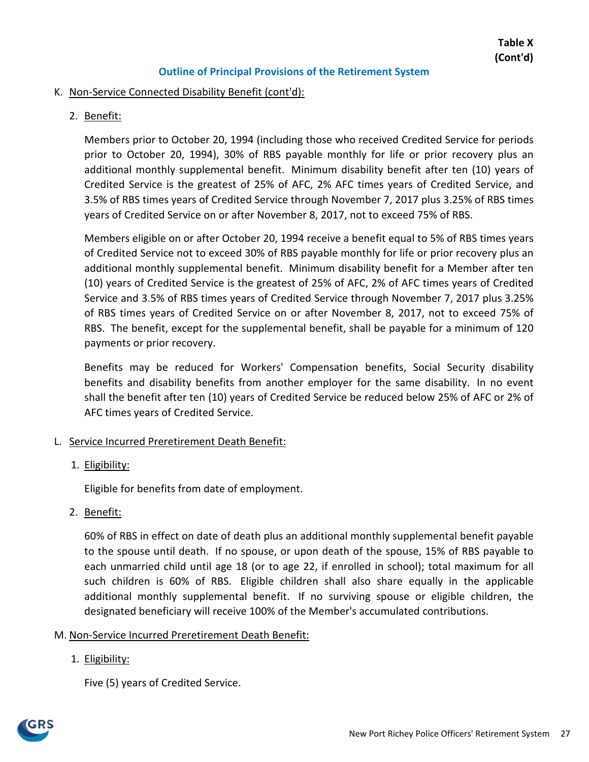**Table X (Cont'd)**

## Outline of Principal Provisions of the Retirement System

K. Non-Service Connected Disability Benefit (cont'd):

2. Benefit:

   Members prior to October 20, 1994 (including those who received Credited Service for periods prior to October 20, 1994), 30% of RBS payable monthly for life or prior recovery plus an additional monthly supplemental benefit. Minimum disability benefit after ten (10) years of Credited Service is the greatest of 25% of AFC, 2% AFC times years of Credited Service, and 3.5% of RBS times years of Credited Service through November 7, 2017 plus 3.25% of RBS times years of Credited Service on or after November 8, 2017, not to exceed 75% of RBS.

   Members eligible on or after October 20, 1994 receive a benefit equal to 5% of RBS times years of Credited Service not to exceed 30% of RBS payable monthly for life or prior recovery plus an additional monthly supplemental benefit. Minimum disability benefit for a Member after ten (10) years of Credited Service is the greatest of 25% of AFC, 2% of AFC times years of Credited Service and 3.5% of RBS times years of Credited Service through November 7, 2017 plus 3.25% of RBS times years of Credited Service on or after November 8, 2017, not to exceed 75% of RBS. The benefit, except for the supplemental benefit, shall be payable for a minimum of 120 payments or prior recovery.

   Benefits may be reduced for Workers' Compensation benefits, Social Security disability benefits and disability benefits from another employer for the same disability. In no event shall the benefit after ten (10) years of Credited Service be reduced below 25% of AFC or 2% of AFC times years of Credited Service.

L. Service Incurred Preretirement Death Benefit:

1. Eligibility:

   Eligible for benefits from date of employment.

2. Benefit:

   60% of RBS in effect on date of death plus an additional monthly supplemental benefit payable to the spouse until death. If no spouse, or upon death of the spouse, 15% of RBS payable to each unmarried child until age 18 (or to age 22, if enrolled in school); total maximum for all such children is 60% of RBS. Eligible children shall also share equally in the applicable additional monthly supplemental benefit. If no surviving spouse or eligible children, the designated beneficiary will receive 100% of the Member's accumulated contributions.

M. Non-Service Incurred Preretirement Death Benefit:

1. Eligibility:

   Five (5) years of Credited Service.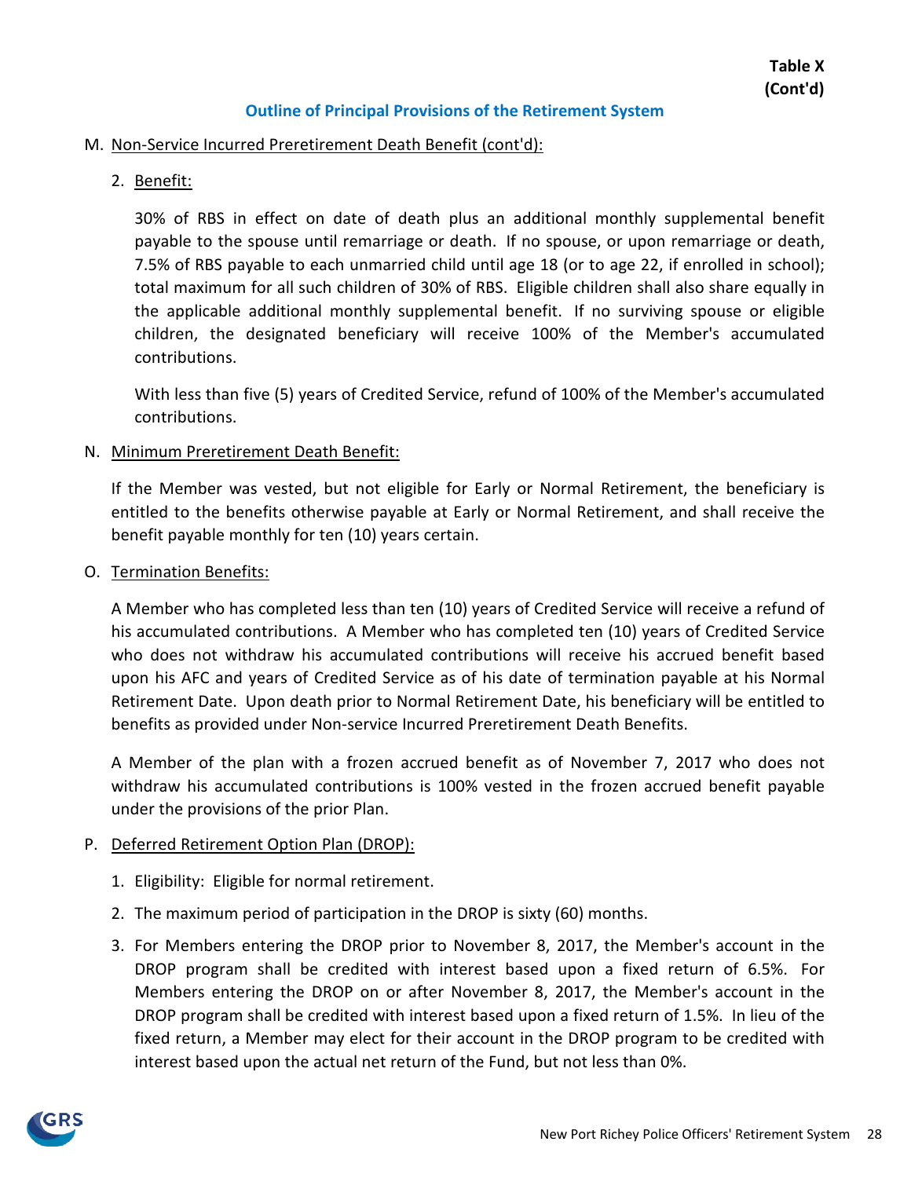**Table X (Cont'd)**

## Outline of Principal Provisions of the Retirement System

M. Non-Service Incurred Preretirement Death Benefit (cont'd):

2. Benefit:

   30% of RBS in effect on date of death plus an additional monthly supplemental benefit payable to the spouse until remarriage or death. If no spouse, or upon remarriage or death, 7.5% of RBS payable to each unmarried child until age 18 (or to age 22, if enrolled in school); total maximum for all such children of 30% of RBS. Eligible children shall also share equally in the applicable additional monthly supplemental benefit. If no surviving spouse or eligible children, the designated beneficiary will receive 100% of the Member's accumulated contributions.

   With less than five (5) years of Credited Service, refund of 100% of the Member's accumulated contributions.

N. Minimum Preretirement Death Benefit:

If the Member was vested, but not eligible for Early or Normal Retirement, the beneficiary is entitled to the benefits otherwise payable at Early or Normal Retirement, and shall receive the benefit payable monthly for ten (10) years certain.

O. Termination Benefits:

A Member who has completed less than ten (10) years of Credited Service will receive a refund of his accumulated contributions. A Member who has completed ten (10) years of Credited Service who does not withdraw his accumulated contributions will receive his accrued benefit based upon his AFC and years of Credited Service as of his date of termination payable at his Normal Retirement Date. Upon death prior to Normal Retirement Date, his beneficiary will be entitled to benefits as provided under Non-service Incurred Preretirement Death Benefits.

A Member of the plan with a frozen accrued benefit as of November 7, 2017 who does not withdraw his accumulated contributions is 100% vested in the frozen accrued benefit payable under the provisions of the prior Plan.

P. Deferred Retirement Option Plan (DROP):

1. Eligibility: Eligible for normal retirement.
2. The maximum period of participation in the DROP is sixty (60) months.
3. For Members entering the DROP prior to November 8, 2017, the Member's account in the DROP program shall be credited with interest based upon a fixed return of 6.5%. For Members entering the DROP on or after November 8, 2017, the Member's account in the DROP program shall be credited with interest based upon a fixed return of 1.5%. In lieu of the fixed return, a Member may elect for their account in the DROP program to be credited with interest based upon the actual net return of the Fund, but not less than 0%.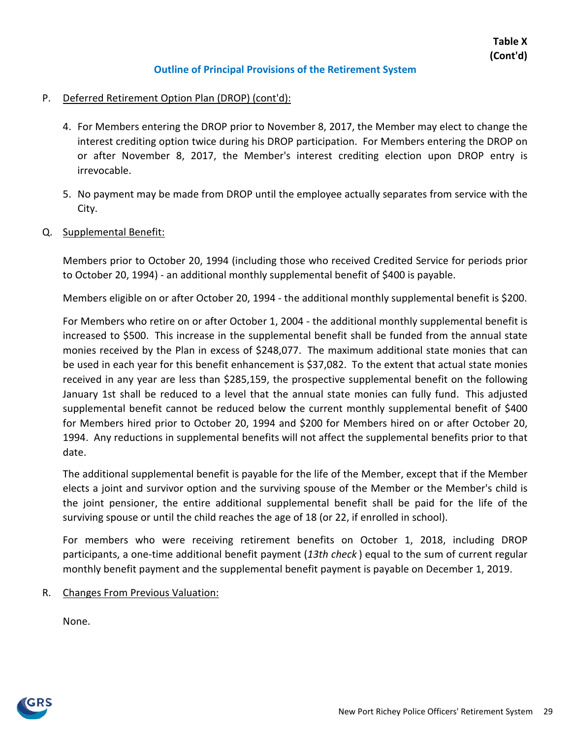**Table X (Cont'd)**

## Outline of Principal Provisions of the Retirement System

P. Deferred Retirement Option Plan (DROP) (cont'd):

4. For Members entering the DROP prior to November 8, 2017, the Member may elect to change the interest crediting option twice during his DROP participation. For Members entering the DROP on or after November 8, 2017, the Member's interest crediting election upon DROP entry is irrevocable.

5. No payment may be made from DROP until the employee actually separates from service with the City.

Q. Supplemental Benefit:

Members prior to October 20, 1994 (including those who received Credited Service for periods prior to October 20, 1994) - an additional monthly supplemental benefit of $400 is payable.

Members eligible on or after October 20, 1994 - the additional monthly supplemental benefit is $200.

For Members who retire on or after October 1, 2004 - the additional monthly supplemental benefit is increased to $500. This increase in the supplemental benefit shall be funded from the annual state monies received by the Plan in excess of $248,077. The maximum additional state monies that can be used in each year for this benefit enhancement is $37,082. To the extent that actual state monies received in any year are less than $285,159, the prospective supplemental benefit on the following January 1st shall be reduced to a level that the annual state monies can fully fund. This adjusted supplemental benefit cannot be reduced below the current monthly supplemental benefit of $400 for Members hired prior to October 20, 1994 and $200 for Members hired on or after October 20, 1994. Any reductions in supplemental benefits will not affect the supplemental benefits prior to that date.

The additional supplemental benefit is payable for the life of the Member, except that if the Member elects a joint and survivor option and the surviving spouse of the Member or the Member's child is the joint pensioner, the entire additional supplemental benefit shall be paid for the life of the surviving spouse or until the child reaches the age of 18 (or 22, if enrolled in school).

For members who were receiving retirement benefits on October 1, 2018, including DROP participants, a one-time additional benefit payment (*13th check*) equal to the sum of current regular monthly benefit payment and the supplemental benefit payment is payable on December 1, 2019.

R. Changes From Previous Valuation:

None.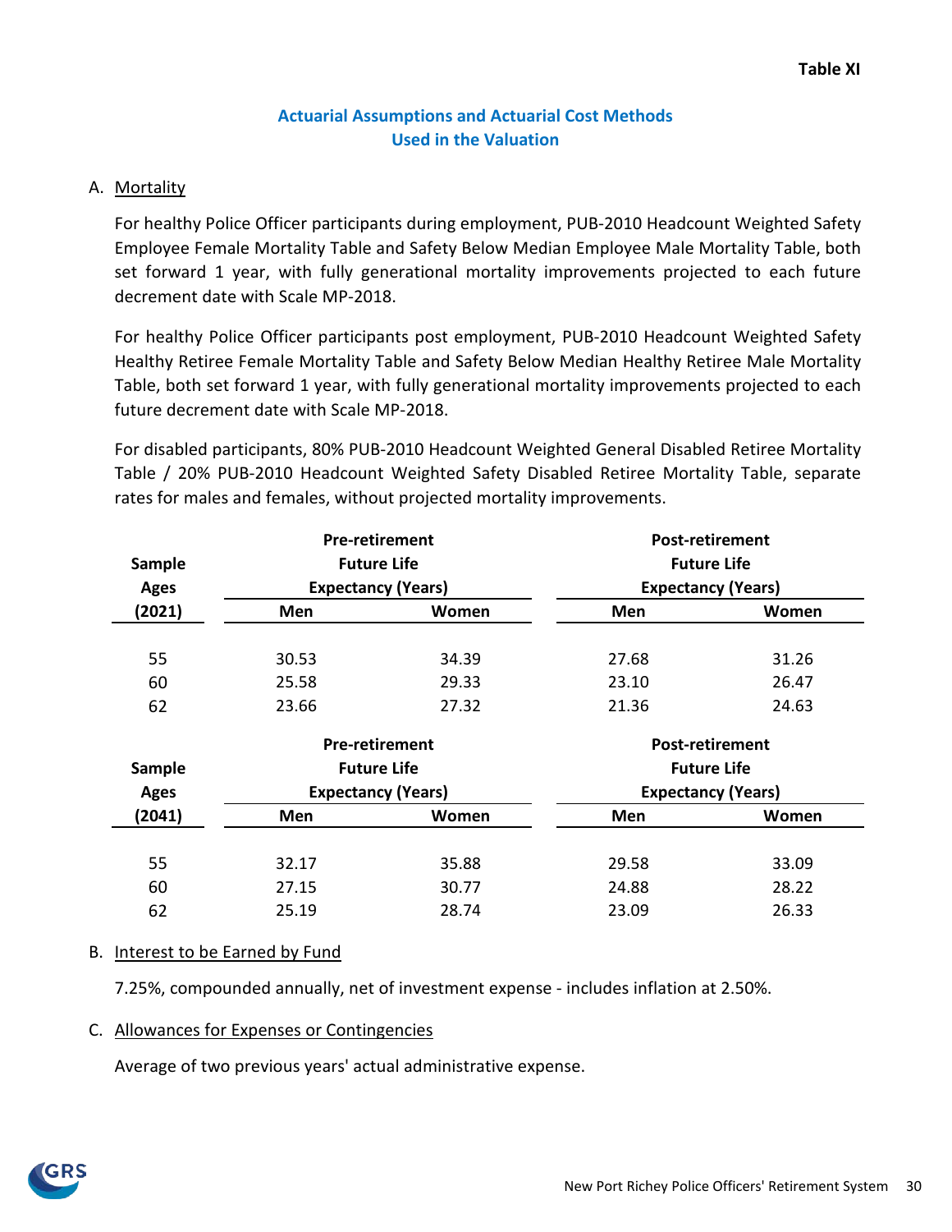**Table XI**

## Actuarial Assumptions and Actuarial Cost Methods Used in the Valuation

A. Mortality

For healthy Police Officer participants during employment, PUB-2010 Headcount Weighted Safety Employee Female Mortality Table and Safety Below Median Employee Male Mortality Table, both set forward 1 year, with fully generational mortality improvements projected to each future decrement date with Scale MP-2018.

For healthy Police Officer participants post employment, PUB-2010 Headcount Weighted Safety Healthy Retiree Female Mortality Table and Safety Below Median Healthy Retiree Male Mortality Table, both set forward 1 year, with fully generational mortality improvements projected to each future decrement date with Scale MP-2018.

For disabled participants, 80% PUB-2010 Headcount Weighted General Disabled Retiree Mortality Table / 20% PUB-2010 Headcount Weighted Safety Disabled Retiree Mortality Table, separate rates for males and females, without projected mortality improvements.

| Sample Ages (2021) | Pre-retirement Future Life Expectancy (Years) | | Post-retirement Future Life Expectancy (Years) | |
|---|---|---|---|---|
| | Men | Women | Men | Women |
| 55 | 30.53 | 34.39 | 27.68 | 31.26 |
| 60 | 25.58 | 29.33 | 23.10 | 26.47 |
| 62 | 23.66 | 27.32 | 21.36 | 24.63 |

| Sample Ages (2041) | Pre-retirement Future Life Expectancy (Years) | | Post-retirement Future Life Expectancy (Years) | |
|---|---|---|---|---|
| | Men | Women | Men | Women |
| 55 | 32.17 | 35.88 | 29.58 | 33.09 |
| 60 | 27.15 | 30.77 | 24.88 | 28.22 |
| 62 | 25.19 | 28.74 | 23.09 | 26.33 |

B. Interest to be Earned by Fund

7.25%, compounded annually, net of investment expense - includes inflation at 2.50%.

C. Allowances for Expenses or Contingencies

Average of two previous years' actual administrative expense.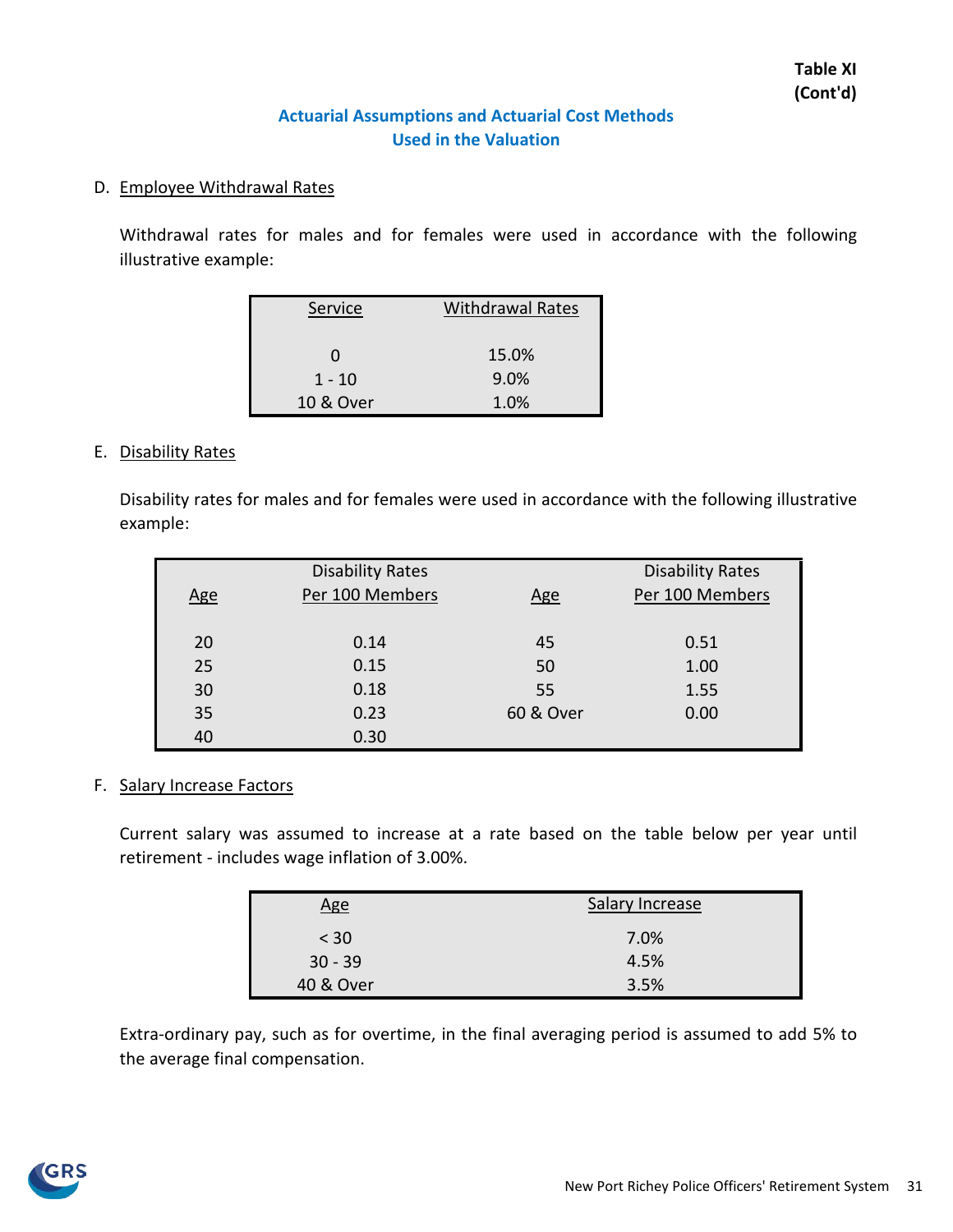**Table XI (Cont'd)**

## Actuarial Assumptions and Actuarial Cost Methods Used in the Valuation

D. Employee Withdrawal Rates

Withdrawal rates for males and for females were used in accordance with the following illustrative example:

| Service | Withdrawal Rates |
|---|---|
| 0 | 15.0% |
| 1 - 10 | 9.0% |
| 10 & Over | 1.0% |

E. Disability Rates

Disability rates for males and for females were used in accordance with the following illustrative example:

| Age | Disability Rates Per 100 Members | Age | Disability Rates Per 100 Members |
|---|---|---|---|
| 20 | 0.14 | 45 | 0.51 |
| 25 | 0.15 | 50 | 1.00 |
| 30 | 0.18 | 55 | 1.55 |
| 35 | 0.23 | 60 & Over | 0.00 |
| 40 | 0.30 | | |

F. Salary Increase Factors

Current salary was assumed to increase at a rate based on the table below per year until retirement - includes wage inflation of 3.00%.

| Age | Salary Increase |
|---|---|
| < 30 | 7.0% |
| 30 - 39 | 4.5% |
| 40 & Over | 3.5% |

Extra-ordinary pay, such as for overtime, in the final averaging period is assumed to add 5% to the average final compensation.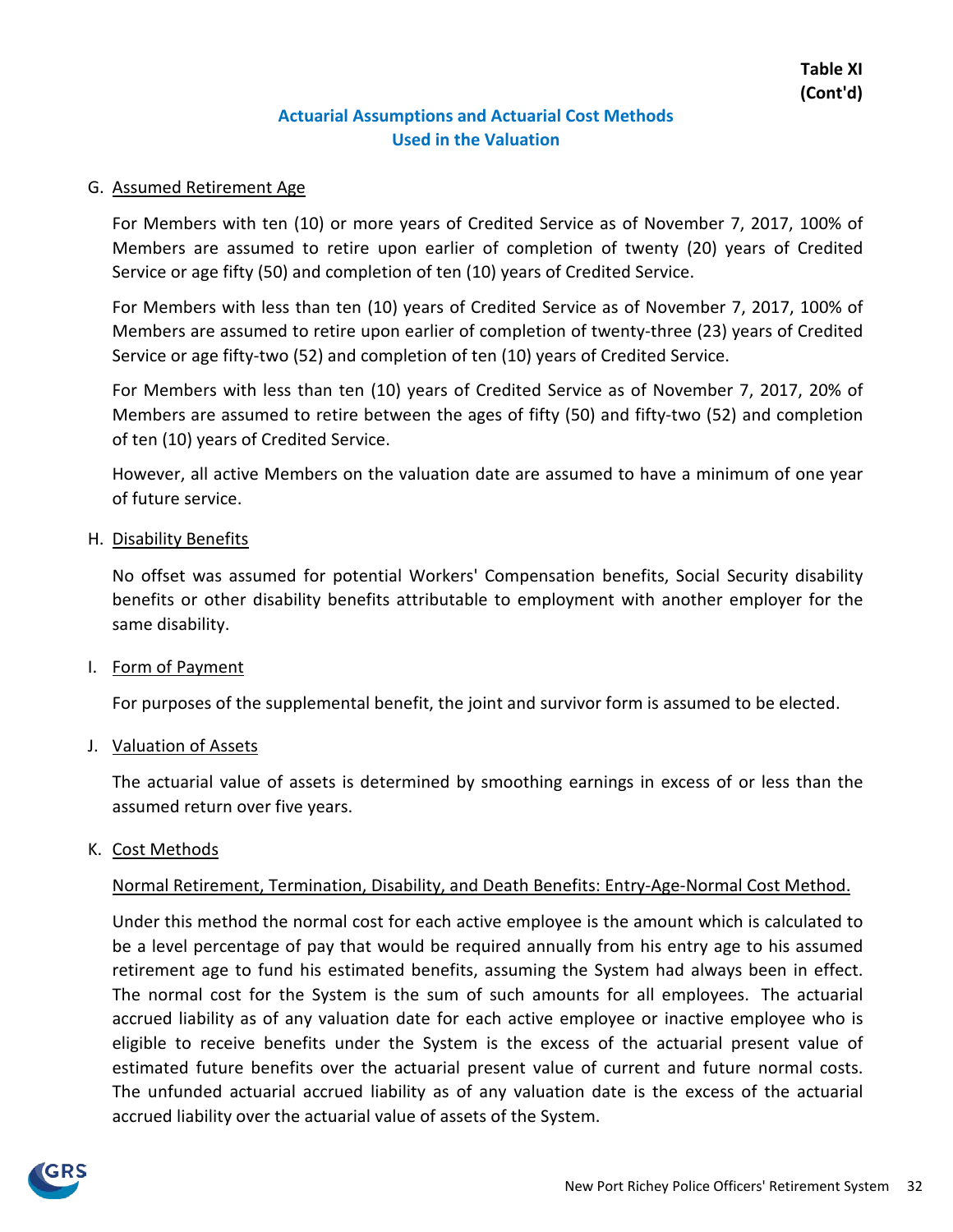**Table XI**
**(Cont'd)**

## Actuarial Assumptions and Actuarial Cost Methods Used in the Valuation

G. Assumed Retirement Age

For Members with ten (10) or more years of Credited Service as of November 7, 2017, 100% of Members are assumed to retire upon earlier of completion of twenty (20) years of Credited Service or age fifty (50) and completion of ten (10) years of Credited Service.

For Members with less than ten (10) years of Credited Service as of November 7, 2017, 100% of Members are assumed to retire upon earlier of completion of twenty-three (23) years of Credited Service or age fifty-two (52) and completion of ten (10) years of Credited Service.

For Members with less than ten (10) years of Credited Service as of November 7, 2017, 20% of Members are assumed to retire between the ages of fifty (50) and fifty-two (52) and completion of ten (10) years of Credited Service.

However, all active Members on the valuation date are assumed to have a minimum of one year of future service.

H. Disability Benefits

No offset was assumed for potential Workers' Compensation benefits, Social Security disability benefits or other disability benefits attributable to employment with another employer for the same disability.

I. Form of Payment

For purposes of the supplemental benefit, the joint and survivor form is assumed to be elected.

J. Valuation of Assets

The actuarial value of assets is determined by smoothing earnings in excess of or less than the assumed return over five years.

K. Cost Methods

Normal Retirement, Termination, Disability, and Death Benefits: Entry-Age-Normal Cost Method.

Under this method the normal cost for each active employee is the amount which is calculated to be a level percentage of pay that would be required annually from his entry age to his assumed retirement age to fund his estimated benefits, assuming the System had always been in effect. The normal cost for the System is the sum of such amounts for all employees. The actuarial accrued liability as of any valuation date for each active employee or inactive employee who is eligible to receive benefits under the System is the excess of the actuarial present value of estimated future benefits over the actuarial present value of current and future normal costs. The unfunded actuarial accrued liability as of any valuation date is the excess of the actuarial accrued liability over the actuarial value of assets of the System.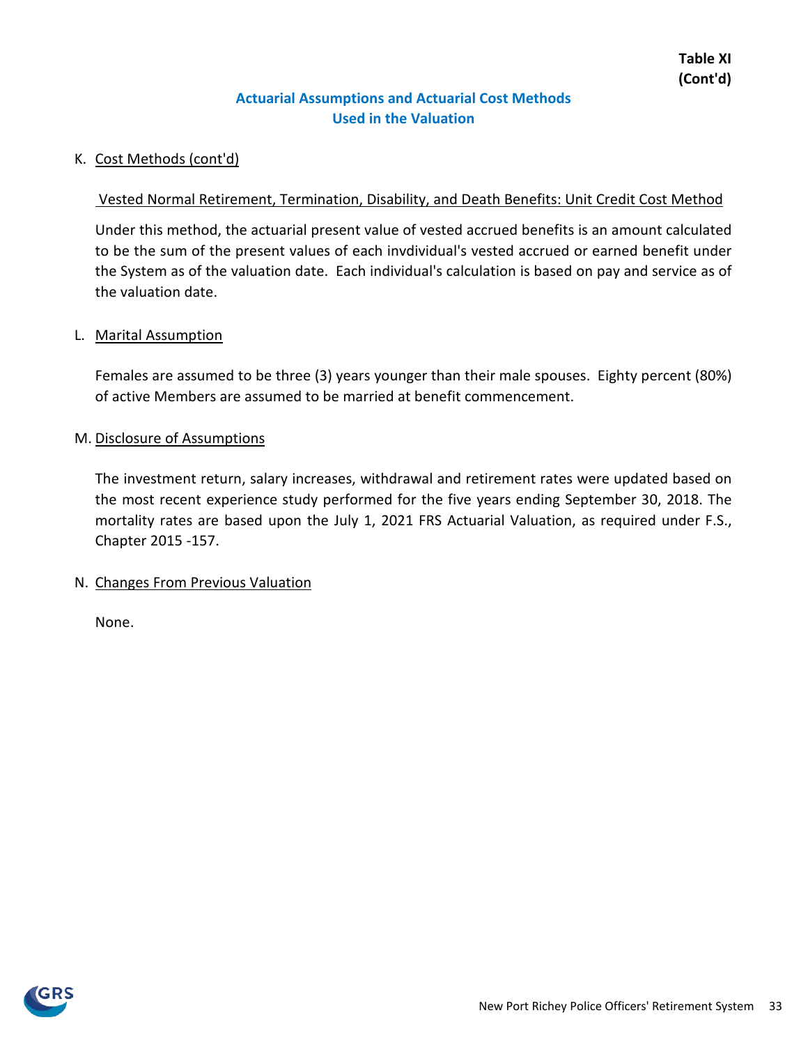**Table XI (Cont'd)**

## Actuarial Assumptions and Actuarial Cost Methods Used in the Valuation

K. Cost Methods (cont'd)

Vested Normal Retirement, Termination, Disability, and Death Benefits: Unit Credit Cost Method

Under this method, the actuarial present value of vested accrued benefits is an amount calculated to be the sum of the present values of each invdividual's vested accrued or earned benefit under the System as of the valuation date. Each individual's calculation is based on pay and service as of the valuation date.

L. Marital Assumption

Females are assumed to be three (3) years younger than their male spouses. Eighty percent (80%) of active Members are assumed to be married at benefit commencement.

M. Disclosure of Assumptions

The investment return, salary increases, withdrawal and retirement rates were updated based on the most recent experience study performed for the five years ending September 30, 2018. The mortality rates are based upon the July 1, 2021 FRS Actuarial Valuation, as required under F.S., Chapter 2015 -157.

N. Changes From Previous Valuation

None.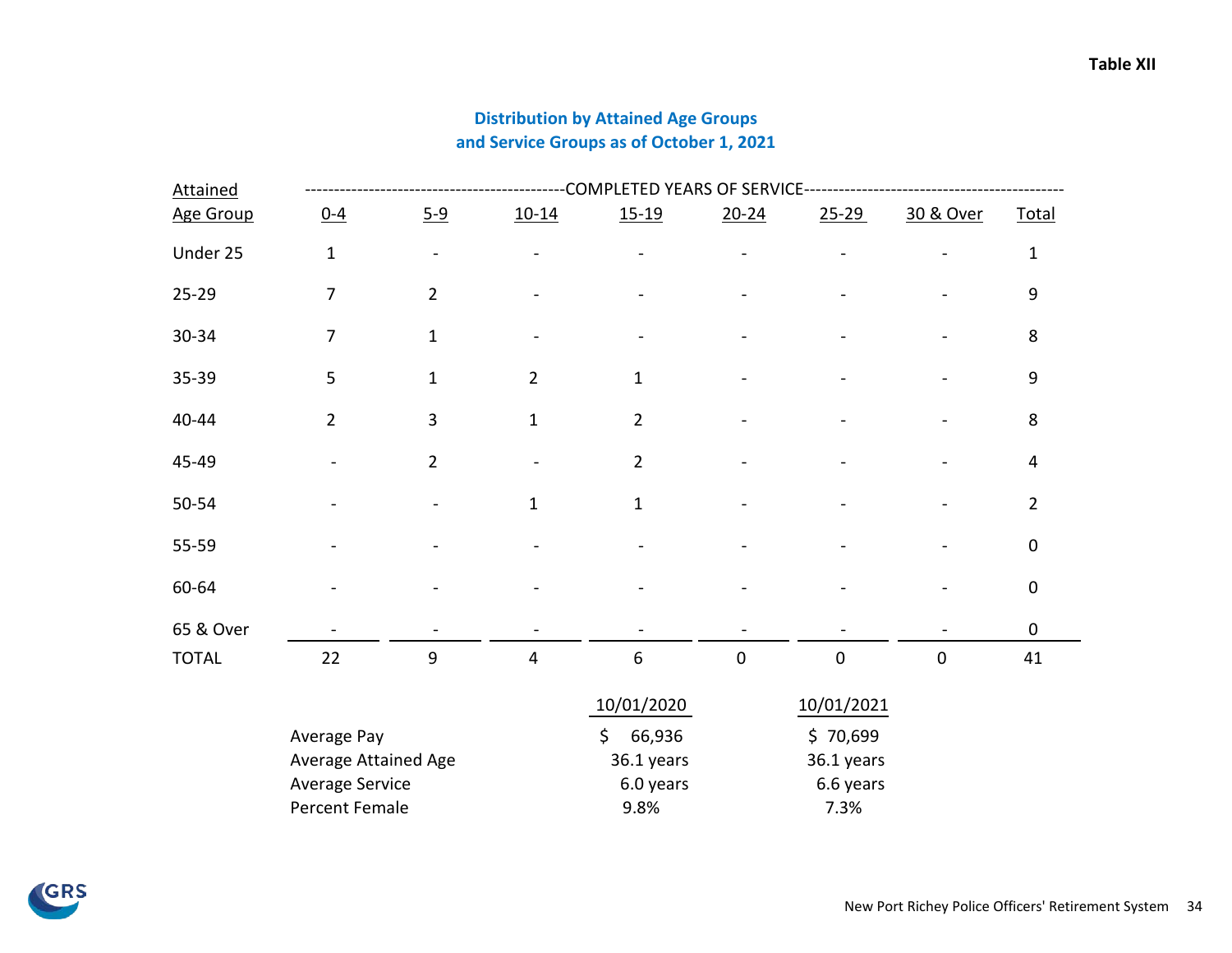**Table XII**

## Distribution by Attained Age Groups and Service Groups as of October 1, 2021

| Attained Age Group | COMPLETED YEARS OF SERVICE 0-4 | 5-9 | 10-14 | 15-19 | 20-24 | 25-29 | 30 & Over | Total |
|---|---|---|---|---|---|---|---|---|
| Under 25 | 1 | - | - | - | - | - | - | 1 |
| 25-29 | 7 | 2 | - | - | - | - | - | 9 |
| 30-34 | 7 | 1 | - | - | - | - | - | 8 |
| 35-39 | 5 | 1 | 2 | 1 | - | - | - | 9 |
| 40-44 | 2 | 3 | 1 | 2 | - | - | - | 8 |
| 45-49 | - | 2 | - | 2 | - | - | - | 4 |
| 50-54 | - | - | 1 | 1 | - | - | - | 2 |
| 55-59 | - | - | - | - | - | - | - | 0 |
| 60-64 | - | - | - | - | - | - | - | 0 |
| 65 & Over | - | - | - | - | - | - | - | 0 |
| TOTAL | 22 | 9 | 4 | 6 | 0 | 0 | 0 | 41 |

| | 10/01/2020 | 10/01/2021 |
|---|---|---|
| Average Pay | $ 66,936 | $ 70,699 |
| Average Attained Age | 36.1 years | 36.1 years |
| Average Service | 6.0 years | 6.6 years |
| Percent Female | 9.8% | 7.3% |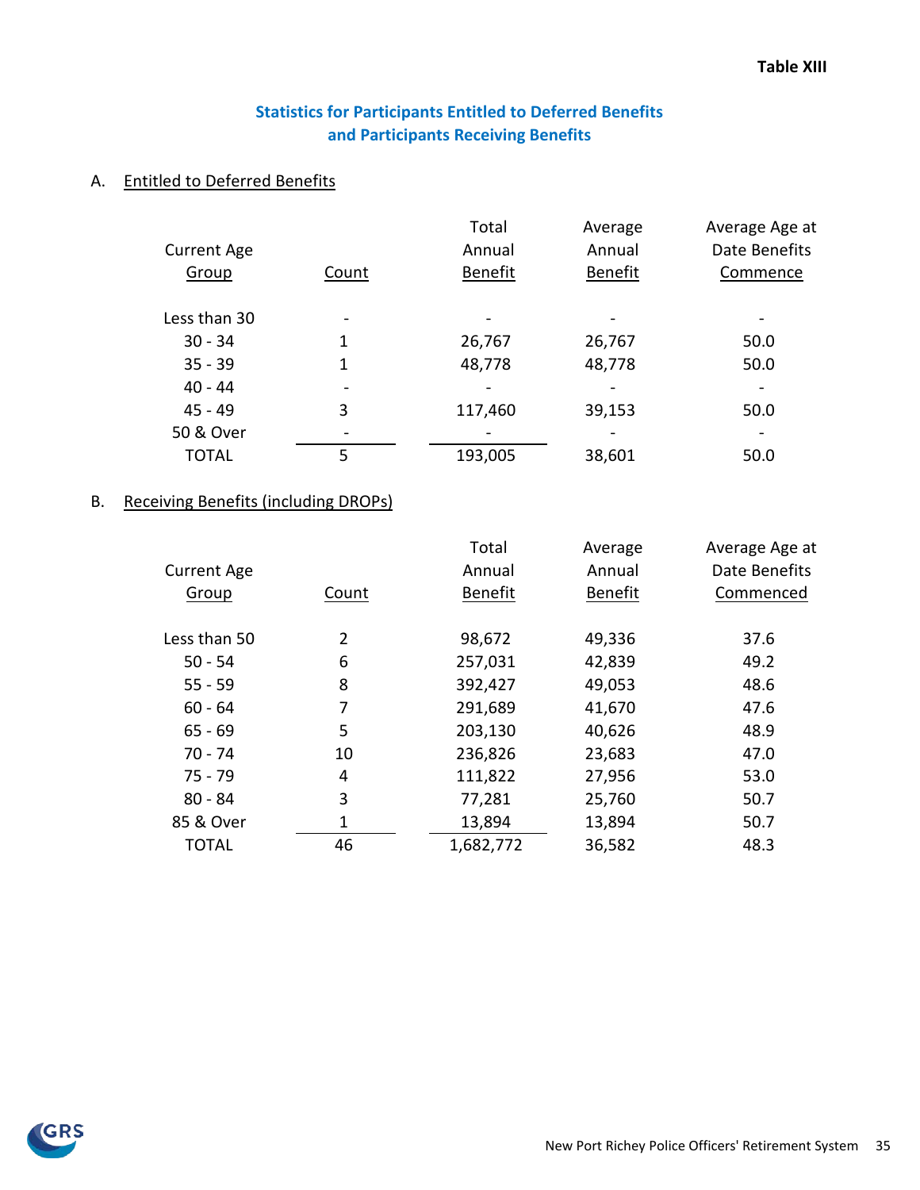**Table XIII**

## Statistics for Participants Entitled to Deferred Benefits and Participants Receiving Benefits

### A. Entitled to Deferred Benefits

| Current Age Group | Count | Total Annual Benefit | Average Annual Benefit | Average Age at Date Benefits Commence |
|---|---|---|---|---|
| Less than 30 | - | - | - | - |
| 30 - 34 | 1 | 26,767 | 26,767 | 50.0 |
| 35 - 39 | 1 | 48,778 | 48,778 | 50.0 |
| 40 - 44 | - | - | - | - |
| 45 - 49 | 3 | 117,460 | 39,153 | 50.0 |
| 50 & Over | - | - | - | - |
| TOTAL | 5 | 193,005 | 38,601 | 50.0 |

### B. Receiving Benefits (including DROPs)

| Current Age Group | Count | Total Annual Benefit | Average Annual Benefit | Average Age at Date Benefits Commenced |
|---|---|---|---|---|
| Less than 50 | 2 | 98,672 | 49,336 | 37.6 |
| 50 - 54 | 6 | 257,031 | 42,839 | 49.2 |
| 55 - 59 | 8 | 392,427 | 49,053 | 48.6 |
| 60 - 64 | 7 | 291,689 | 41,670 | 47.6 |
| 65 - 69 | 5 | 203,130 | 40,626 | 48.9 |
| 70 - 74 | 10 | 236,826 | 23,683 | 47.0 |
| 75 - 79 | 4 | 111,822 | 27,956 | 53.0 |
| 80 - 84 | 3 | 77,281 | 25,760 | 50.7 |
| 85 & Over | 1 | 13,894 | 13,894 | 50.7 |
| TOTAL | 46 | 1,682,772 | 36,582 | 48.3 |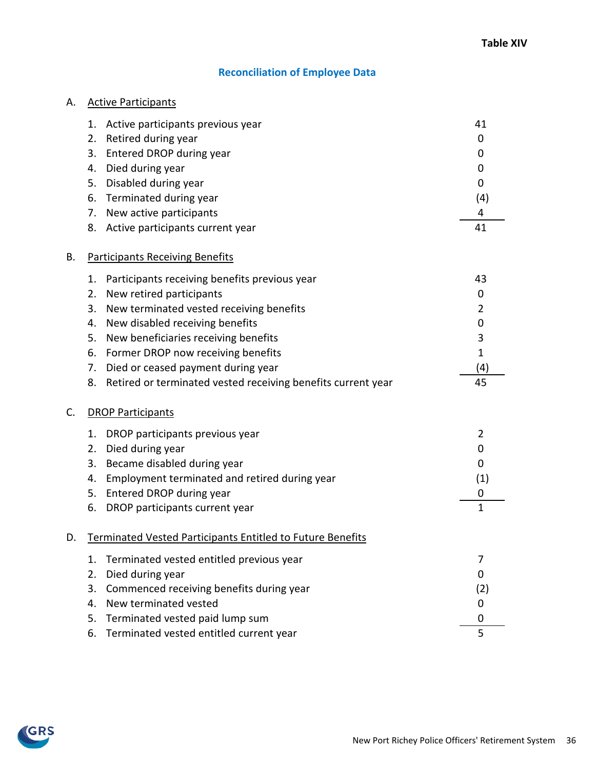Table XIV

## Reconciliation of Employee Data

### A. Active Participants

| | | |
|---|---|---|
| 1. | Active participants previous year | 41 |
| 2. | Retired during year | 0 |
| 3. | Entered DROP during year | 0 |
| 4. | Died during year | 0 |
| 5. | Disabled during year | 0 |
| 6. | Terminated during year | (4) |
| 7. | New active participants | 4 |
| 8. | Active participants current year | 41 |

### B. Participants Receiving Benefits

| | | |
|---|---|---|
| 1. | Participants receiving benefits previous year | 43 |
| 2. | New retired participants | 0 |
| 3. | New terminated vested receiving benefits | 2 |
| 4. | New disabled receiving benefits | 0 |
| 5. | New beneficiaries receiving benefits | 3 |
| 6. | Former DROP now receiving benefits | 1 |
| 7. | Died or ceased payment during year | (4) |
| 8. | Retired or terminated vested receiving benefits current year | 45 |

### C. DROP Participants

| | | |
|---|---|---|
| 1. | DROP participants previous year | 2 |
| 2. | Died during year | 0 |
| 3. | Became disabled during year | 0 |
| 4. | Employment terminated and retired during year | (1) |
| 5. | Entered DROP during year | 0 |
| 6. | DROP participants current year | 1 |

### D. Terminated Vested Participants Entitled to Future Benefits

| | | |
|---|---|---|
| 1. | Terminated vested entitled previous year | 7 |
| 2. | Died during year | 0 |
| 3. | Commenced receiving benefits during year | (2) |
| 4. | New terminated vested | 0 |
| 5. | Terminated vested paid lump sum | 0 |
| 6. | Terminated vested entitled current year | 5 |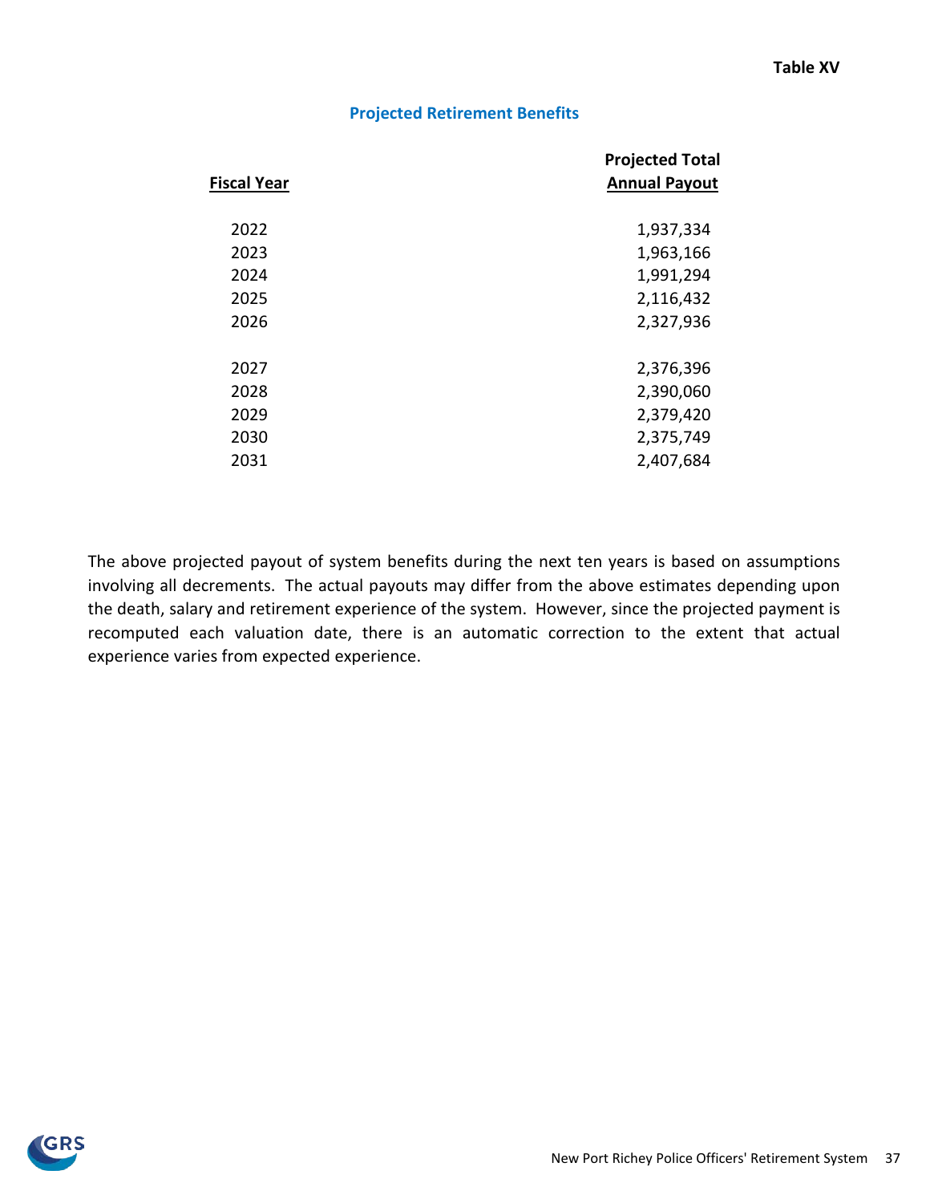**Table XV**

## Projected Retirement Benefits

| Fiscal Year | Projected Total Annual Payout |
|---|---|
| 2022 | 1,937,334 |
| 2023 | 1,963,166 |
| 2024 | 1,991,294 |
| 2025 | 2,116,432 |
| 2026 | 2,327,936 |
| 2027 | 2,376,396 |
| 2028 | 2,390,060 |
| 2029 | 2,379,420 |
| 2030 | 2,375,749 |
| 2031 | 2,407,684 |

The above projected payout of system benefits during the next ten years is based on assumptions involving all decrements. The actual payouts may differ from the above estimates depending upon the death, salary and retirement experience of the system. However, since the projected payment is recomputed each valuation date, there is an automatic correction to the extent that actual experience varies from expected experience.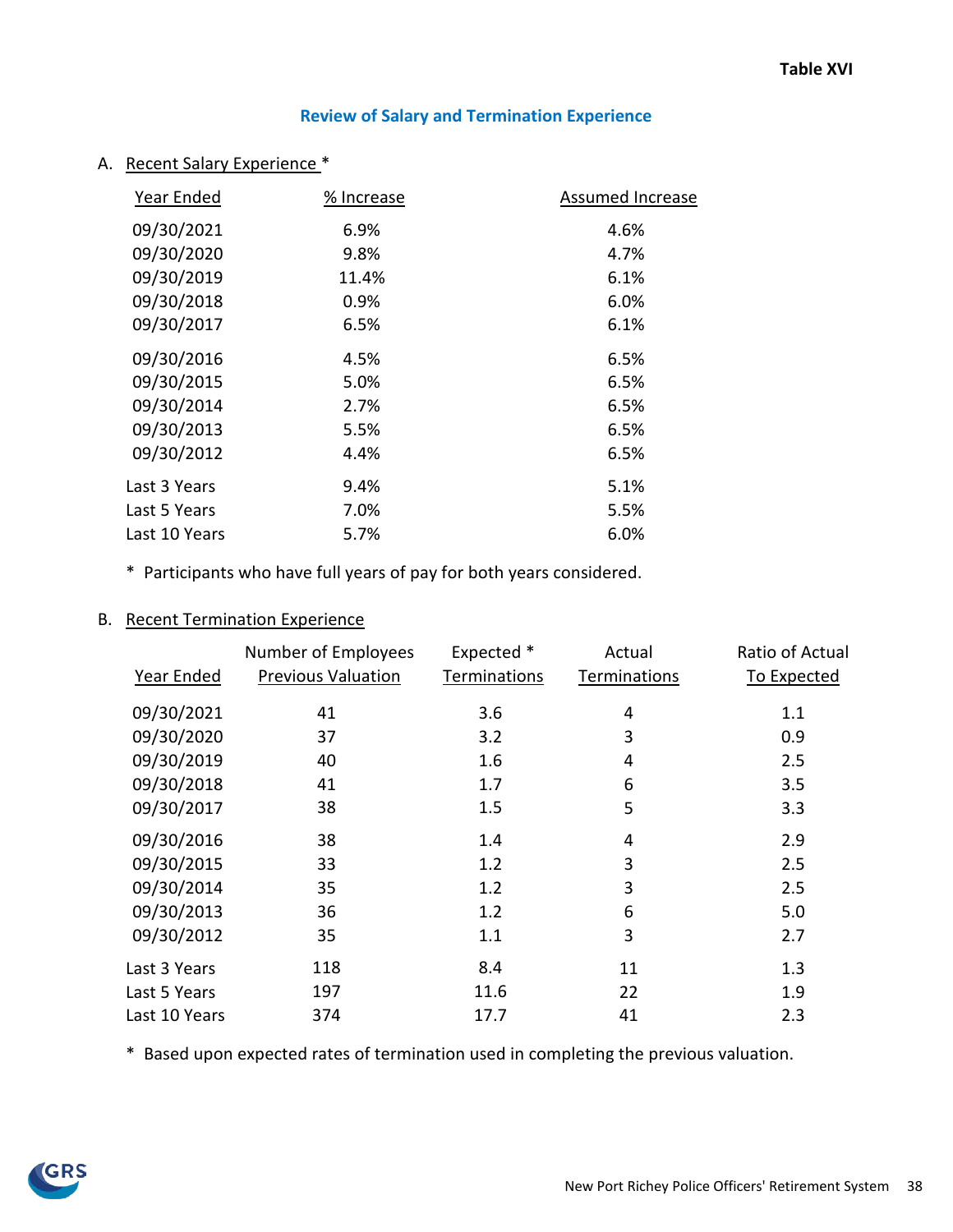Table XVI

## Review of Salary and Termination Experience

A. Recent Salary Experience *

| Year Ended | % Increase | Assumed Increase |
|---|---|---|
| 09/30/2021 | 6.9% | 4.6% |
| 09/30/2020 | 9.8% | 4.7% |
| 09/30/2019 | 11.4% | 6.1% |
| 09/30/2018 | 0.9% | 6.0% |
| 09/30/2017 | 6.5% | 6.1% |
| 09/30/2016 | 4.5% | 6.5% |
| 09/30/2015 | 5.0% | 6.5% |
| 09/30/2014 | 2.7% | 6.5% |
| 09/30/2013 | 5.5% | 6.5% |
| 09/30/2012 | 4.4% | 6.5% |
| Last 3 Years | 9.4% | 5.1% |
| Last 5 Years | 7.0% | 5.5% |
| Last 10 Years | 5.7% | 6.0% |

* Participants who have full years of pay for both years considered.

B. Recent Termination Experience

| Year Ended | Number of Employees Previous Valuation | Expected * Terminations | Actual Terminations | Ratio of Actual To Expected |
|---|---|---|---|---|
| 09/30/2021 | 41 | 3.6 | 4 | 1.1 |
| 09/30/2020 | 37 | 3.2 | 3 | 0.9 |
| 09/30/2019 | 40 | 1.6 | 4 | 2.5 |
| 09/30/2018 | 41 | 1.7 | 6 | 3.5 |
| 09/30/2017 | 38 | 1.5 | 5 | 3.3 |
| 09/30/2016 | 38 | 1.4 | 4 | 2.9 |
| 09/30/2015 | 33 | 1.2 | 3 | 2.5 |
| 09/30/2014 | 35 | 1.2 | 3 | 2.5 |
| 09/30/2013 | 36 | 1.2 | 6 | 5.0 |
| 09/30/2012 | 35 | 1.1 | 3 | 2.7 |
| Last 3 Years | 118 | 8.4 | 11 | 1.3 |
| Last 5 Years | 197 | 11.6 | 22 | 1.9 |
| Last 10 Years | 374 | 17.7 | 41 | 2.3 |

* Based upon expected rates of termination used in completing the previous valuation.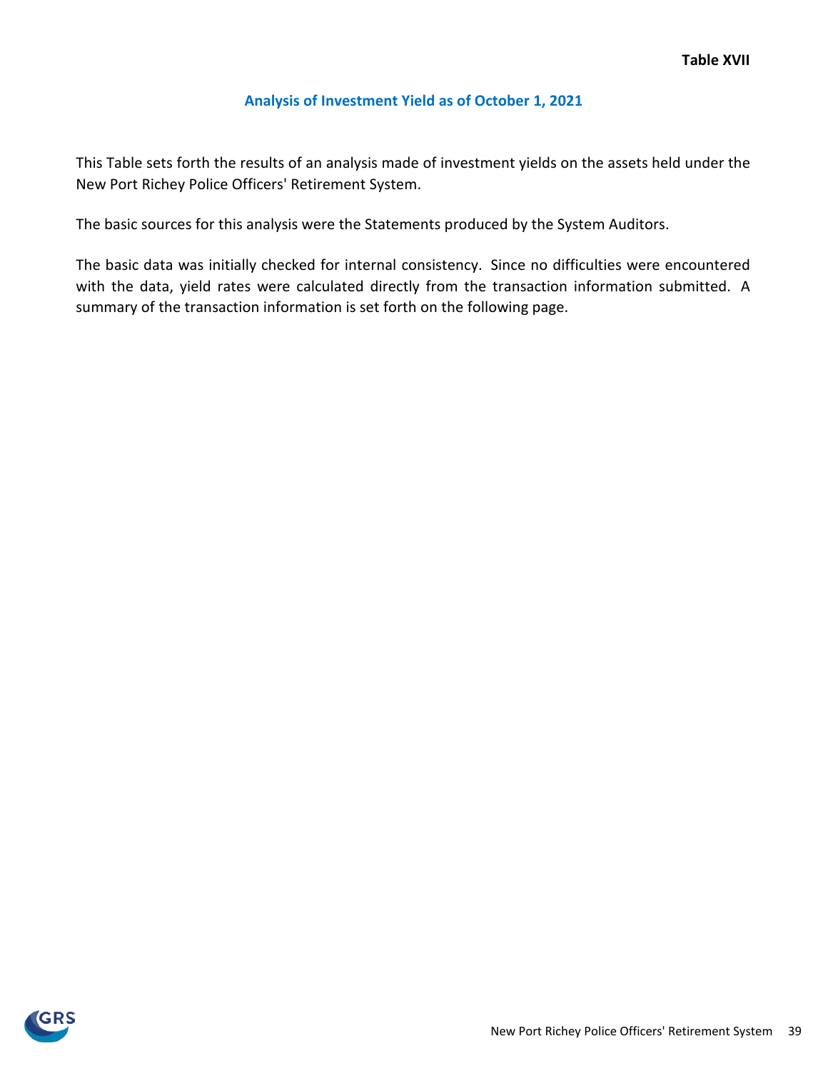**Table XVII**

## Analysis of Investment Yield as of October 1, 2021

This Table sets forth the results of an analysis made of investment yields on the assets held under the New Port Richey Police Officers' Retirement System.

The basic sources for this analysis were the Statements produced by the System Auditors.

The basic data was initially checked for internal consistency. Since no difficulties were encountered with the data, yield rates were calculated directly from the transaction information submitted. A summary of the transaction information is set forth on the following page.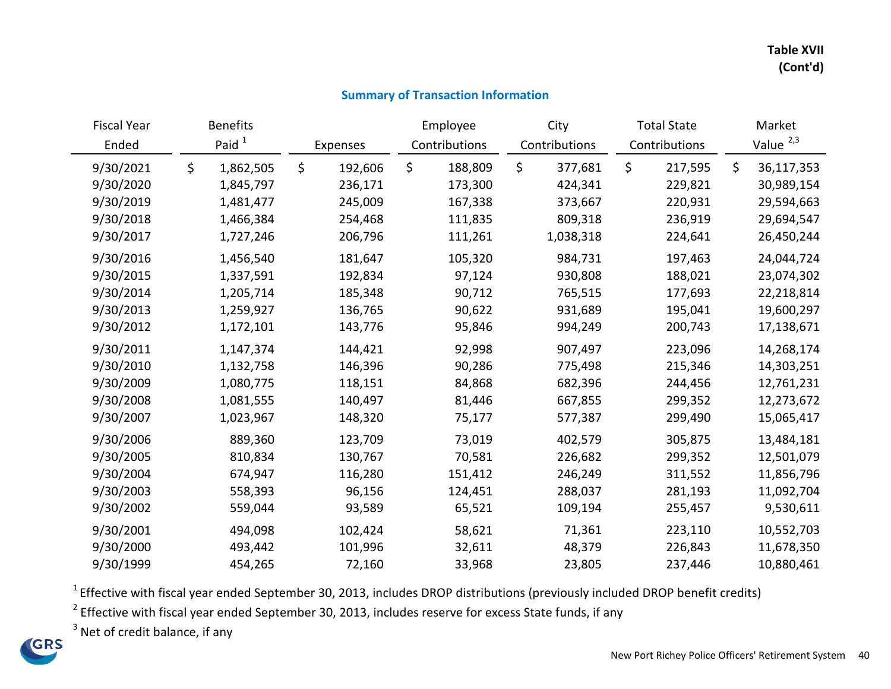**Table XVII**
**(Cont'd)**

## Summary of Transaction Information

| Fiscal Year Ended | Benefits Paid [1] | Expenses | Employee Contributions | City Contributions | Total State Contributions | Market Value [2,3] |
|---|---|---|---|---|---|---|
| 9/30/2021 | $ 1,862,505 | $ 192,606 | $ 188,809 | $ 377,681 | $ 217,595 | $ 36,117,353 |
| 9/30/2020 | 1,845,797 | 236,171 | 173,300 | 424,341 | 229,821 | 30,989,154 |
| 9/30/2019 | 1,481,477 | 245,009 | 167,338 | 373,667 | 220,931 | 29,594,663 |
| 9/30/2018 | 1,466,384 | 254,468 | 111,835 | 809,318 | 236,919 | 29,694,547 |
| 9/30/2017 | 1,727,246 | 206,796 | 111,261 | 1,038,318 | 224,641 | 26,450,244 |
| 9/30/2016 | 1,456,540 | 181,647 | 105,320 | 984,731 | 197,463 | 24,044,724 |
| 9/30/2015 | 1,337,591 | 192,834 | 97,124 | 930,808 | 188,021 | 23,074,302 |
| 9/30/2014 | 1,205,714 | 185,348 | 90,712 | 765,515 | 177,693 | 22,218,814 |
| 9/30/2013 | 1,259,927 | 136,765 | 90,622 | 931,689 | 195,041 | 19,600,297 |
| 9/30/2012 | 1,172,101 | 143,776 | 95,846 | 994,249 | 200,743 | 17,138,671 |
| 9/30/2011 | 1,147,374 | 144,421 | 92,998 | 907,497 | 223,096 | 14,268,174 |
| 9/30/2010 | 1,132,758 | 146,396 | 90,286 | 775,498 | 215,346 | 14,303,251 |
| 9/30/2009 | 1,080,775 | 118,151 | 84,868 | 682,396 | 244,456 | 12,761,231 |
| 9/30/2008 | 1,081,555 | 140,497 | 81,446 | 667,855 | 299,352 | 12,273,672 |
| 9/30/2007 | 1,023,967 | 148,320 | 75,177 | 577,387 | 299,490 | 15,065,417 |
| 9/30/2006 | 889,360 | 123,709 | 73,019 | 402,579 | 305,875 | 13,484,181 |
| 9/30/2005 | 810,834 | 130,767 | 70,581 | 226,682 | 299,352 | 12,501,079 |
| 9/30/2004 | 674,947 | 116,280 | 151,412 | 246,249 | 311,552 | 11,856,796 |
| 9/30/2003 | 558,393 | 96,156 | 124,451 | 288,037 | 281,193 | 11,092,704 |
| 9/30/2002 | 559,044 | 93,589 | 65,521 | 109,194 | 255,457 | 9,530,611 |
| 9/30/2001 | 494,098 | 102,424 | 58,621 | 71,361 | 223,110 | 10,552,703 |
| 9/30/2000 | 493,442 | 101,996 | 32,611 | 48,379 | 226,843 | 11,678,350 |
| 9/30/1999 | 454,265 | 72,160 | 33,968 | 23,805 | 237,446 | 10,880,461 |

[1] Effective with fiscal year ended September 30, 2013, includes DROP distributions (previously included DROP benefit credits)

[2] Effective with fiscal year ended September 30, 2013, includes reserve for excess State funds, if any

[3] Net of credit balance, if any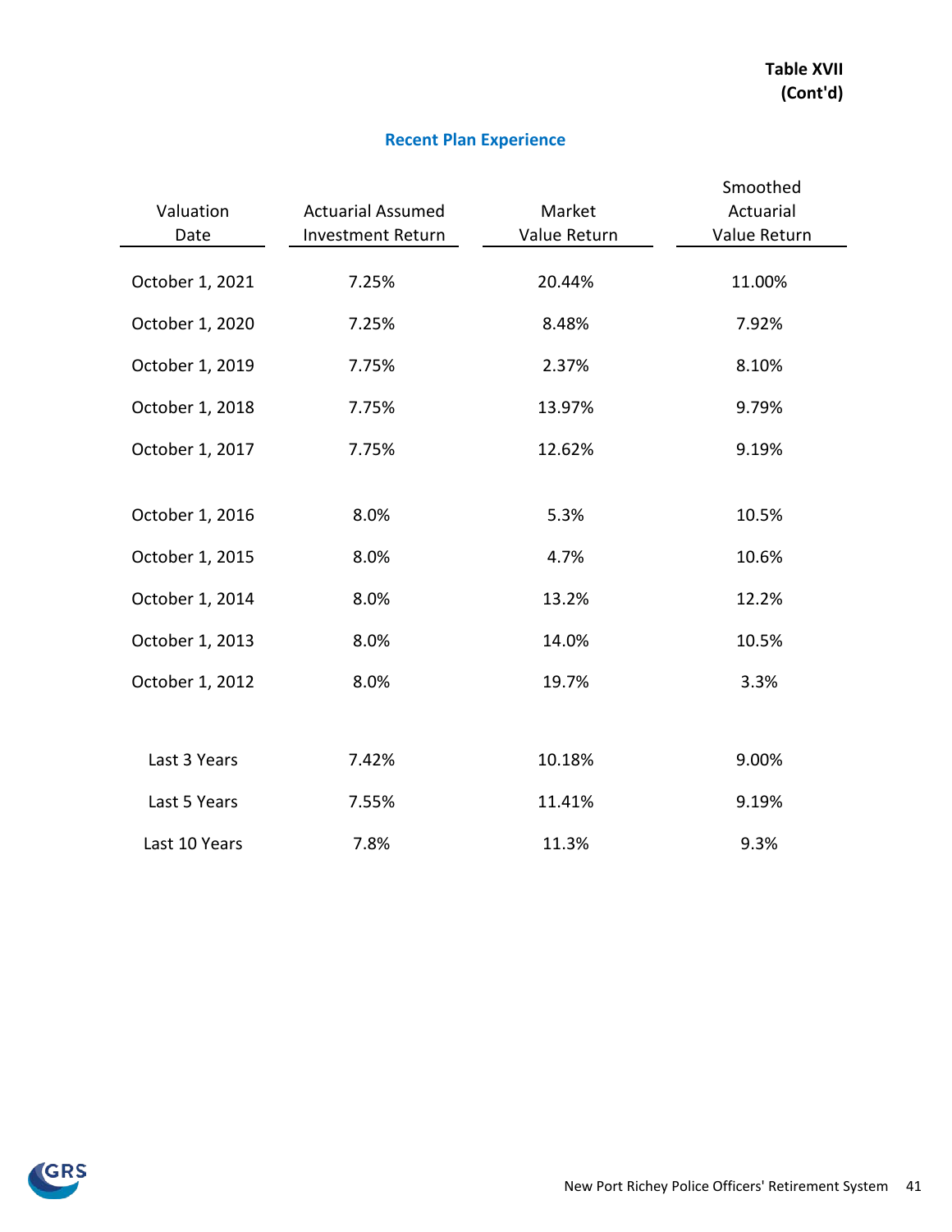**Table XVII (Cont'd)**

## Recent Plan Experience

| Valuation Date | Actuarial Assumed Investment Return | Market Value Return | Smoothed Actuarial Value Return |
|---|---|---|---|
| October 1, 2021 | 7.25% | 20.44% | 11.00% |
| October 1, 2020 | 7.25% | 8.48% | 7.92% |
| October 1, 2019 | 7.75% | 2.37% | 8.10% |
| October 1, 2018 | 7.75% | 13.97% | 9.79% |
| October 1, 2017 | 7.75% | 12.62% | 9.19% |
| October 1, 2016 | 8.0% | 5.3% | 10.5% |
| October 1, 2015 | 8.0% | 4.7% | 10.6% |
| October 1, 2014 | 8.0% | 13.2% | 12.2% |
| October 1, 2013 | 8.0% | 14.0% | 10.5% |
| October 1, 2012 | 8.0% | 19.7% | 3.3% |
| Last 3 Years | 7.42% | 10.18% | 9.00% |
| Last 5 Years | 7.55% | 11.41% | 9.19% |
| Last 10 Years | 7.8% | 11.3% | 9.3% |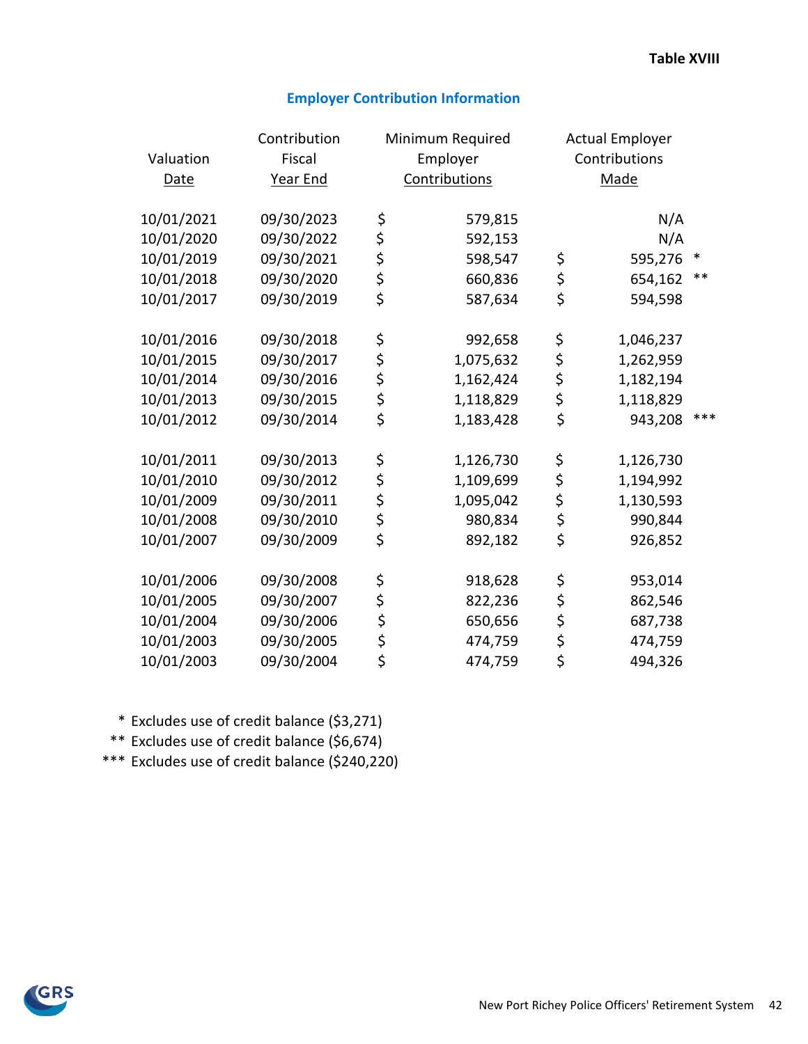**Table XVIII**

## Employer Contribution Information

| Valuation Date | Contribution Fiscal Year End | Minimum Required Employer Contributions | Actual Employer Contributions Made |
|---|---|---|---|
| 10/01/2021 | 09/30/2023 | $ 579,815 | N/A |
| 10/01/2020 | 09/30/2022 | $ 592,153 | N/A |
| 10/01/2019 | 09/30/2021 | $ 598,547 | $ 595,276 * |
| 10/01/2018 | 09/30/2020 | $ 660,836 | $ 654,162 ** |
| 10/01/2017 | 09/30/2019 | $ 587,634 | $ 594,598 |
| 10/01/2016 | 09/30/2018 | $ 992,658 | $ 1,046,237 |
| 10/01/2015 | 09/30/2017 | $ 1,075,632 | $ 1,262,959 |
| 10/01/2014 | 09/30/2016 | $ 1,162,424 | $ 1,182,194 |
| 10/01/2013 | 09/30/2015 | $ 1,118,829 | $ 1,118,829 |
| 10/01/2012 | 09/30/2014 | $ 1,183,428 | $ 943,208 *** |
| 10/01/2011 | 09/30/2013 | $ 1,126,730 | $ 1,126,730 |
| 10/01/2010 | 09/30/2012 | $ 1,109,699 | $ 1,194,992 |
| 10/01/2009 | 09/30/2011 | $ 1,095,042 | $ 1,130,593 |
| 10/01/2008 | 09/30/2010 | $ 980,834 | $ 990,844 |
| 10/01/2007 | 09/30/2009 | $ 892,182 | $ 926,852 |
| 10/01/2006 | 09/30/2008 | $ 918,628 | $ 953,014 |
| 10/01/2005 | 09/30/2007 | $ 822,236 | $ 862,546 |
| 10/01/2004 | 09/30/2006 | $ 650,656 | $ 687,738 |
| 10/01/2003 | 09/30/2005 | $ 474,759 | $ 474,759 |
| 10/01/2003 | 09/30/2004 | $ 474,759 | $ 494,326 |

\* Excludes use of credit balance ($3,271)

** Excludes use of credit balance ($6,674)

*** Excludes use of credit balance ($240,220)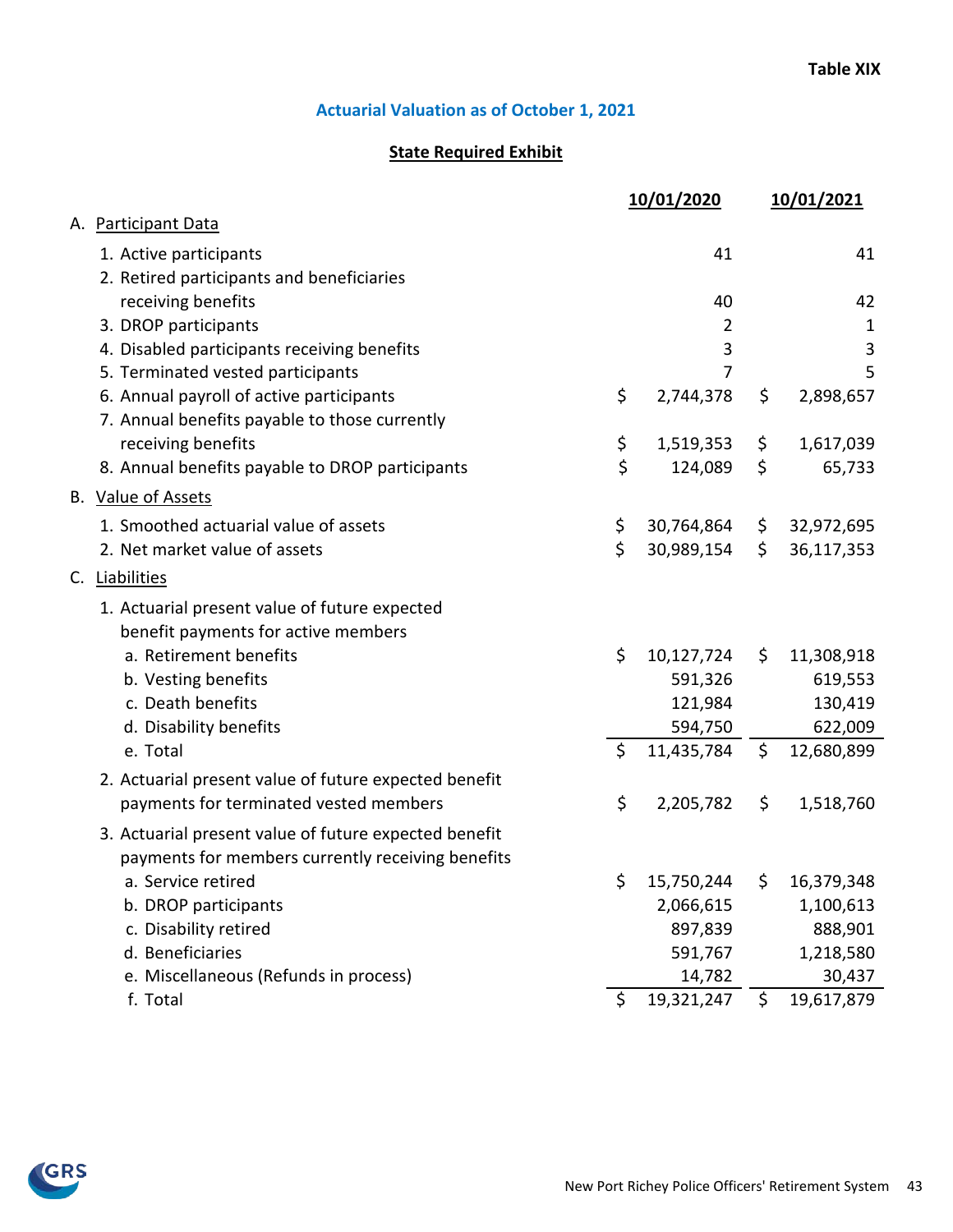**Table XIX**

## Actuarial Valuation as of October 1, 2021

### State Required Exhibit

| | 10/01/2020 | 10/01/2021 |
|---|---|---|
| **A. Participant Data** | | |
| 1. Active participants | 41 | 41 |
| 2. Retired participants and beneficiaries receiving benefits | 40 | 42 |
| 3. DROP participants | 2 | 1 |
| 4. Disabled participants receiving benefits | 3 | 3 |
| 5. Terminated vested participants | 7 | 5 |
| 6. Annual payroll of active participants | $ 2,744,378 | $ 2,898,657 |
| 7. Annual benefits payable to those currently receiving benefits | $ 1,519,353 | $ 1,617,039 |
| 8. Annual benefits payable to DROP participants | $ 124,089 | $ 65,733 |
| **B. Value of Assets** | | |
| 1. Smoothed actuarial value of assets | $ 30,764,864 | $ 32,972,695 |
| 2. Net market value of assets | $ 30,989,154 | $ 36,117,353 |
| **C. Liabilities** | | |
| 1. Actuarial present value of future expected benefit payments for active members | | |
| a. Retirement benefits | $ 10,127,724 | $ 11,308,918 |
| b. Vesting benefits | 591,326 | 619,553 |
| c. Death benefits | 121,984 | 130,419 |
| d. Disability benefits | 594,750 | 622,009 |
| e. Total | $ 11,435,784 | $ 12,680,899 |
| 2. Actuarial present value of future expected benefit payments for terminated vested members | $ 2,205,782 | $ 1,518,760 |
| 3. Actuarial present value of future expected benefit payments for members currently receiving benefits | | |
| a. Service retired | $ 15,750,244 | $ 16,379,348 |
| b. DROP participants | 2,066,615 | 1,100,613 |
| c. Disability retired | 897,839 | 888,901 |
| d. Beneficiaries | 591,767 | 1,218,580 |
| e. Miscellaneous (Refunds in process) | 14,782 | 30,437 |
| f. Total | $ 19,321,247 | $ 19,617,879 |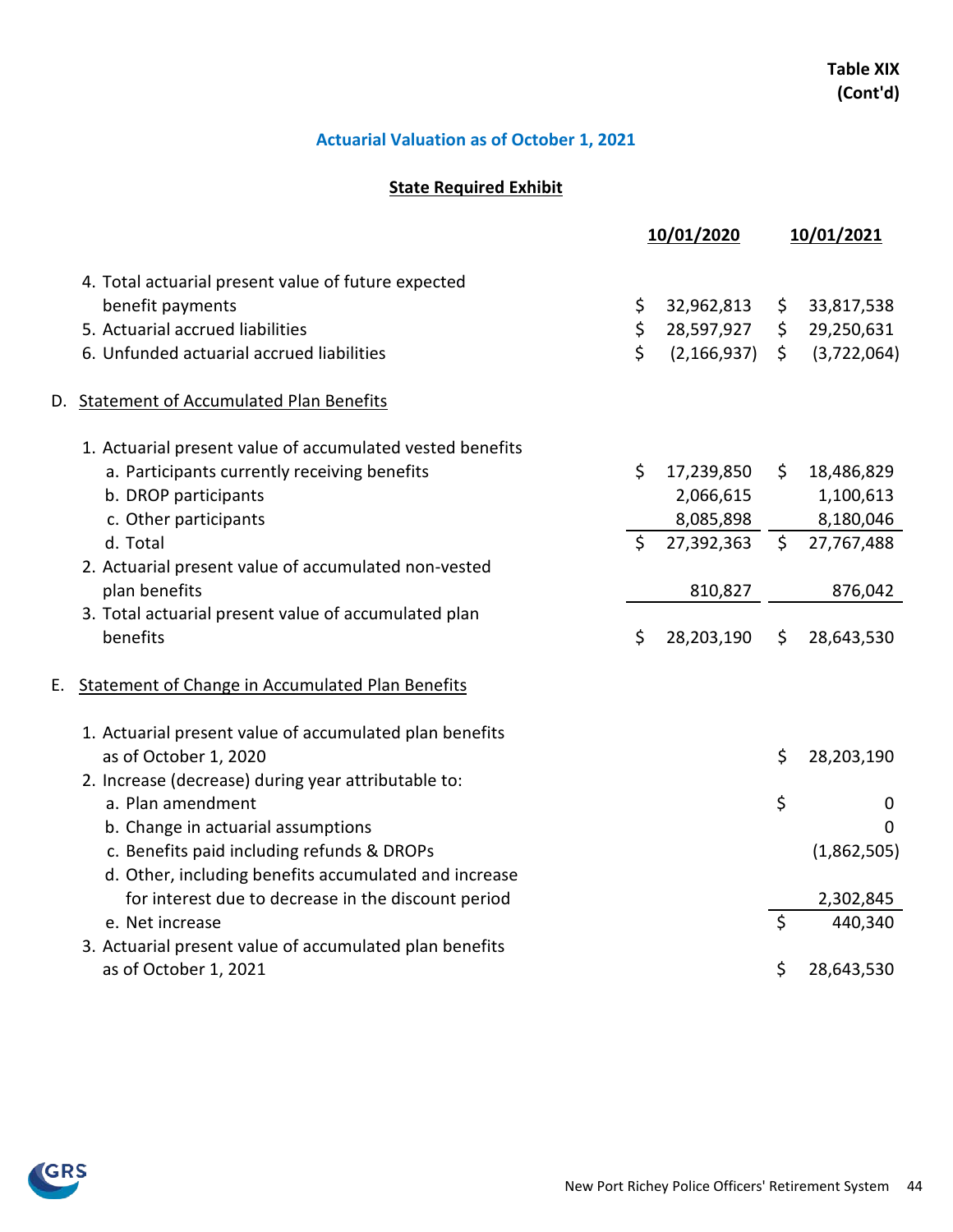**Table XIX (Cont'd)**

## Actuarial Valuation as of October 1, 2021

### State Required Exhibit

| | 10/01/2020 | 10/01/2021 |
|---|---|---|
| 4. Total actuarial present value of future expected benefit payments | $ 32,962,813 | $ 33,817,538 |
| 5. Actuarial accrued liabilities | $ 28,597,927 | $ 29,250,631 |
| 6. Unfunded actuarial accrued liabilities | $ (2,166,937) | $ (3,722,064) |
| **D. Statement of Accumulated Plan Benefits** | | |
| 1. Actuarial present value of accumulated vested benefits | | |
| a. Participants currently receiving benefits | $ 17,239,850 | $ 18,486,829 |
| b. DROP participants | 2,066,615 | 1,100,613 |
| c. Other participants | 8,085,898 | 8,180,046 |
| d. Total | $ 27,392,363 | $ 27,767,488 |
| 2. Actuarial present value of accumulated non-vested plan benefits | 810,827 | 876,042 |
| 3. Total actuarial present value of accumulated plan benefits | $ 28,203,190 | $ 28,643,530 |
| **E. Statement of Change in Accumulated Plan Benefits** | | |
| 1. Actuarial present value of accumulated plan benefits as of October 1, 2020 | | $ 28,203,190 |
| 2. Increase (decrease) during year attributable to: | | |
| a. Plan amendment | | $ 0 |
| b. Change in actuarial assumptions | | 0 |
| c. Benefits paid including refunds & DROPs | | (1,862,505) |
| d. Other, including benefits accumulated and increase for interest due to decrease in the discount period | | 2,302,845 |
| e. Net increase | | $ 440,340 |
| 3. Actuarial present value of accumulated plan benefits as of October 1, 2021 | | $ 28,643,530 |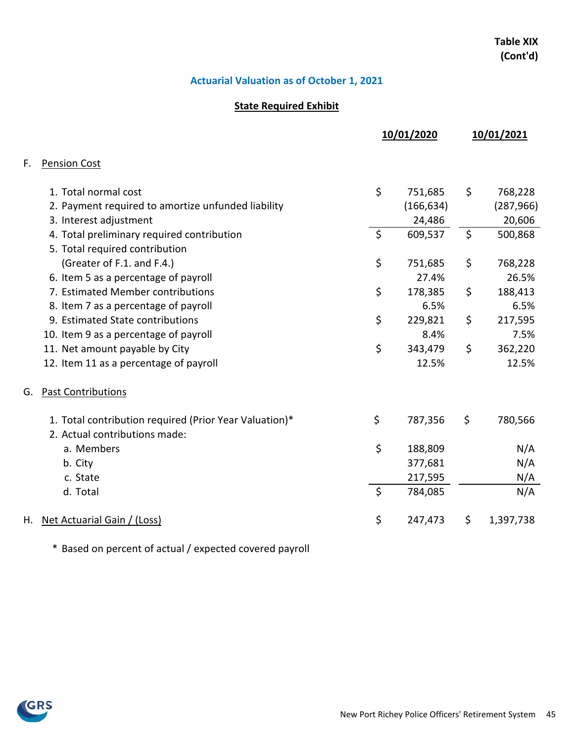**Table XIX (Cont'd)**

## Actuarial Valuation as of October 1, 2021

### State Required Exhibit

| | 10/01/2020 | 10/01/2021 |
|---|---|---|
| **F. Pension Cost** | | |
| 1. Total normal cost | $ 751,685 | $ 768,228 |
| 2. Payment required to amortize unfunded liability | (166,634) | (287,966) |
| 3. Interest adjustment | 24,486 | 20,606 |
| 4. Total preliminary required contribution | $ 609,537 | $ 500,868 |
| 5. Total required contribution (Greater of F.1. and F.4.) | $ 751,685 | $ 768,228 |
| 6. Item 5 as a percentage of payroll | 27.4% | 26.5% |
| 7. Estimated Member contributions | $ 178,385 | $ 188,413 |
| 8. Item 7 as a percentage of payroll | 6.5% | 6.5% |
| 9. Estimated State contributions | $ 229,821 | $ 217,595 |
| 10. Item 9 as a percentage of payroll | 8.4% | 7.5% |
| 11. Net amount payable by City | $ 343,479 | $ 362,220 |
| 12. Item 11 as a percentage of payroll | 12.5% | 12.5% |
| **G. Past Contributions** | | |
| 1. Total contribution required (Prior Year Valuation)* | $ 787,356 | $ 780,566 |
| 2. Actual contributions made: | | |
| a. Members | $ 188,809 | N/A |
| b. City | 377,681 | N/A |
| c. State | 217,595 | N/A |
| d. Total | $ 784,085 | N/A |
| **H. Net Actuarial Gain / (Loss)** | $ 247,473 | $ 1,397,738 |

\* Based on percent of actual / expected covered payroll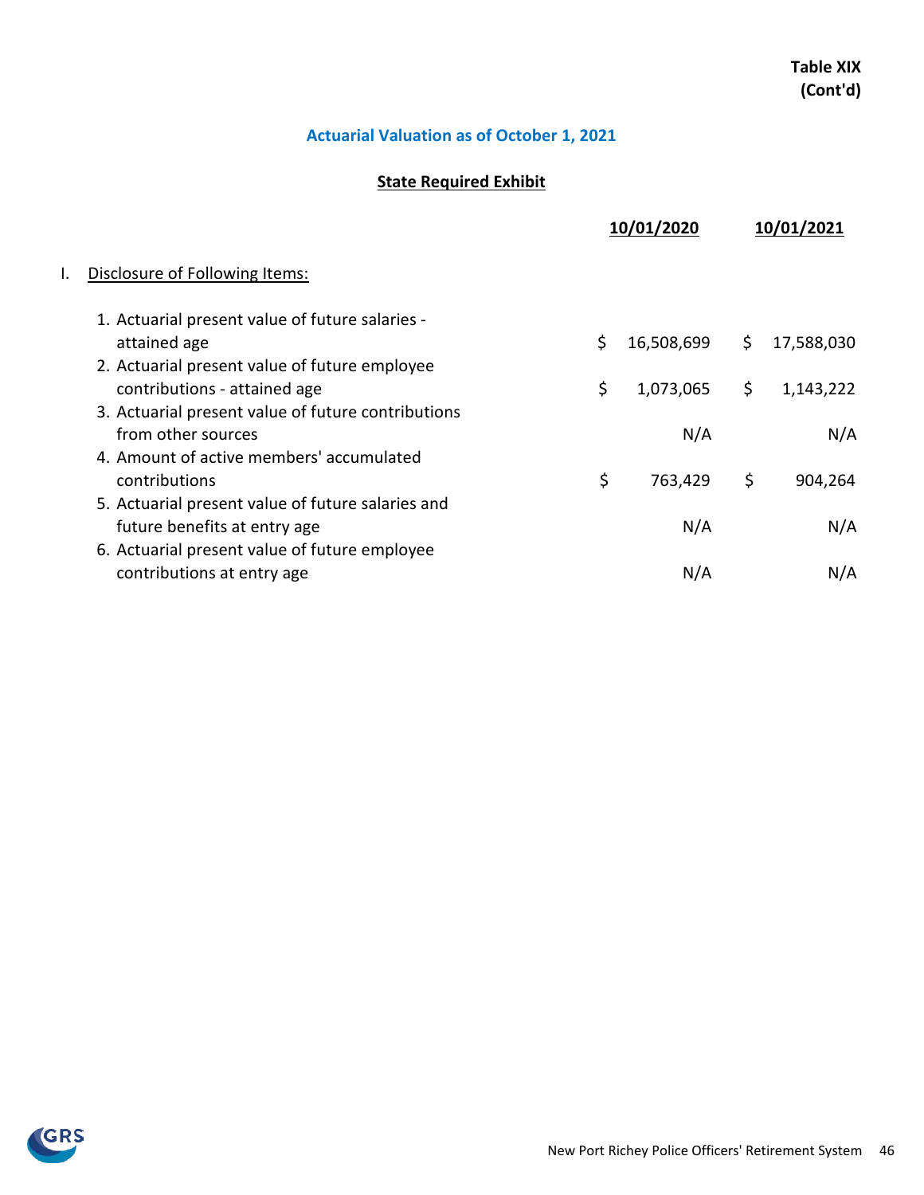**Table XIX**
**(Cont'd)**

## Actuarial Valuation as of October 1, 2021

### State Required Exhibit

| | 10/01/2020 | 10/01/2021 |
|---|---|---|
| **I. Disclosure of Following Items:** | | |
| 1. Actuarial present value of future salaries - attained age | $ 16,508,699 | $ 17,588,030 |
| 2. Actuarial present value of future employee contributions - attained age | $ 1,073,065 | $ 1,143,222 |
| 3. Actuarial present value of future contributions from other sources | N/A | N/A |
| 4. Amount of active members' accumulated contributions | $ 763,429 | $ 904,264 |
| 5. Actuarial present value of future salaries and future benefits at entry age | N/A | N/A |
| 6. Actuarial present value of future employee contributions at entry age | N/A | N/A |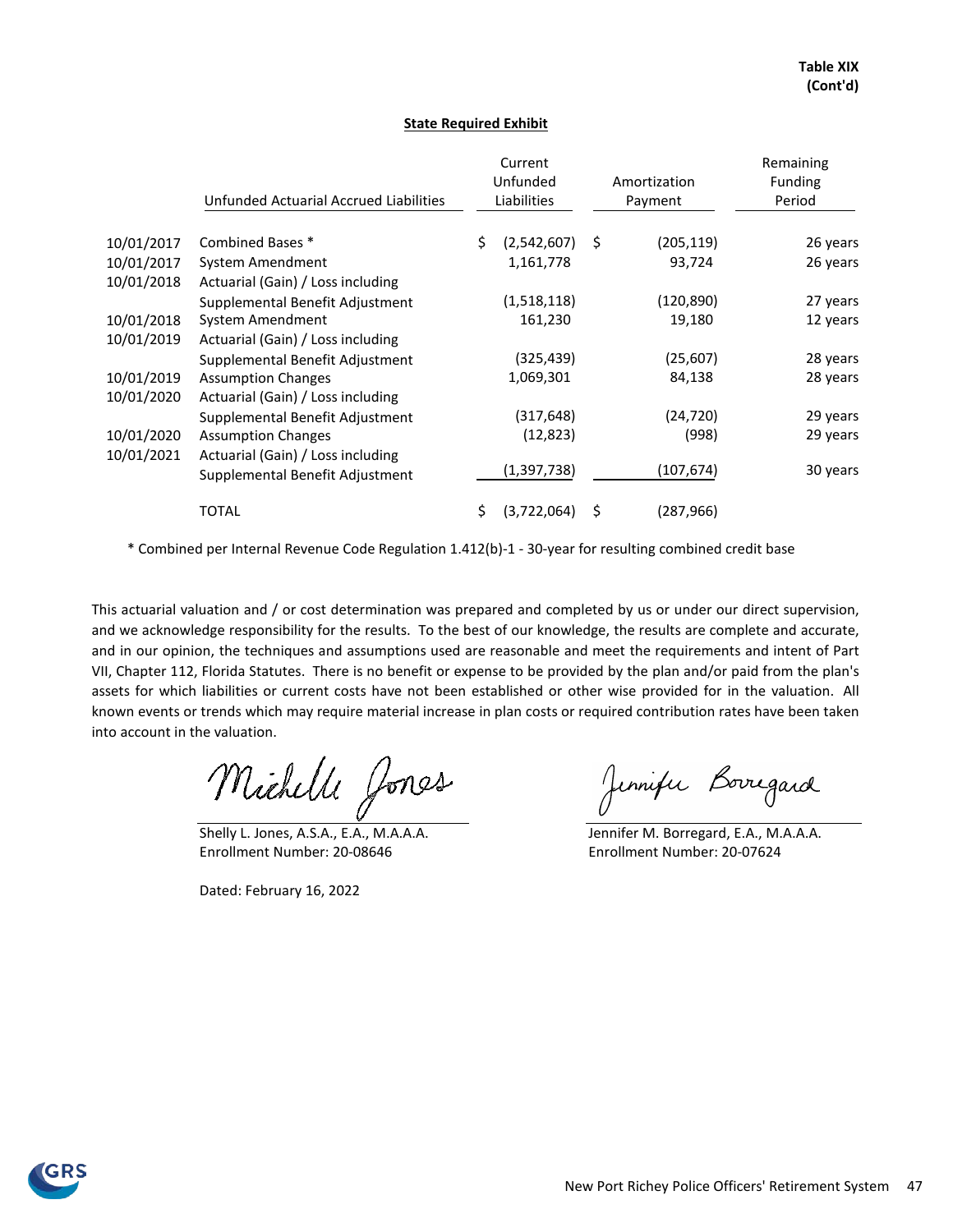**Table XIX (Cont'd)**

**State Required Exhibit**

| | Unfunded Actuarial Accrued Liabilities | Current Unfunded Liabilities | Amortization Payment | Remaining Funding Period |
|---|---|---|---|---|
| 10/01/2017 | Combined Bases * | $ (2,542,607) | $ (205,119) | 26 years |
| 10/01/2017 | System Amendment | 1,161,778 | 93,724 | 26 years |
| 10/01/2018 | Actuarial (Gain) / Loss including Supplemental Benefit Adjustment | (1,518,118) | (120,890) | 27 years |
| 10/01/2018 | System Amendment | 161,230 | 19,180 | 12 years |
| 10/01/2019 | Actuarial (Gain) / Loss including Supplemental Benefit Adjustment | (325,439) | (25,607) | 28 years |
| 10/01/2019 | Assumption Changes | 1,069,301 | 84,138 | 28 years |
| 10/01/2020 | Actuarial (Gain) / Loss including Supplemental Benefit Adjustment | (317,648) | (24,720) | 29 years |
| 10/01/2020 | Assumption Changes | (12,823) | (998) | 29 years |
| 10/01/2021 | Actuarial (Gain) / Loss including Supplemental Benefit Adjustment | (1,397,738) | (107,674) | 30 years |
| | TOTAL | $ (3,722,064) | $ (287,966) | |

* Combined per Internal Revenue Code Regulation 1.412(b)-1 - 30-year for resulting combined credit base

This actuarial valuation and / or cost determination was prepared and completed by us or under our direct supervision, and we acknowledge responsibility for the results. To the best of our knowledge, the results are complete and accurate, and in our opinion, the techniques and assumptions used are reasonable and meet the requirements and intent of Part VII, Chapter 112, Florida Statutes. There is no benefit or expense to be provided by the plan and/or paid from the plan's assets for which liabilities or current costs have not been established or other wise provided for in the valuation. All known events or trends which may require material increase in plan costs or required contribution rates have been taken into account in the valuation.

Shelly L. Jones, A.S.A., E.A., M.A.A.A.
Enrollment Number: 20-08646

Jennifer M. Borregard, E.A., M.A.A.A.
Enrollment Number: 20-07624

Dated: February 16, 2022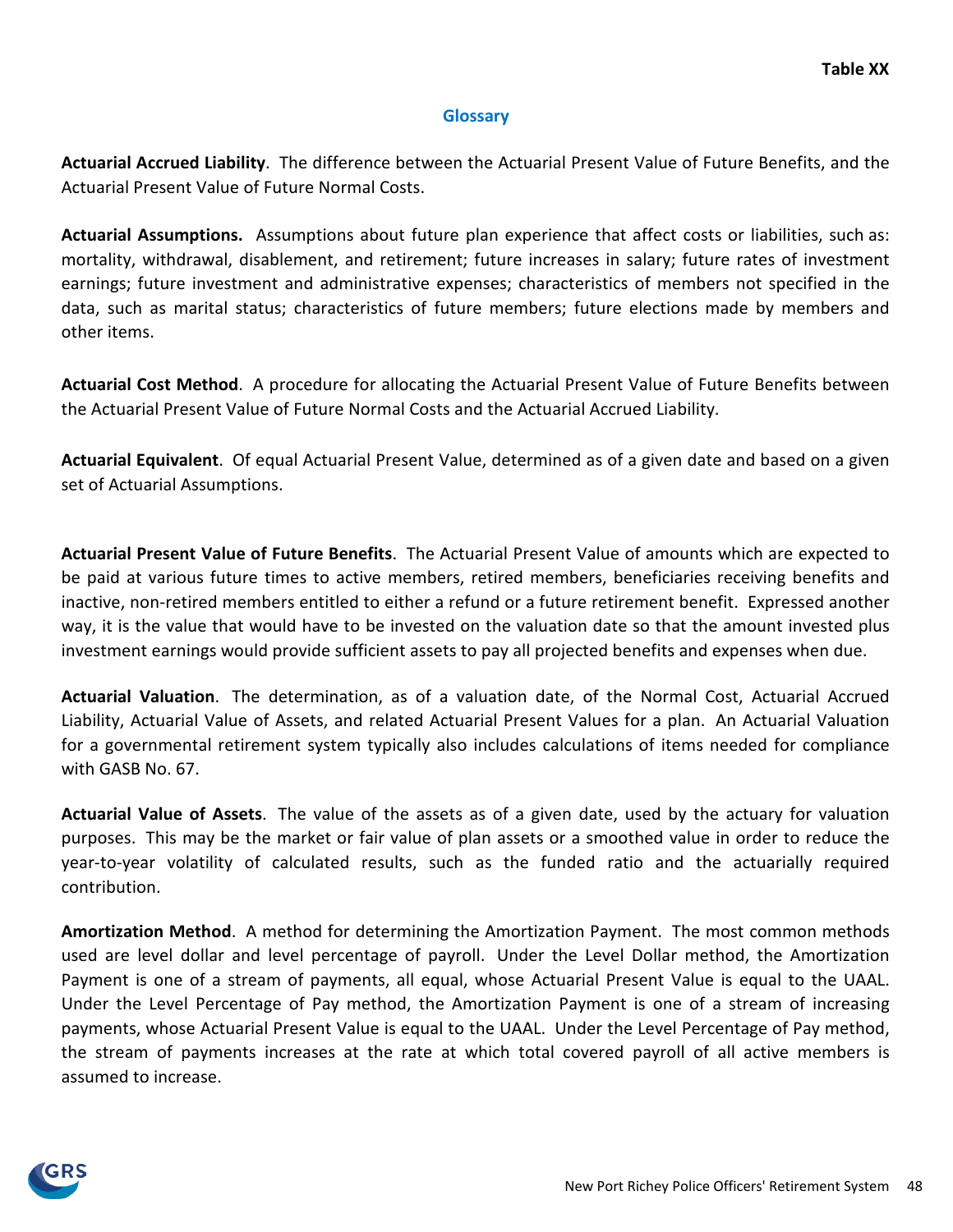Table XX

## Glossary

**Actuarial Accrued Liability**. The difference between the Actuarial Present Value of Future Benefits, and the Actuarial Present Value of Future Normal Costs.

**Actuarial Assumptions.** Assumptions about future plan experience that affect costs or liabilities, such as: mortality, withdrawal, disablement, and retirement; future increases in salary; future rates of investment earnings; future investment and administrative expenses; characteristics of members not specified in the data, such as marital status; characteristics of future members; future elections made by members and other items.

**Actuarial Cost Method**. A procedure for allocating the Actuarial Present Value of Future Benefits between the Actuarial Present Value of Future Normal Costs and the Actuarial Accrued Liability.

**Actuarial Equivalent**. Of equal Actuarial Present Value, determined as of a given date and based on a given set of Actuarial Assumptions.

**Actuarial Present Value of Future Benefits**. The Actuarial Present Value of amounts which are expected to be paid at various future times to active members, retired members, beneficiaries receiving benefits and inactive, non-retired members entitled to either a refund or a future retirement benefit. Expressed another way, it is the value that would have to be invested on the valuation date so that the amount invested plus investment earnings would provide sufficient assets to pay all projected benefits and expenses when due.

**Actuarial Valuation**. The determination, as of a valuation date, of the Normal Cost, Actuarial Accrued Liability, Actuarial Value of Assets, and related Actuarial Present Values for a plan. An Actuarial Valuation for a governmental retirement system typically also includes calculations of items needed for compliance with GASB No. 67.

**Actuarial Value of Assets**. The value of the assets as of a given date, used by the actuary for valuation purposes. This may be the market or fair value of plan assets or a smoothed value in order to reduce the year-to-year volatility of calculated results, such as the funded ratio and the actuarially required contribution.

**Amortization Method**. A method for determining the Amortization Payment. The most common methods used are level dollar and level percentage of payroll. Under the Level Dollar method, the Amortization Payment is one of a stream of payments, all equal, whose Actuarial Present Value is equal to the UAAL. Under the Level Percentage of Pay method, the Amortization Payment is one of a stream of increasing payments, whose Actuarial Present Value is equal to the UAAL. Under the Level Percentage of Pay method, the stream of payments increases at the rate at which total covered payroll of all active members is assumed to increase.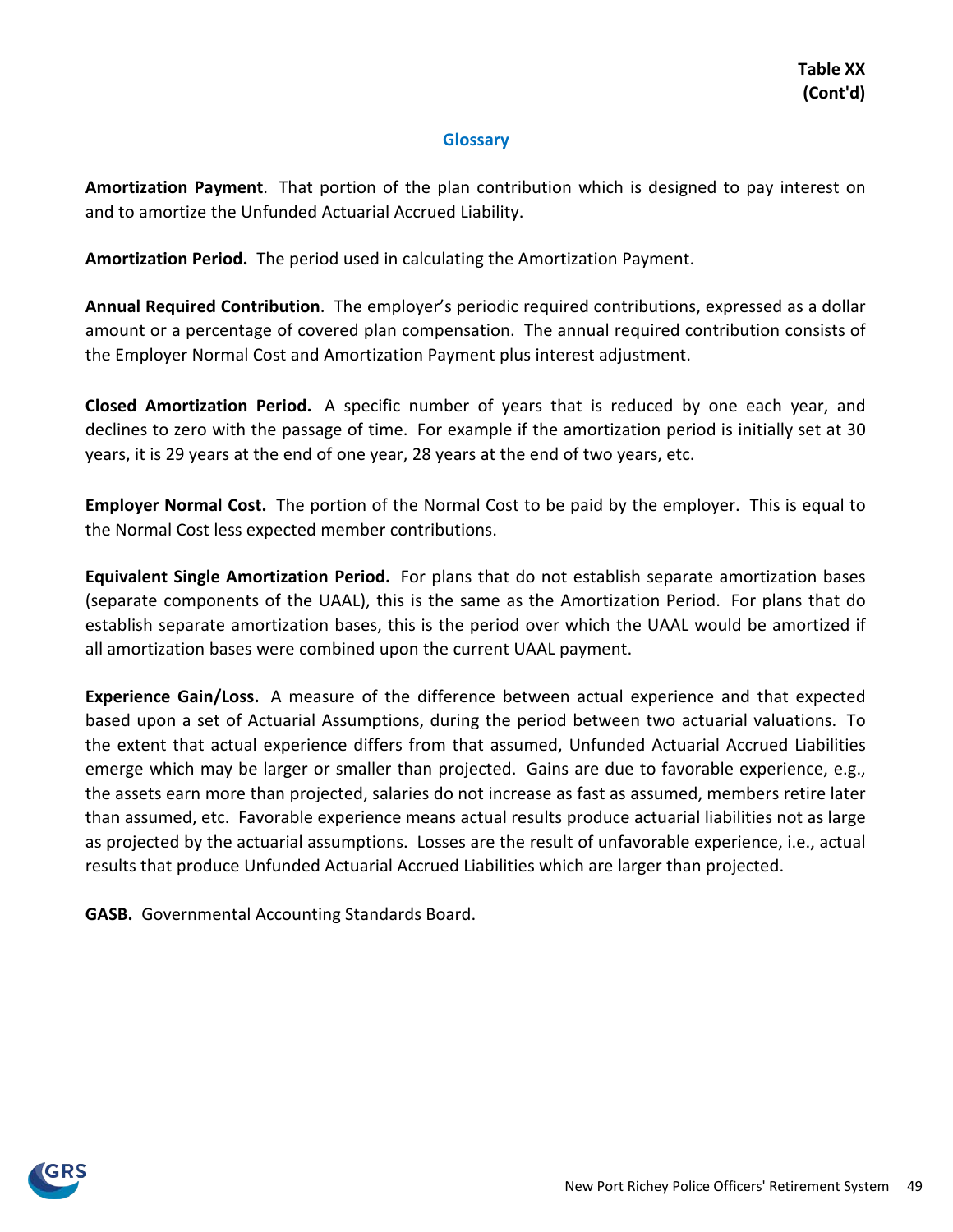**Table XX**
**(Cont'd)**

## Glossary

**Amortization Payment**. That portion of the plan contribution which is designed to pay interest on and to amortize the Unfunded Actuarial Accrued Liability.

**Amortization Period.** The period used in calculating the Amortization Payment.

**Annual Required Contribution**. The employer's periodic required contributions, expressed as a dollar amount or a percentage of covered plan compensation. The annual required contribution consists of the Employer Normal Cost and Amortization Payment plus interest adjustment.

**Closed Amortization Period.** A specific number of years that is reduced by one each year, and declines to zero with the passage of time. For example if the amortization period is initially set at 30 years, it is 29 years at the end of one year, 28 years at the end of two years, etc.

**Employer Normal Cost.** The portion of the Normal Cost to be paid by the employer. This is equal to the Normal Cost less expected member contributions.

**Equivalent Single Amortization Period.** For plans that do not establish separate amortization bases (separate components of the UAAL), this is the same as the Amortization Period. For plans that do establish separate amortization bases, this is the period over which the UAAL would be amortized if all amortization bases were combined upon the current UAAL payment.

**Experience Gain/Loss.** A measure of the difference between actual experience and that expected based upon a set of Actuarial Assumptions, during the period between two actuarial valuations. To the extent that actual experience differs from that assumed, Unfunded Actuarial Accrued Liabilities emerge which may be larger or smaller than projected. Gains are due to favorable experience, e.g., the assets earn more than projected, salaries do not increase as fast as assumed, members retire later than assumed, etc. Favorable experience means actual results produce actuarial liabilities not as large as projected by the actuarial assumptions. Losses are the result of unfavorable experience, i.e., actual results that produce Unfunded Actuarial Accrued Liabilities which are larger than projected.

**GASB.** Governmental Accounting Standards Board.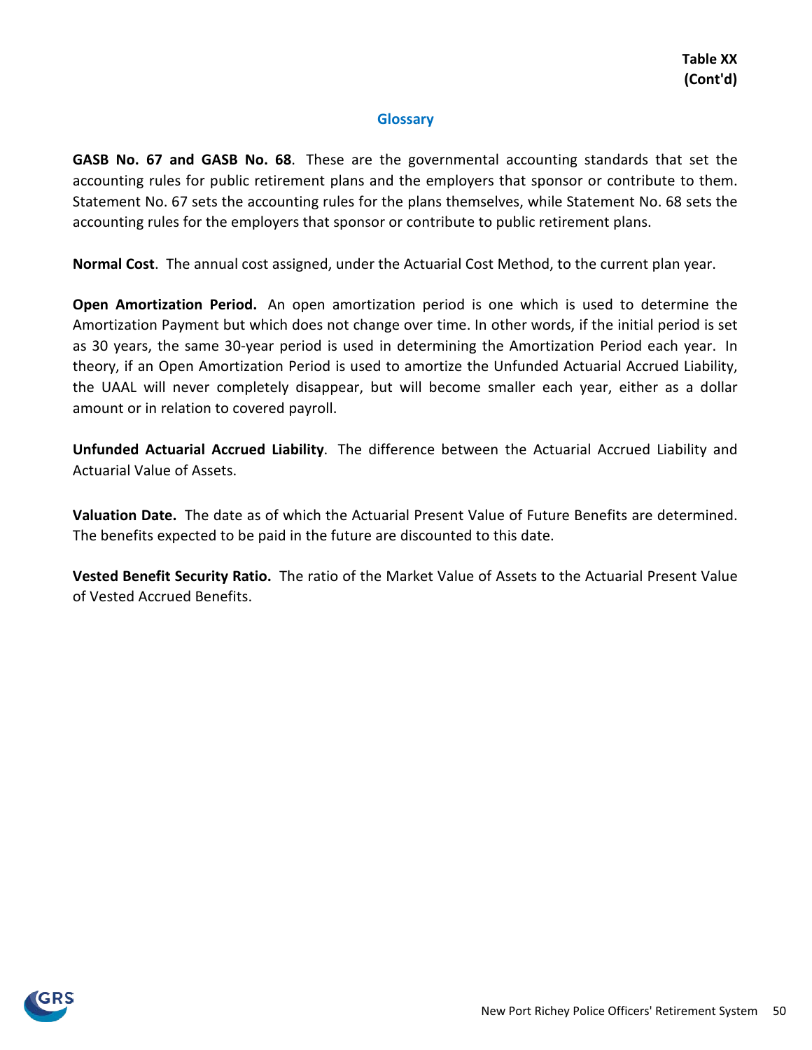**Table XX**
**(Cont'd)**

## Glossary

**GASB No. 67 and GASB No. 68**. These are the governmental accounting standards that set the accounting rules for public retirement plans and the employers that sponsor or contribute to them. Statement No. 67 sets the accounting rules for the plans themselves, while Statement No. 68 sets the accounting rules for the employers that sponsor or contribute to public retirement plans.

**Normal Cost**. The annual cost assigned, under the Actuarial Cost Method, to the current plan year.

**Open Amortization Period.** An open amortization period is one which is used to determine the Amortization Payment but which does not change over time. In other words, if the initial period is set as 30 years, the same 30-year period is used in determining the Amortization Period each year. In theory, if an Open Amortization Period is used to amortize the Unfunded Actuarial Accrued Liability, the UAAL will never completely disappear, but will become smaller each year, either as a dollar amount or in relation to covered payroll.

**Unfunded Actuarial Accrued Liability**. The difference between the Actuarial Accrued Liability and Actuarial Value of Assets.

**Valuation Date.** The date as of which the Actuarial Present Value of Future Benefits are determined. The benefits expected to be paid in the future are discounted to this date.

**Vested Benefit Security Ratio.** The ratio of the Market Value of Assets to the Actuarial Present Value of Vested Accrued Benefits.